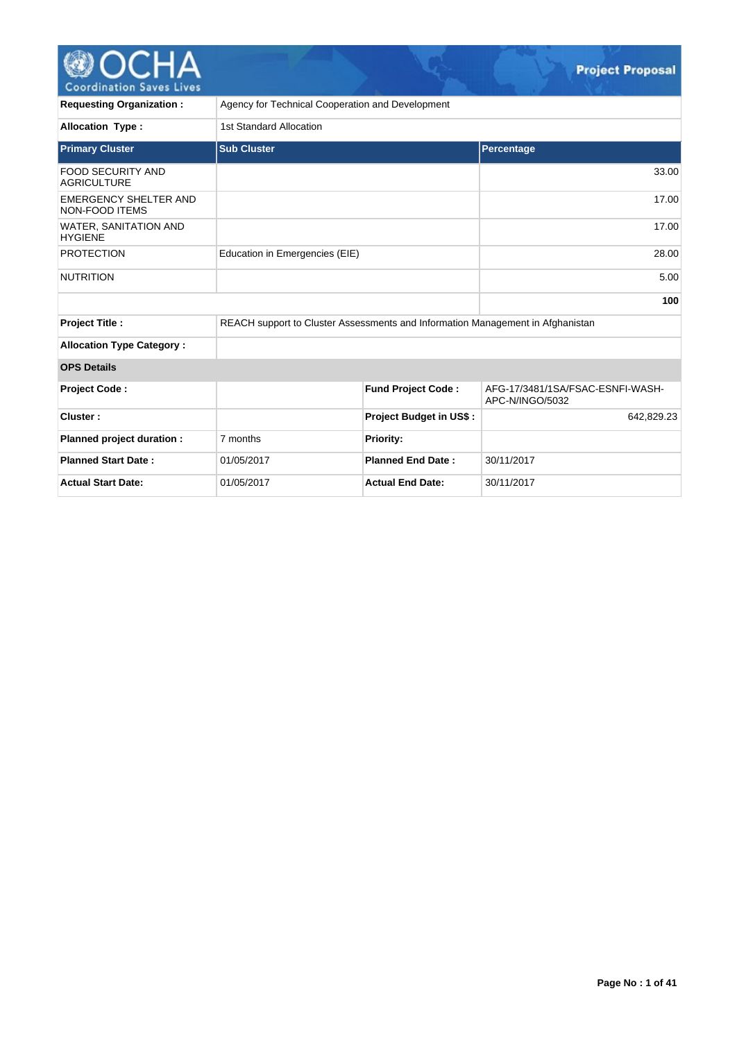# Project Proposal

| | |
|---|---|
| **Requesting Organization :** | Agency for Technical Cooperation and Development |
| **Allocation Type :** | 1st Standard Allocation |

| Primary Cluster | Sub Cluster | Percentage |
|---|---|---|
| FOOD SECURITY AND AGRICULTURE | | 33.00 |
| EMERGENCY SHELTER AND NON-FOOD ITEMS | | 17.00 |
| WATER, SANITATION AND HYGIENE | | 17.00 |
| PROTECTION | Education in Emergencies (EIE) | 28.00 |
| NUTRITION | | 5.00 |
| | | **100** |

| | |
|---|---|
| **Project Title :** | REACH support to Cluster Assessments and Information Management in Afghanistan |
| **Allocation Type Category :** | |

**OPS Details**

| | | | |
|---|---|---|---|
| **Project Code :** | | **Fund Project Code :** | AFG-17/3481/1SA/FSAC-ESNFI-WASH-APC-N/INGO/5032 |
| **Cluster :** | | **Project Budget in US$ :** | 642,829.23 |
| **Planned project duration :** | 7 months | **Priority:** | |
| **Planned Start Date :** | 01/05/2017 | **Planned End Date :** | 30/11/2017 |
| **Actual Start Date:** | 01/05/2017 | **Actual End Date:** | 30/11/2017 |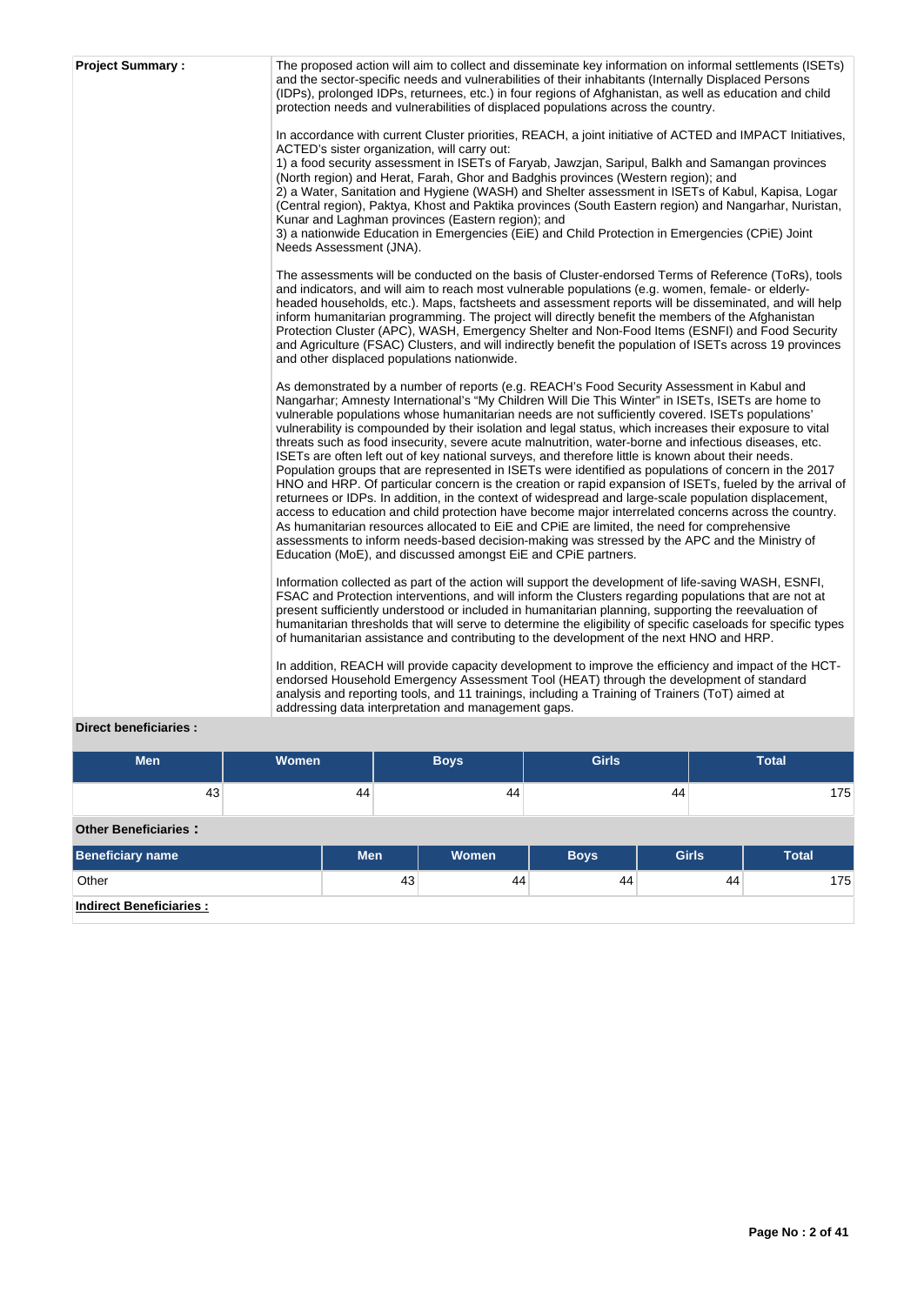**Project Summary :**

The proposed action will aim to collect and disseminate key information on informal settlements (ISETs) and the sector-specific needs and vulnerabilities of their inhabitants (Internally Displaced Persons (IDPs), prolonged IDPs, returnees, etc.) in four regions of Afghanistan, as well as education and child protection needs and vulnerabilities of displaced populations across the country.

In accordance with current Cluster priorities, REACH, a joint initiative of ACTED and IMPACT Initiatives, ACTED's sister organization, will carry out:
1) a food security assessment in ISETs of Faryab, Jawzjan, Saripul, Balkh and Samangan provinces (North region) and Herat, Farah, Ghor and Badghis provinces (Western region); and
2) a Water, Sanitation and Hygiene (WASH) and Shelter assessment in ISETs of Kabul, Kapisa, Logar (Central region), Paktya, Khost and Paktika provinces (South Eastern region) and Nangarhar, Nuristan, Kunar and Laghman provinces (Eastern region); and
3) a nationwide Education in Emergencies (EiE) and Child Protection in Emergencies (CPiE) Joint Needs Assessment (JNA).

The assessments will be conducted on the basis of Cluster-endorsed Terms of Reference (ToRs), tools and indicators, and will aim to reach most vulnerable populations (e.g. women, female- or elderly-headed households, etc.). Maps, factsheets and assessment reports will be disseminated, and will help inform humanitarian programming. The project will directly benefit the members of the Afghanistan Protection Cluster (APC), WASH, Emergency Shelter and Non-Food Items (ESNFI) and Food Security and Agriculture (FSAC) Clusters, and will indirectly benefit the population of ISETs across 19 provinces and other displaced populations nationwide.

As demonstrated by a number of reports (e.g. REACH's Food Security Assessment in Kabul and Nangarhar; Amnesty International's "My Children Will Die This Winter" in ISETs, ISETs are home to vulnerable populations whose humanitarian needs are not sufficiently covered. ISETs populations' vulnerability is compounded by their isolation and legal status, which increases their exposure to vital threats such as food insecurity, severe acute malnutrition, water-borne and infectious diseases, etc. ISETs are often left out of key national surveys, and therefore little is known about their needs. Population groups that are represented in ISETs were identified as populations of concern in the 2017 HNO and HRP. Of particular concern is the creation or rapid expansion of ISETs, fueled by the arrival of returnees or IDPs. In addition, in the context of widespread and large-scale population displacement, access to education and child protection have become major interrelated concerns across the country. As humanitarian resources allocated to EiE and CPiE are limited, the need for comprehensive assessments to inform needs-based decision-making was stressed by the APC and the Ministry of Education (MoE), and discussed amongst EiE and CPiE partners.

Information collected as part of the action will support the development of life-saving WASH, ESNFI, FSAC and Protection interventions, and will inform the Clusters regarding populations that are not at present sufficiently understood or included in humanitarian planning, supporting the reevaluation of humanitarian thresholds that will serve to determine the eligibility of specific caseloads for specific types of humanitarian assistance and contributing to the development of the next HNO and HRP.

In addition, REACH will provide capacity development to improve the efficiency and impact of the HCT-endorsed Household Emergency Assessment Tool (HEAT) through the development of standard analysis and reporting tools, and 11 trainings, including a Training of Trainers (ToT) aimed at addressing data interpretation and management gaps.

**Direct beneficiaries :**

| Men | Women | Boys | Girls | Total |
|---|---|---|---|---|
| 43 | 44 | 44 | 44 | 175 |

**Other Beneficiaries :**

| Beneficiary name | Men | Women | Boys | Girls | Total |
|---|---|---|---|---|---|
| Other | 43 | 44 | 44 | 44 | 175 |

**Indirect Beneficiaries :**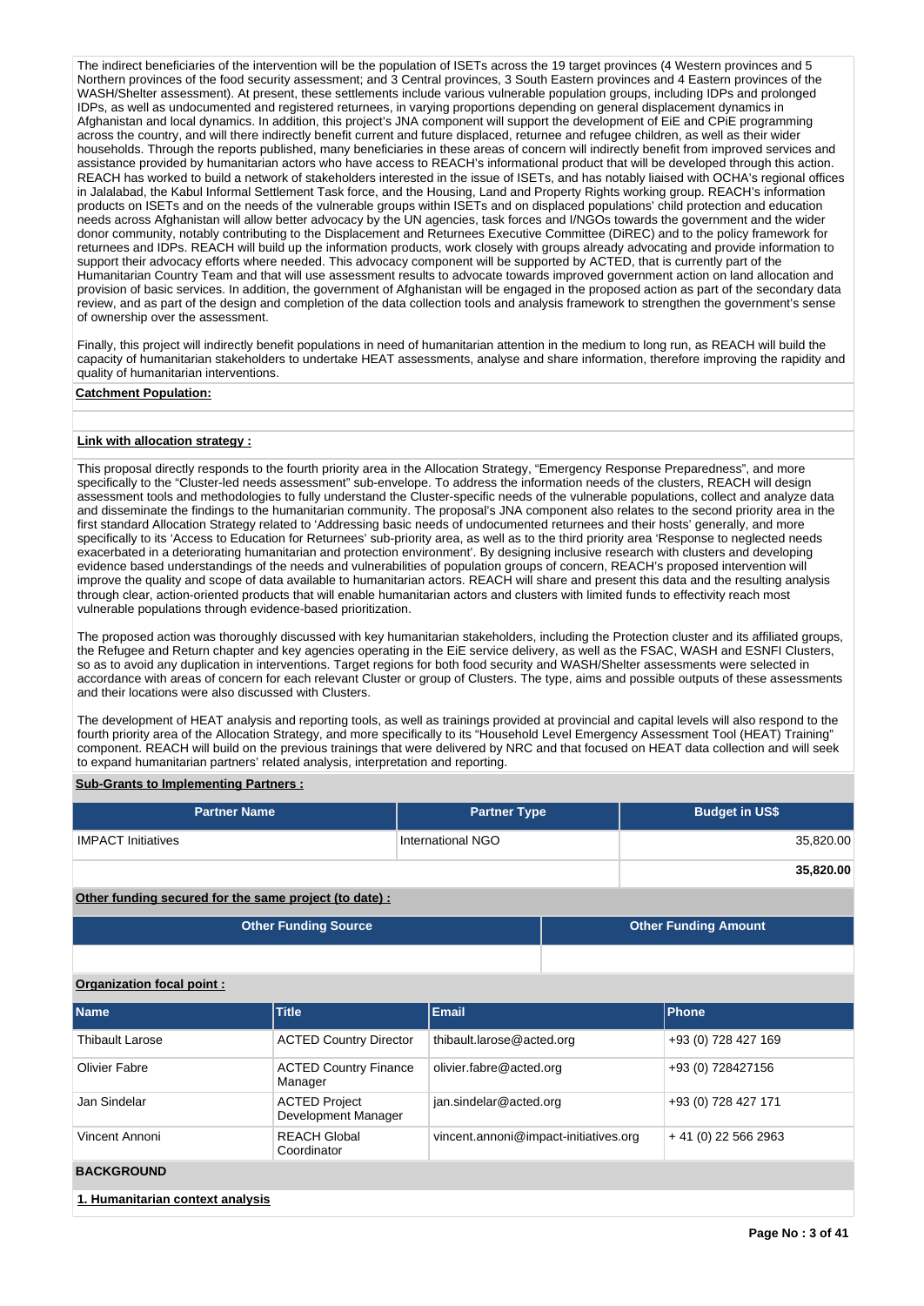The indirect beneficiaries of the intervention will be the population of ISETs across the 19 target provinces (4 Western provinces and 5 Northern provinces of the food security assessment; and 3 Central provinces, 3 South Eastern provinces and 4 Eastern provinces of the WASH/Shelter assessment). At present, these settlements include various vulnerable population groups, including IDPs and prolonged IDPs, as well as undocumented and registered returnees, in varying proportions depending on general displacement dynamics in Afghanistan and local dynamics. In addition, this project's JNA component will support the development of EiE and CPiE programming across the country, and will there indirectly benefit current and future displaced, returnee and refugee children, as well as their wider households. Through the reports published, many beneficiaries in these areas of concern will indirectly benefit from improved services and assistance provided by humanitarian actors who have access to REACH's informational product that will be developed through this action. REACH has worked to build a network of stakeholders interested in the issue of ISETs, and has notably liaised with OCHA's regional offices in Jalalabad, the Kabul Informal Settlement Task force, and the Housing, Land and Property Rights working group. REACH's information products on ISETs and on the needs of the vulnerable groups within ISETs and on displaced populations' child protection and education needs across Afghanistan will allow better advocacy by the UN agencies, task forces and I/NGOs towards the government and the wider donor community, notably contributing to the Displacement and Returnees Executive Committee (DiREC) and to the policy framework for returnees and IDPs. REACH will build up the information products, work closely with groups already advocating and provide information to support their advocacy efforts where needed. This advocacy component will be supported by ACTED, that is currently part of the Humanitarian Country Team and that will use assessment results to advocate towards improved government action on land allocation and provision of basic services. In addition, the government of Afghanistan will be engaged in the proposed action as part of the secondary data review, and as part of the design and completion of the data collection tools and analysis framework to strengthen the government's sense of ownership over the assessment.

Finally, this project will indirectly benefit populations in need of humanitarian attention in the medium to long run, as REACH will build the capacity of humanitarian stakeholders to undertake HEAT assessments, analyse and share information, therefore improving the rapidity and quality of humanitarian interventions.

**Catchment Population:**

**Link with allocation strategy :**

This proposal directly responds to the fourth priority area in the Allocation Strategy, "Emergency Response Preparedness", and more specifically to the "Cluster-led needs assessment" sub-envelope. To address the information needs of the clusters, REACH will design assessment tools and methodologies to fully understand the Cluster-specific needs of the vulnerable populations, collect and analyze data and disseminate the findings to the humanitarian community. The proposal's JNA component also relates to the second priority area in the first standard Allocation Strategy related to 'Addressing basic needs of undocumented returnees and their hosts' generally, and more specifically to its 'Access to Education for Returnees' sub-priority area, as well as to the third priority area 'Response to neglected needs exacerbated in a deteriorating humanitarian and protection environment'. By designing inclusive research with clusters and developing evidence based understandings of the needs and vulnerabilities of population groups of concern, REACH's proposed intervention will improve the quality and scope of data available to humanitarian actors. REACH will share and present this data and the resulting analysis through clear, action-oriented products that will enable humanitarian actors and clusters with limited funds to effectivity reach most vulnerable populations through evidence-based prioritization.

The proposed action was thoroughly discussed with key humanitarian stakeholders, including the Protection cluster and its affiliated groups, the Refugee and Return chapter and key agencies operating in the EiE service delivery, as well as the FSAC, WASH and ESNFI Clusters, so as to avoid any duplication in interventions. Target regions for both food security and WASH/Shelter assessments were selected in accordance with areas of concern for each relevant Cluster or group of Clusters. The type, aims and possible outputs of these assessments and their locations were also discussed with Clusters.

The development of HEAT analysis and reporting tools, as well as trainings provided at provincial and capital levels will also respond to the fourth priority area of the Allocation Strategy, and more specifically to its "Household Level Emergency Assessment Tool (HEAT) Training" component. REACH will build on the previous trainings that were delivered by NRC and that focused on HEAT data collection and will seek to expand humanitarian partners' related analysis, interpretation and reporting.

**Sub-Grants to Implementing Partners :**

| Partner Name | Partner Type | Budget in US$ |
|---|---|---|
| IMPACT Initiatives | International NGO | 35,820.00 |
| | | **35,820.00** |

**Other funding secured for the same project (to date) :**

| Other Funding Source | Other Funding Amount |
|---|---|
| | |

**Organization focal point :**

| Name | Title | Email | Phone |
|---|---|---|---|
| Thibault Larose | ACTED Country Director | thibault.larose@acted.org | +93 (0) 728 427 169 |
| Olivier Fabre | ACTED Country Finance Manager | olivier.fabre@acted.org | +93 (0) 728427156 |
| Jan Sindelar | ACTED Project Development Manager | jan.sindelar@acted.org | +93 (0) 728 427 171 |
| Vincent Annoni | REACH Global Coordinator | vincent.annoni@impact-initiatives.org | + 41 (0) 22 566 2963 |

## BACKGROUND

**1. Humanitarian context analysis**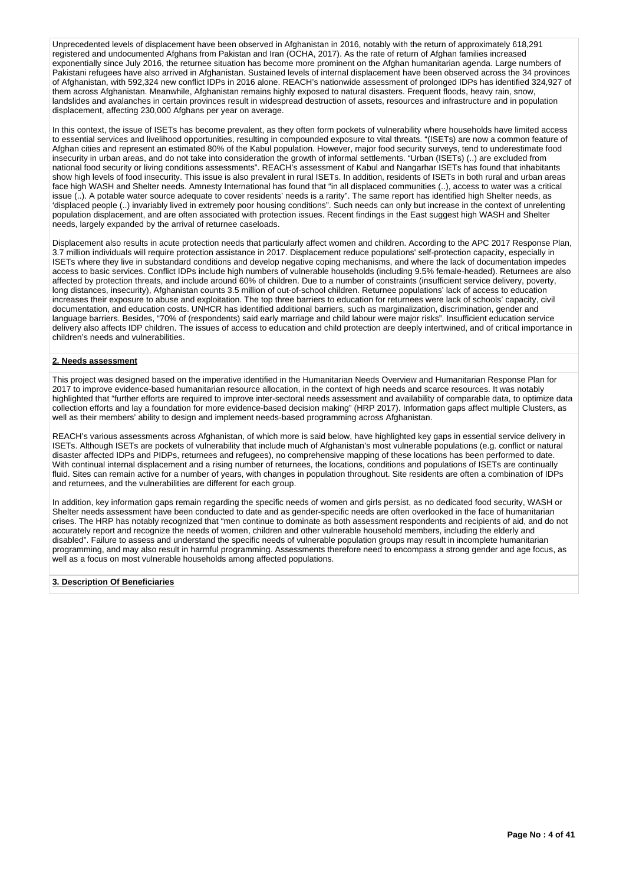Unprecedented levels of displacement have been observed in Afghanistan in 2016, notably with the return of approximately 618,291 registered and undocumented Afghans from Pakistan and Iran (OCHA, 2017). As the rate of return of Afghan families increased exponentially since July 2016, the returnee situation has become more prominent on the Afghan humanitarian agenda. Large numbers of Pakistani refugees have also arrived in Afghanistan. Sustained levels of internal displacement have been observed across the 34 provinces of Afghanistan, with 592,324 new conflict IDPs in 2016 alone. REACH's nationwide assessment of prolonged IDPs has identified 324,927 of them across Afghanistan. Meanwhile, Afghanistan remains highly exposed to natural disasters. Frequent floods, heavy rain, snow, landslides and avalanches in certain provinces result in widespread destruction of assets, resources and infrastructure and in population displacement, affecting 230,000 Afghans per year on average.

In this context, the issue of ISETs has become prevalent, as they often form pockets of vulnerability where households have limited access to essential services and livelihood opportunities, resulting in compounded exposure to vital threats. "(ISETs) are now a common feature of Afghan cities and represent an estimated 80% of the Kabul population. However, major food security surveys, tend to underestimate food insecurity in urban areas, and do not take into consideration the growth of informal settlements. "Urban (ISETs) (..) are excluded from national food security or living conditions assessments". REACH's assessment of Kabul and Nangarhar ISETs has found that inhabitants show high levels of food insecurity. This issue is also prevalent in rural ISETs. In addition, residents of ISETs in both rural and urban areas face high WASH and Shelter needs. Amnesty International has found that "in all displaced communities (..), access to water was a critical issue (..). A potable water source adequate to cover residents' needs is a rarity". The same report has identified high Shelter needs, as 'displaced people (..) invariably lived in extremely poor housing conditions". Such needs can only but increase in the context of unrelenting population displacement, and are often associated with protection issues. Recent findings in the East suggest high WASH and Shelter needs, largely expanded by the arrival of returnee caseloads.

Displacement also results in acute protection needs that particularly affect women and children. According to the APC 2017 Response Plan, 3.7 million individuals will require protection assistance in 2017. Displacement reduce populations' self-protection capacity, especially in ISETs where they live in substandard conditions and develop negative coping mechanisms, and where the lack of documentation impedes access to basic services. Conflict IDPs include high numbers of vulnerable households (including 9.5% female-headed). Returnees are also affected by protection threats, and include around 60% of children. Due to a number of constraints (insufficient service delivery, poverty, long distances, insecurity), Afghanistan counts 3.5 million of out-of-school children. Returnee populations' lack of access to education increases their exposure to abuse and exploitation. The top three barriers to education for returnees were lack of schools' capacity, civil documentation, and education costs. UNHCR has identified additional barriers, such as marginalization, discrimination, gender and language barriers. Besides, "70% of (respondents) said early marriage and child labour were major risks". Insufficient education service delivery also affects IDP children. The issues of access to education and child protection are deeply intertwined, and of critical importance in children's needs and vulnerabilities.

**2. Needs assessment**

This project was designed based on the imperative identified in the Humanitarian Needs Overview and Humanitarian Response Plan for 2017 to improve evidence-based humanitarian resource allocation, in the context of high needs and scarce resources. It was notably highlighted that "further efforts are required to improve inter-sectoral needs assessment and availability of comparable data, to optimize data collection efforts and lay a foundation for more evidence-based decision making" (HRP 2017). Information gaps affect multiple Clusters, as well as their members' ability to design and implement needs-based programming across Afghanistan.

REACH's various assessments across Afghanistan, of which more is said below, have highlighted key gaps in essential service delivery in ISETs. Although ISETs are pockets of vulnerability that include much of Afghanistan's most vulnerable populations (e.g. conflict or natural disaster affected IDPs and PIDPs, returnees and refugees), no comprehensive mapping of these locations has been performed to date. With continual internal displacement and a rising number of returnees, the locations, conditions and populations of ISETs are continually fluid. Sites can remain active for a number of years, with changes in population throughout. Site residents are often a combination of IDPs and returnees, and the vulnerabilities are different for each group.

In addition, key information gaps remain regarding the specific needs of women and girls persist, as no dedicated food security, WASH or Shelter needs assessment have been conducted to date and as gender-specific needs are often overlooked in the face of humanitarian crises. The HRP has notably recognized that "men continue to dominate as both assessment respondents and recipients of aid, and do not accurately report and recognize the needs of women, children and other vulnerable household members, including the elderly and disabled". Failure to assess and understand the specific needs of vulnerable population groups may result in incomplete humanitarian programming, and may also result in harmful programming. Assessments therefore need to encompass a strong gender and age focus, as well as a focus on most vulnerable households among affected populations.

**3. Description Of Beneficiaries**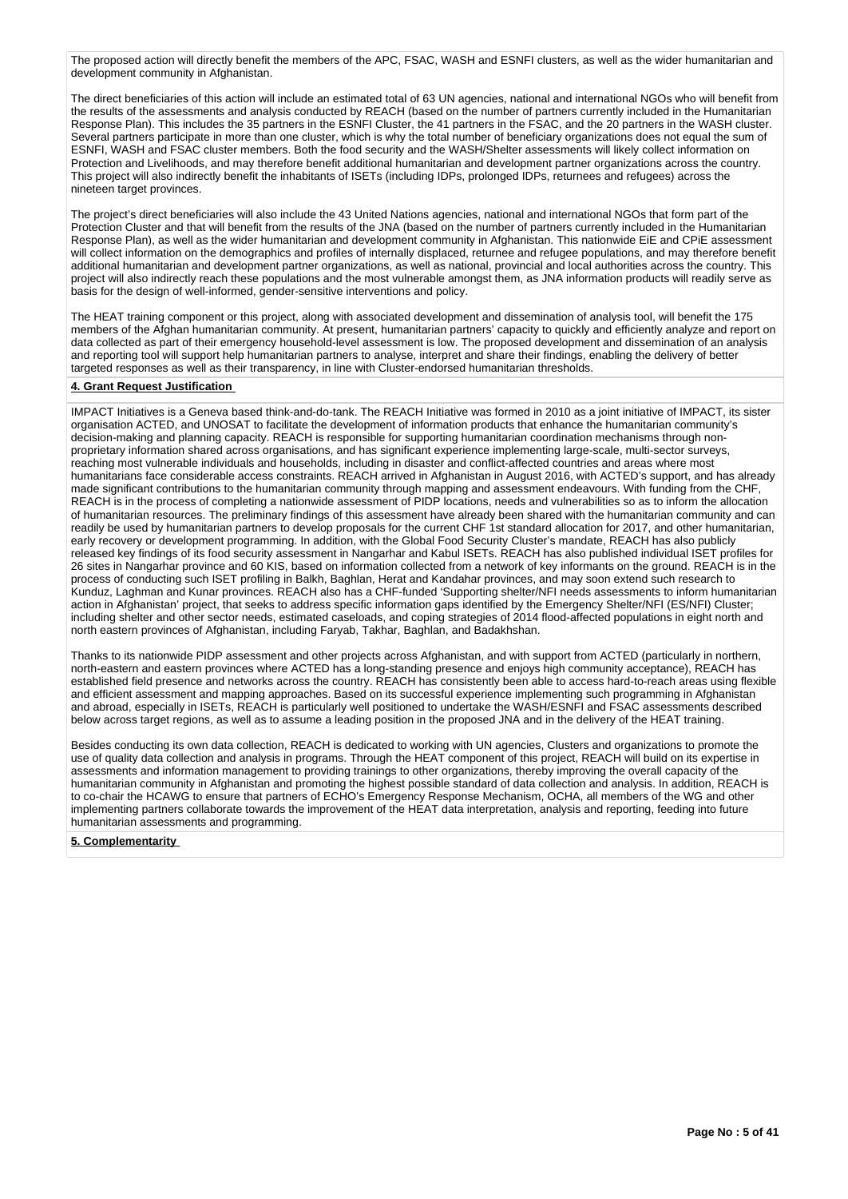The proposed action will directly benefit the members of the APC, FSAC, WASH and ESNFI clusters, as well as the wider humanitarian and development community in Afghanistan.

The direct beneficiaries of this action will include an estimated total of 63 UN agencies, national and international NGOs who will benefit from the results of the assessments and analysis conducted by REACH (based on the number of partners currently included in the Humanitarian Response Plan). This includes the 35 partners in the ESNFI Cluster, the 41 partners in the FSAC, and the 20 partners in the WASH cluster. Several partners participate in more than one cluster, which is why the total number of beneficiary organizations does not equal the sum of ESNFI, WASH and FSAC cluster members. Both the food security and the WASH/Shelter assessments will likely collect information on Protection and Livelihoods, and may therefore benefit additional humanitarian and development partner organizations across the country. This project will also indirectly benefit the inhabitants of ISETs (including IDPs, prolonged IDPs, returnees and refugees) across the nineteen target provinces.

The project's direct beneficiaries will also include the 43 United Nations agencies, national and international NGOs that form part of the Protection Cluster and that will benefit from the results of the JNA (based on the number of partners currently included in the Humanitarian Response Plan), as well as the wider humanitarian and development community in Afghanistan. This nationwide EiE and CPiE assessment will collect information on the demographics and profiles of internally displaced, returnee and refugee populations, and may therefore benefit additional humanitarian and development partner organizations, as well as national, provincial and local authorities across the country. This project will also indirectly reach these populations and the most vulnerable amongst them, as JNA information products will readily serve as basis for the design of well-informed, gender-sensitive interventions and policy.

The HEAT training component or this project, along with associated development and dissemination of analysis tool, will benefit the 175 members of the Afghan humanitarian community. At present, humanitarian partners' capacity to quickly and efficiently analyze and report on data collected as part of their emergency household-level assessment is low. The proposed development and dissemination of an analysis and reporting tool will support help humanitarian partners to analyse, interpret and share their findings, enabling the delivery of better targeted responses as well as their transparency, in line with Cluster-endorsed humanitarian thresholds.

**4. Grant Request Justification**

IMPACT Initiatives is a Geneva based think-and-do-tank. The REACH Initiative was formed in 2010 as a joint initiative of IMPACT, its sister organisation ACTED, and UNOSAT to facilitate the development of information products that enhance the humanitarian community's decision-making and planning capacity. REACH is responsible for supporting humanitarian coordination mechanisms through non-proprietary information shared across organisations, and has significant experience implementing large-scale, multi-sector surveys, reaching most vulnerable individuals and households, including in disaster and conflict-affected countries and areas where most humanitarians face considerable access constraints. REACH arrived in Afghanistan in August 2016, with ACTED's support, and has already made significant contributions to the humanitarian community through mapping and assessment endeavours. With funding from the CHF, REACH is in the process of completing a nationwide assessment of PIDP locations, needs and vulnerabilities so as to inform the allocation of humanitarian resources. The preliminary findings of this assessment have already been shared with the humanitarian community and can readily be used by humanitarian partners to develop proposals for the current CHF 1st standard allocation for 2017, and other humanitarian, early recovery or development programming. In addition, with the Global Food Security Cluster's mandate, REACH has also publicly released key findings of its food security assessment in Nangarhar and Kabul ISETs. REACH has also published individual ISET profiles for 26 sites in Nangarhar province and 60 KIS, based on information collected from a network of key informants on the ground. REACH is in the process of conducting such ISET profiling in Balkh, Baghlan, Herat and Kandahar provinces, and may soon extend such research to Kunduz, Laghman and Kunar provinces. REACH also has a CHF-funded 'Supporting shelter/NFI needs assessments to inform humanitarian action in Afghanistan' project, that seeks to address specific information gaps identified by the Emergency Shelter/NFI (ES/NFI) Cluster; including shelter and other sector needs, estimated caseloads, and coping strategies of 2014 flood-affected populations in eight north and north eastern provinces of Afghanistan, including Faryab, Takhar, Baghlan, and Badakhshan.

Thanks to its nationwide PIDP assessment and other projects across Afghanistan, and with support from ACTED (particularly in northern, north-eastern and eastern provinces where ACTED has a long-standing presence and enjoys high community acceptance), REACH has established field presence and networks across the country. REACH has consistently been able to access hard-to-reach areas using flexible and efficient assessment and mapping approaches. Based on its successful experience implementing such programming in Afghanistan and abroad, especially in ISETs, REACH is particularly well positioned to undertake the WASH/ESNFI and FSAC assessments described below across target regions, as well as to assume a leading position in the proposed JNA and in the delivery of the HEAT training.

Besides conducting its own data collection, REACH is dedicated to working with UN agencies, Clusters and organizations to promote the use of quality data collection and analysis in programs. Through the HEAT component of this project, REACH will build on its expertise in assessments and information management to providing trainings to other organizations, thereby improving the overall capacity of the humanitarian community in Afghanistan and promoting the highest possible standard of data collection and analysis. In addition, REACH is to co-chair the HCAWG to ensure that partners of ECHO's Emergency Response Mechanism, OCHA, all members of the WG and other implementing partners collaborate towards the improvement of the HEAT data interpretation, analysis and reporting, feeding into future humanitarian assessments and programming.

**5. Complementarity**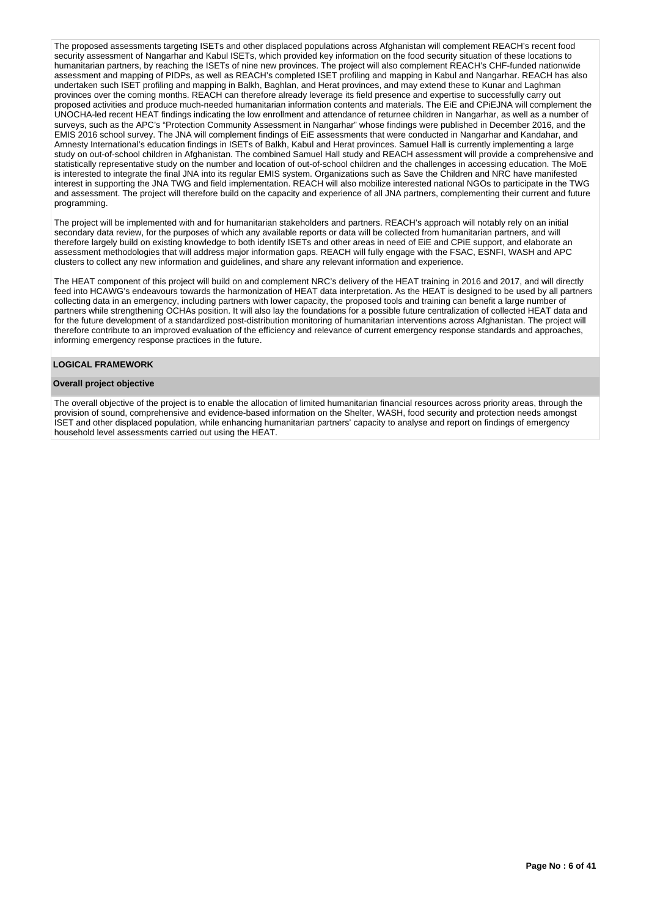The proposed assessments targeting ISETs and other displaced populations across Afghanistan will complement REACH's recent food security assessment of Nangarhar and Kabul ISETs, which provided key information on the food security situation of these locations to humanitarian partners, by reaching the ISETs of nine new provinces. The project will also complement REACH's CHF-funded nationwide assessment and mapping of PIDPs, as well as REACH's completed ISET profiling and mapping in Kabul and Nangarhar. REACH has also undertaken such ISET profiling and mapping in Balkh, Baghlan, and Herat provinces, and may extend these to Kunar and Laghman provinces over the coming months. REACH can therefore already leverage its field presence and expertise to successfully carry out proposed activities and produce much-needed humanitarian information contents and materials. The EiE and CPiEJNA will complement the UNOCHA-led recent HEAT findings indicating the low enrollment and attendance of returnee children in Nangarhar, as well as a number of surveys, such as the APC's "Protection Community Assessment in Nangarhar" whose findings were published in December 2016, and the EMIS 2016 school survey. The JNA will complement findings of EiE assessments that were conducted in Nangarhar and Kandahar, and Amnesty International's education findings in ISETs of Balkh, Kabul and Herat provinces. Samuel Hall is currently implementing a large study on out-of-school children in Afghanistan. The combined Samuel Hall study and REACH assessment will provide a comprehensive and statistically representative study on the number and location of out-of-school children and the challenges in accessing education. The MoE is interested to integrate the final JNA into its regular EMIS system. Organizations such as Save the Children and NRC have manifested interest in supporting the JNA TWG and field implementation. REACH will also mobilize interested national NGOs to participate in the TWG and assessment. The project will therefore build on the capacity and experience of all JNA partners, complementing their current and future programming.

The project will be implemented with and for humanitarian stakeholders and partners. REACH's approach will notably rely on an initial secondary data review, for the purposes of which any available reports or data will be collected from humanitarian partners, and will therefore largely build on existing knowledge to both identify ISETs and other areas in need of EiE and CPiE support, and elaborate an assessment methodologies that will address major information gaps. REACH will fully engage with the FSAC, ESNFI, WASH and APC clusters to collect any new information and guidelines, and share any relevant information and experience.

The HEAT component of this project will build on and complement NRC's delivery of the HEAT training in 2016 and 2017, and will directly feed into HCAWG's endeavours towards the harmonization of HEAT data interpretation. As the HEAT is designed to be used by all partners collecting data in an emergency, including partners with lower capacity, the proposed tools and training can benefit a large number of partners while strengthening OCHAs position. It will also lay the foundations for a possible future centralization of collected HEAT data and for the future development of a standardized post-distribution monitoring of humanitarian interventions across Afghanistan. The project will therefore contribute to an improved evaluation of the efficiency and relevance of current emergency response standards and approaches, informing emergency response practices in the future.

## LOGICAL FRAMEWORK

### Overall project objective

The overall objective of the project is to enable the allocation of limited humanitarian financial resources across priority areas, through the provision of sound, comprehensive and evidence-based information on the Shelter, WASH, food security and protection needs amongst ISET and other displaced population, while enhancing humanitarian partners' capacity to analyse and report on findings of emergency household level assessments carried out using the HEAT.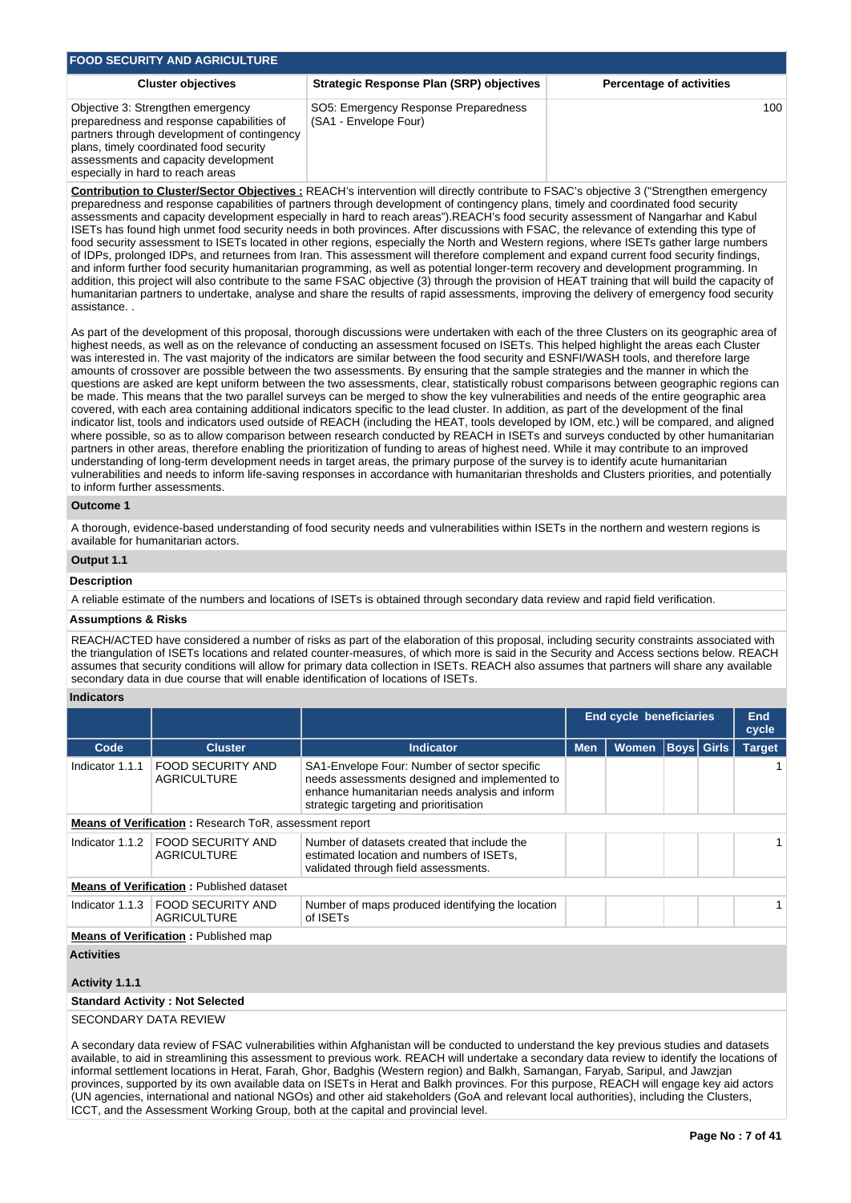## FOOD SECURITY AND AGRICULTURE

| Cluster objectives | Strategic Response Plan (SRP) objectives | Percentage of activities |
|---|---|---|
| Objective 3: Strengthen emergency preparedness and response capabilities of partners through development of contingency plans, timely coordinated food security assessments and capacity development especially in hard to reach areas | SO5: Emergency Response Preparedness (SA1 - Envelope Four) | 100 |

**Contribution to Cluster/Sector Objectives :** REACH's intervention will directly contribute to FSAC's objective 3 ("Strengthen emergency preparedness and response capabilities of partners through development of contingency plans, timely and coordinated food security assessments and capacity development especially in hard to reach areas").REACH's food security assessment of Nangarhar and Kabul ISETs has found high unmet food security needs in both provinces. After discussions with FSAC, the relevance of extending this type of food security assessment to ISETs located in other regions, especially the North and Western regions, where ISETs gather large numbers of IDPs, prolonged IDPs, and returnees from Iran. This assessment will therefore complement and expand current food security findings, and inform further food security humanitarian programming, as well as potential longer-term recovery and development programming. In addition, this project will also contribute to the same FSAC objective (3) through the provision of HEAT training that will build the capacity of humanitarian partners to undertake, analyse and share the results of rapid assessments, improving the delivery of emergency food security assistance. .

As part of the development of this proposal, thorough discussions were undertaken with each of the three Clusters on its geographic area of highest needs, as well as on the relevance of conducting an assessment focused on ISETs. This helped highlight the areas each Cluster was interested in. The vast majority of the indicators are similar between the food security and ESNFI/WASH tools, and therefore large amounts of crossover are possible between the two assessments. By ensuring that the sample strategies and the manner in which the questions are asked are kept uniform between the two assessments, clear, statistically robust comparisons between geographic regions can be made. This means that the two parallel surveys can be merged to show the key vulnerabilities and needs of the entire geographic area covered, with each area containing additional indicators specific to the lead cluster. In addition, as part of the development of the final indicator list, tools and indicators used outside of REACH (including the HEAT, tools developed by IOM, etc.) will be compared, and aligned where possible, so as to allow comparison between research conducted by REACH in ISETs and surveys conducted by other humanitarian partners in other areas, therefore enabling the prioritization of funding to areas of highest need. While it may contribute to an improved understanding of long-term development needs in target areas, the primary purpose of the survey is to identify acute humanitarian vulnerabilities and needs to inform life-saving responses in accordance with humanitarian thresholds and Clusters priorities, and potentially to inform further assessments.

### Outcome 1

A thorough, evidence-based understanding of food security needs and vulnerabilities within ISETs in the northern and western regions is available for humanitarian actors.

### Output 1.1

**Description**

A reliable estimate of the numbers and locations of ISETs is obtained through secondary data review and rapid field verification.

**Assumptions & Risks**

REACH/ACTED have considered a number of risks as part of the elaboration of this proposal, including security constraints associated with the triangulation of ISETs locations and related counter-measures, of which more is said in the Security and Access sections below. REACH assumes that security conditions will allow for primary data collection in ISETs. REACH also assumes that partners will share any available secondary data in due course that will enable identification of locations of ISETs.

**Indicators**

| | | | End cycle beneficiaries | | | | End cycle |
|---|---|---|---|---|---|---|---|
| Code | Cluster | Indicator | Men | Women | Boys | Girls | Target |
| Indicator 1.1.1 | FOOD SECURITY AND AGRICULTURE | SA1-Envelope Four: Number of sector specific needs assessments designed and implemented to enhance humanitarian needs analysis and inform strategic targeting and prioritisation | | | | | 1 |
| **Means of Verification :** Research ToR, assessment report | | | | | | | |
| Indicator 1.1.2 | FOOD SECURITY AND AGRICULTURE | Number of datasets created that include the estimated location and numbers of ISETs, validated through field assessments. | | | | | 1 |
| **Means of Verification :** Published dataset | | | | | | | |
| Indicator 1.1.3 | FOOD SECURITY AND AGRICULTURE | Number of maps produced identifying the location of ISETs | | | | | 1 |
| **Means of Verification :** Published map | | | | | | | |

**Activities**

**Activity 1.1.1**

**Standard Activity : Not Selected**

SECONDARY DATA REVIEW

A secondary data review of FSAC vulnerabilities within Afghanistan will be conducted to understand the key previous studies and datasets available, to aid in streamlining this assessment to previous work. REACH will undertake a secondary data review to identify the locations of informal settlement locations in Herat, Farah, Ghor, Badghis (Western region) and Balkh, Samangan, Faryab, Saripul, and Jawzjan provinces, supported by its own available data on ISETs in Herat and Balkh provinces. For this purpose, REACH will engage key aid actors (UN agencies, international and national NGOs) and other aid stakeholders (GoA and relevant local authorities), including the Clusters, ICCT, and the Assessment Working Group, both at the capital and provincial level.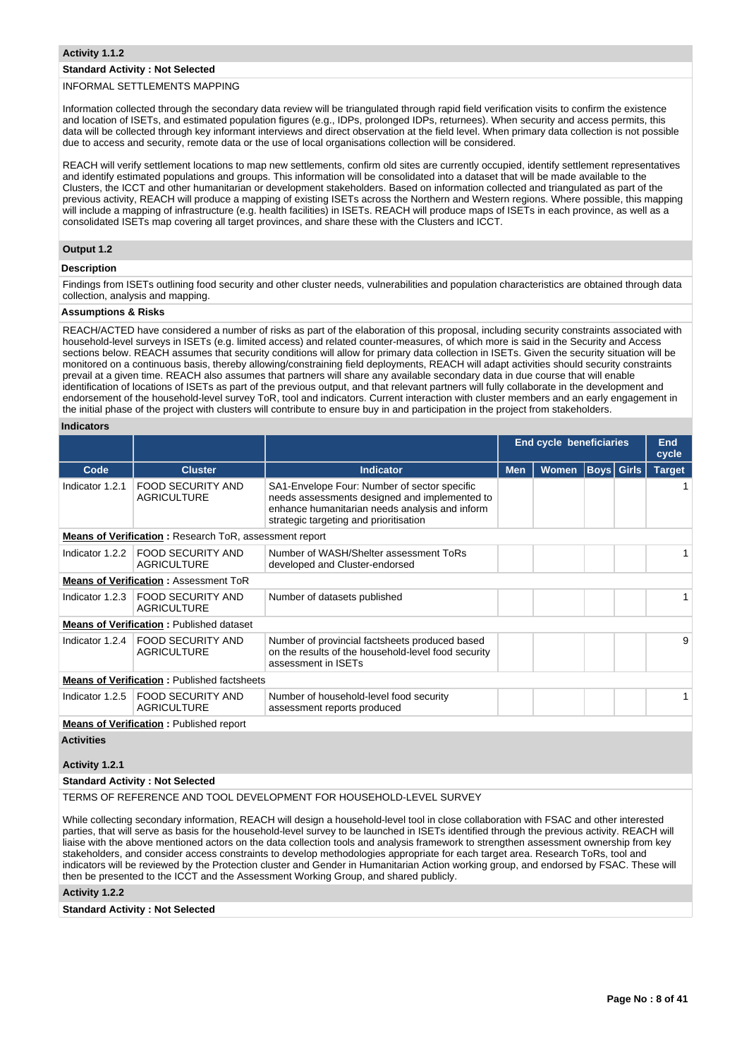**Activity 1.1.2**

**Standard Activity : Not Selected**

INFORMAL SETTLEMENTS MAPPING

Information collected through the secondary data review will be triangulated through rapid field verification visits to confirm the existence and location of ISETs, and estimated population figures (e.g., IDPs, prolonged IDPs, returnees). When security and access permits, this data will be collected through key informant interviews and direct observation at the field level. When primary data collection is not possible due to access and security, remote data or the use of local organisations collection will be considered.

REACH will verify settlement locations to map new settlements, confirm old sites are currently occupied, identify settlement representatives and identify estimated populations and groups. This information will be consolidated into a dataset that will be made available to the Clusters, the ICCT and other humanitarian or development stakeholders. Based on information collected and triangulated as part of the previous activity, REACH will produce a mapping of existing ISETs across the Northern and Western regions. Where possible, this mapping will include a mapping of infrastructure (e.g. health facilities) in ISETs. REACH will produce maps of ISETs in each province, as well as a consolidated ISETs map covering all target provinces, and share these with the Clusters and ICCT.

**Output 1.2**

**Description**

Findings from ISETs outlining food security and other cluster needs, vulnerabilities and population characteristics are obtained through data collection, analysis and mapping.

**Assumptions & Risks**

REACH/ACTED have considered a number of risks as part of the elaboration of this proposal, including security constraints associated with household-level surveys in ISETs (e.g. limited access) and related counter-measures, of which more is said in the Security and Access sections below. REACH assumes that security conditions will allow for primary data collection in ISETs. Given the security situation will be monitored on a continuous basis, thereby allowing/constraining field deployments, REACH will adapt activities should security constraints prevail at a given time. REACH also assumes that partners will share any available secondary data in due course that will enable identification of locations of ISETs as part of the previous output, and that relevant partners will fully collaborate in the development and endorsement of the household-level survey ToR, tool and indicators. Current interaction with cluster members and an early engagement in the initial phase of the project with clusters will contribute to ensure buy in and participation in the project from stakeholders.

**Indicators**

| | | | End cycle beneficiaries | | | | End cycle |
|---|---|---|---|---|---|---|---|
| **Code** | **Cluster** | **Indicator** | **Men** | **Women** | **Boys** | **Girls** | **Target** |
| Indicator 1.2.1 | FOOD SECURITY AND AGRICULTURE | SA1-Envelope Four: Number of sector specific needs assessments designed and implemented to enhance humanitarian needs analysis and inform strategic targeting and prioritisation | | | | | 1 |
| **Means of Verification :** Research ToR, assessment report | | | | | | | |
| Indicator 1.2.2 | FOOD SECURITY AND AGRICULTURE | Number of WASH/Shelter assessment ToRs developed and Cluster-endorsed | | | | | 1 |
| **Means of Verification :** Assessment ToR | | | | | | | |
| Indicator 1.2.3 | FOOD SECURITY AND AGRICULTURE | Number of datasets published | | | | | 1 |
| **Means of Verification :** Published dataset | | | | | | | |
| Indicator 1.2.4 | FOOD SECURITY AND AGRICULTURE | Number of provincial factsheets produced based on the results of the household-level food security assessment in ISETs | | | | | 9 |
| **Means of Verification :** Published factsheets | | | | | | | |
| Indicator 1.2.5 | FOOD SECURITY AND AGRICULTURE | Number of household-level food security assessment reports produced | | | | | 1 |
| **Means of Verification :** Published report | | | | | | | |

**Activities**

**Activity 1.2.1**

**Standard Activity : Not Selected**

TERMS OF REFERENCE AND TOOL DEVELOPMENT FOR HOUSEHOLD-LEVEL SURVEY

While collecting secondary information, REACH will design a household-level tool in close collaboration with FSAC and other interested parties, that will serve as basis for the household-level survey to be launched in ISETs identified through the previous activity. REACH will liaise with the above mentioned actors on the data collection tools and analysis framework to strengthen assessment ownership from key stakeholders, and consider access constraints to develop methodologies appropriate for each target area. Research ToRs, tool and indicators will be reviewed by the Protection cluster and Gender in Humanitarian Action working group, and endorsed by FSAC. These will then be presented to the ICCT and the Assessment Working Group, and shared publicly.

**Activity 1.2.2**

**Standard Activity : Not Selected**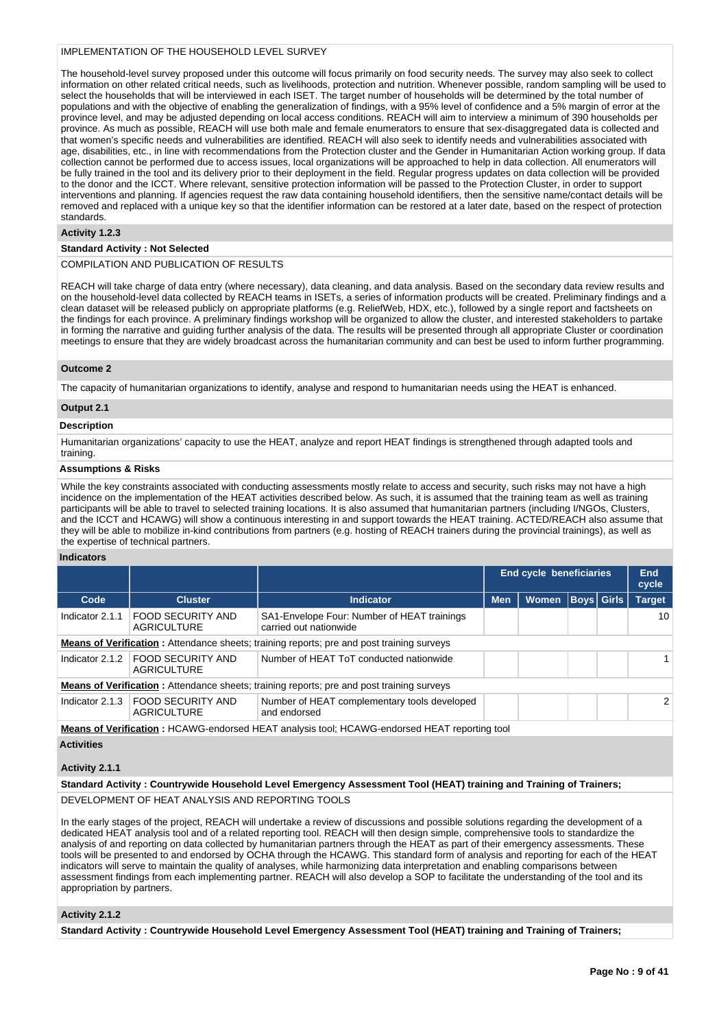IMPLEMENTATION OF THE HOUSEHOLD LEVEL SURVEY

The household-level survey proposed under this outcome will focus primarily on food security needs. The survey may also seek to collect information on other related critical needs, such as livelihoods, protection and nutrition. Whenever possible, random sampling will be used to select the households that will be interviewed in each ISET. The target number of households will be determined by the total number of populations and with the objective of enabling the generalization of findings, with a 95% level of confidence and a 5% margin of error at the province level, and may be adjusted depending on local access conditions. REACH will aim to interview a minimum of 390 households per province. As much as possible, REACH will use both male and female enumerators to ensure that sex-disaggregated data is collected and that women's specific needs and vulnerabilities are identified. REACH will also seek to identify needs and vulnerabilities associated with age, disabilities, etc., in line with recommendations from the Protection cluster and the Gender in Humanitarian Action working group. If data collection cannot be performed due to access issues, local organizations will be approached to help in data collection. All enumerators will be fully trained in the tool and its delivery prior to their deployment in the field. Regular progress updates on data collection will be provided to the donor and the ICCT. Where relevant, sensitive protection information will be passed to the Protection Cluster, in order to support interventions and planning. If agencies request the raw data containing household identifiers, then the sensitive name/contact details will be removed and replaced with a unique key so that the identifier information can be restored at a later date, based on the respect of protection standards.

**Activity 1.2.3**

**Standard Activity : Not Selected**

COMPILATION AND PUBLICATION OF RESULTS

REACH will take charge of data entry (where necessary), data cleaning, and data analysis. Based on the secondary data review results and on the household-level data collected by REACH teams in ISETs, a series of information products will be created. Preliminary findings and a clean dataset will be released publicly on appropriate platforms (e.g. ReliefWeb, HDX, etc.), followed by a single report and factsheets on the findings for each province. A preliminary findings workshop will be organized to allow the cluster, and interested stakeholders to partake in forming the narrative and guiding further analysis of the data. The results will be presented through all appropriate Cluster or coordination meetings to ensure that they are widely broadcast across the humanitarian community and can best be used to inform further programming.

**Outcome 2**

The capacity of humanitarian organizations to identify, analyse and respond to humanitarian needs using the HEAT is enhanced.

**Output 2.1**

**Description**

Humanitarian organizations' capacity to use the HEAT, analyze and report HEAT findings is strengthened through adapted tools and training.

**Assumptions & Risks**

While the key constraints associated with conducting assessments mostly relate to access and security, such risks may not have a high incidence on the implementation of the HEAT activities described below. As such, it is assumed that the training team as well as training participants will be able to travel to selected training locations. It is also assumed that humanitarian partners (including I/NGOs, Clusters, and the ICCT and HCAWG) will show a continuous interesting in and support towards the HEAT training. ACTED/REACH also assume that they will be able to mobilize in-kind contributions from partners (e.g. hosting of REACH trainers during the provincial trainings), as well as the expertise of technical partners.

**Indicators**

| | | | End cycle beneficiaries | | | | End cycle |
|---|---|---|---|---|---|---|---|
| Code | Cluster | Indicator | Men | Women | Boys | Girls | Target |
| Indicator 2.1.1 | FOOD SECURITY AND AGRICULTURE | SA1-Envelope Four: Number of HEAT trainings carried out nationwide | | | | | 10 |
| **Means of Verification :** Attendance sheets; training reports; pre and post training surveys | | | | | | | |
| Indicator 2.1.2 | FOOD SECURITY AND AGRICULTURE | Number of HEAT ToT conducted nationwide | | | | | 1 |
| **Means of Verification :** Attendance sheets; training reports; pre and post training surveys | | | | | | | |
| Indicator 2.1.3 | FOOD SECURITY AND AGRICULTURE | Number of HEAT complementary tools developed and endorsed | | | | | 2 |
| **Means of Verification :** HCAWG-endorsed HEAT analysis tool; HCAWG-endorsed HEAT reporting tool | | | | | | | |

**Activities**

**Activity 2.1.1**

**Standard Activity : Countrywide Household Level Emergency Assessment Tool (HEAT) training and Training of Trainers;**

DEVELOPMENT OF HEAT ANALYSIS AND REPORTING TOOLS

In the early stages of the project, REACH will undertake a review of discussions and possible solutions regarding the development of a dedicated HEAT analysis tool and of a related reporting tool. REACH will then design simple, comprehensive tools to standardize the analysis of and reporting on data collected by humanitarian partners through the HEAT as part of their emergency assessments. These tools will be presented to and endorsed by OCHA through the HCAWG. This standard form of analysis and reporting for each of the HEAT indicators will serve to maintain the quality of analyses, while harmonizing data interpretation and enabling comparisons between assessment findings from each implementing partner. REACH will also develop a SOP to facilitate the understanding of the tool and its appropriation by partners.

**Activity 2.1.2**

**Standard Activity : Countrywide Household Level Emergency Assessment Tool (HEAT) training and Training of Trainers;**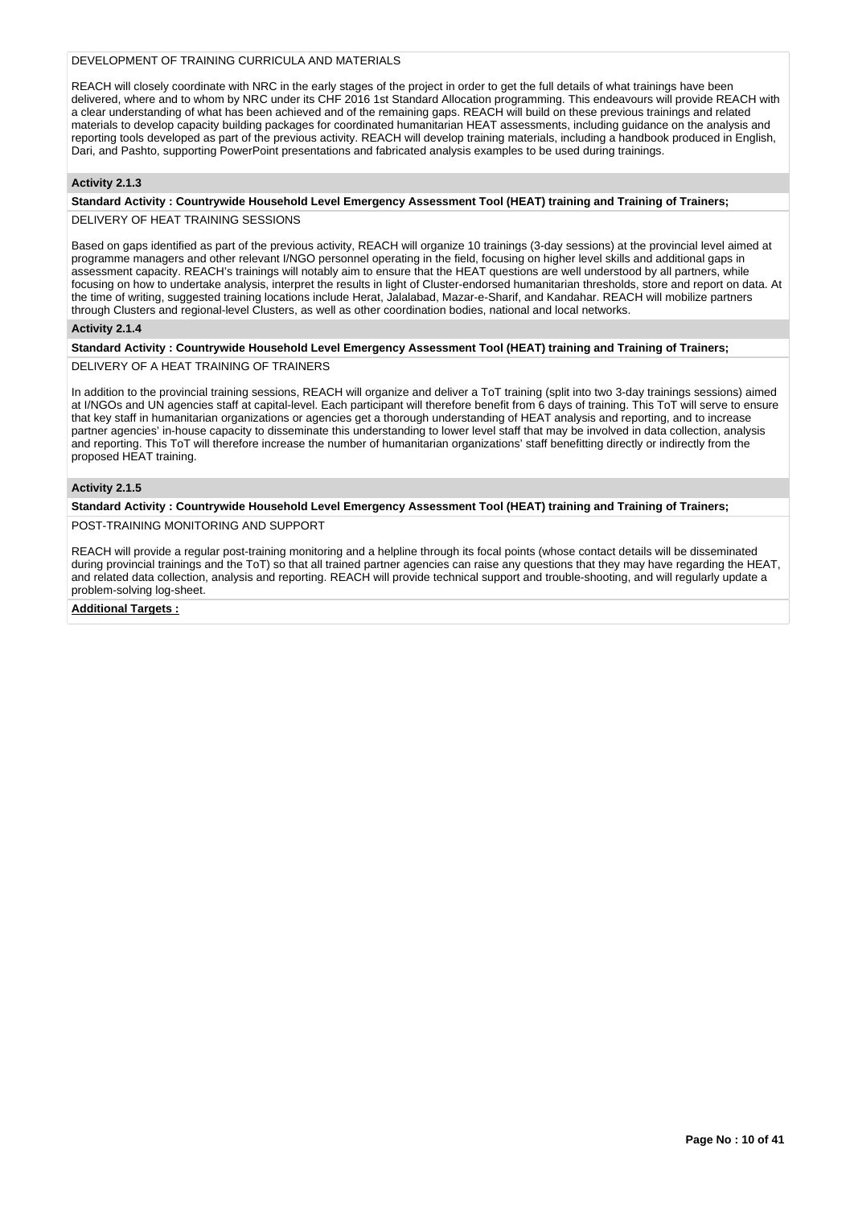DEVELOPMENT OF TRAINING CURRICULA AND MATERIALS

REACH will closely coordinate with NRC in the early stages of the project in order to get the full details of what trainings have been delivered, where and to whom by NRC under its CHF 2016 1st Standard Allocation programming. This endeavours will provide REACH with a clear understanding of what has been achieved and of the remaining gaps. REACH will build on these previous trainings and related materials to develop capacity building packages for coordinated humanitarian HEAT assessments, including guidance on the analysis and reporting tools developed as part of the previous activity. REACH will develop training materials, including a handbook produced in English, Dari, and Pashto, supporting PowerPoint presentations and fabricated analysis examples to be used during trainings.

**Activity 2.1.3**

**Standard Activity : Countrywide Household Level Emergency Assessment Tool (HEAT) training and Training of Trainers;**

DELIVERY OF HEAT TRAINING SESSIONS

Based on gaps identified as part of the previous activity, REACH will organize 10 trainings (3-day sessions) at the provincial level aimed at programme managers and other relevant I/NGO personnel operating in the field, focusing on higher level skills and additional gaps in assessment capacity. REACH's trainings will notably aim to ensure that the HEAT questions are well understood by all partners, while focusing on how to undertake analysis, interpret the results in light of Cluster-endorsed humanitarian thresholds, store and report on data. At the time of writing, suggested training locations include Herat, Jalalabad, Mazar-e-Sharif, and Kandahar. REACH will mobilize partners through Clusters and regional-level Clusters, as well as other coordination bodies, national and local networks.

**Activity 2.1.4**

**Standard Activity : Countrywide Household Level Emergency Assessment Tool (HEAT) training and Training of Trainers;**

DELIVERY OF A HEAT TRAINING OF TRAINERS

In addition to the provincial training sessions, REACH will organize and deliver a ToT training (split into two 3-day trainings sessions) aimed at I/NGOs and UN agencies staff at capital-level. Each participant will therefore benefit from 6 days of training. This ToT will serve to ensure that key staff in humanitarian organizations or agencies get a thorough understanding of HEAT analysis and reporting, and to increase partner agencies' in-house capacity to disseminate this understanding to lower level staff that may be involved in data collection, analysis and reporting. This ToT will therefore increase the number of humanitarian organizations' staff benefitting directly or indirectly from the proposed HEAT training.

**Activity 2.1.5**

**Standard Activity : Countrywide Household Level Emergency Assessment Tool (HEAT) training and Training of Trainers;**

POST-TRAINING MONITORING AND SUPPORT

REACH will provide a regular post-training monitoring and a helpline through its focal points (whose contact details will be disseminated during provincial trainings and the ToT) so that all trained partner agencies can raise any questions that they may have regarding the HEAT, and related data collection, analysis and reporting. REACH will provide technical support and trouble-shooting, and will regularly update a problem-solving log-sheet.

**Additional Targets :**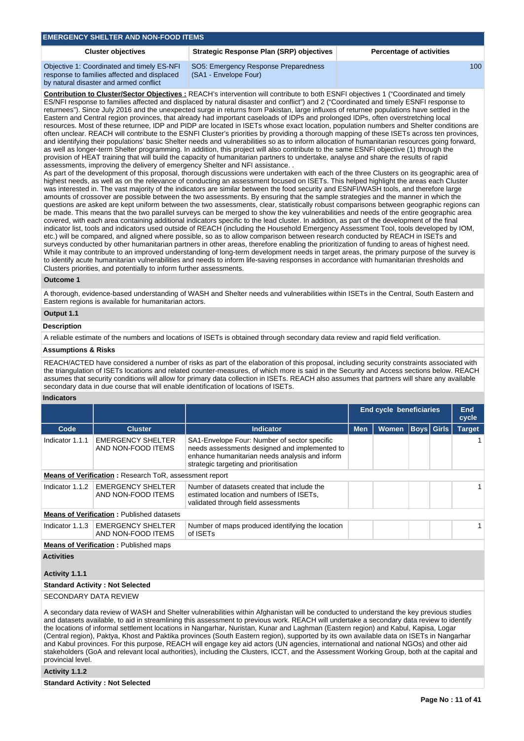## EMERGENCY SHELTER AND NON-FOOD ITEMS

| Cluster objectives | Strategic Response Plan (SRP) objectives | Percentage of activities |
|---|---|---|
| Objective 1: Coordinated and timely ES-NFI response to families affected and displaced by natural disaster and armed conflict | SO5: Emergency Response Preparedness (SA1 - Envelope Four) | 100 |

**Contribution to Cluster/Sector Objectives :** REACH's intervention will contribute to both ESNFI objectives 1 ("Coordinated and timely ES/NFI response to families affected and displaced by natural disaster and conflict") and 2 ("Coordinated and timely ESNFI response to returnees"). Since July 2016 and the unexpected surge in returns from Pakistan, large influxes of returnee populations have settled in the Eastern and Central region provinces, that already had important caseloads of IDPs and prolonged IDPs, often overstretching local resources. Most of these returnee, IDP and PIDP are located in ISETs whose exact location, population numbers and Shelter conditions are often unclear. REACH will contribute to the ESNFI Cluster's priorities by providing a thorough mapping of these ISETs across ten provinces, and identifying their populations' basic Shelter needs and vulnerabilities so as to inform allocation of humanitarian resources going forward, as well as longer-term Shelter programming. In addition, this project will also contribute to the same ESNFI objective (1) through the provision of HEAT training that will build the capacity of humanitarian partners to undertake, analyse and share the results of rapid assessments, improving the delivery of emergency Shelter and NFI assistance. .
As part of the development of this proposal, thorough discussions were undertaken with each of the three Clusters on its geographic area of highest needs, as well as on the relevance of conducting an assessment focused on ISETs. This helped highlight the areas each Cluster was interested in. The vast majority of the indicators are similar between the food security and ESNFI/WASH tools, and therefore large amounts of crossover are possible between the two assessments. By ensuring that the sample strategies and the manner in which the questions are asked are kept uniform between the two assessments, clear, statistically robust comparisons between geographic regions can be made. This means that the two parallel surveys can be merged to show the key vulnerabilities and needs of the entire geographic area covered, with each area containing additional indicators specific to the lead cluster. In addition, as part of the development of the final indicator list, tools and indicators used outside of REACH (including the Household Emergency Assessment Tool, tools developed by IOM, etc.) will be compared, and aligned where possible, so as to allow comparison between research conducted by REACH in ISETs and surveys conducted by other humanitarian partners in other areas, therefore enabling the prioritization of funding to areas of highest need. While it may contribute to an improved understanding of long-term development needs in target areas, the primary purpose of the survey is to identify acute humanitarian vulnerabilities and needs to inform life-saving responses in accordance with humanitarian thresholds and Clusters priorities, and potentially to inform further assessments.

### Outcome 1

A thorough, evidence-based understanding of WASH and Shelter needs and vulnerabilities within ISETs in the Central, South Eastern and Eastern regions is available for humanitarian actors.

### Output 1.1

**Description**

A reliable estimate of the numbers and locations of ISETs is obtained through secondary data review and rapid field verification.

**Assumptions & Risks**

REACH/ACTED have considered a number of risks as part of the elaboration of this proposal, including security constraints associated with the triangulation of ISETs locations and related counter-measures, of which more is said in the Security and Access sections below. REACH assumes that security conditions will allow for primary data collection in ISETs. REACH also assumes that partners will share any available secondary data in due course that will enable identification of locations of ISETs.

**Indicators**

| | | | End cycle beneficiaries | | | | End cycle |
|---|---|---|---|---|---|---|---|
| **Code** | **Cluster** | **Indicator** | **Men** | **Women** | **Boys** | **Girls** | **Target** |
| Indicator 1.1.1 | EMERGENCY SHELTER AND NON-FOOD ITEMS | SA1-Envelope Four: Number of sector specific needs assessments designed and implemented to enhance humanitarian needs analysis and inform strategic targeting and prioritisation | | | | | 1 |
| **Means of Verification :** Research ToR, assessment report | | | | | | | |
| Indicator 1.1.2 | EMERGENCY SHELTER AND NON-FOOD ITEMS | Number of datasets created that include the estimated location and numbers of ISETs, validated through field assessments | | | | | 1 |
| **Means of Verification :** Published datasets | | | | | | | |
| Indicator 1.1.3 | EMERGENCY SHELTER AND NON-FOOD ITEMS | Number of maps produced identifying the location of ISETs | | | | | 1 |
| **Means of Verification :** Published maps | | | | | | | |

**Activities**

**Activity 1.1.1**

**Standard Activity : Not Selected**

SECONDARY DATA REVIEW

A secondary data review of WASH and Shelter vulnerabilities within Afghanistan will be conducted to understand the key previous studies and datasets available, to aid in streamlining this assessment to previous work. REACH will undertake a secondary data review to identify the locations of informal settlement locations in Nangarhar, Nuristan, Kunar and Laghman (Eastern region) and Kabul, Kapisa, Logar (Central region), Paktya, Khost and Paktika provinces (South Eastern region), supported by its own available data on ISETs in Nangarhar and Kabul provinces. For this purpose, REACH will engage key aid actors (UN agencies, international and national NGOs) and other aid stakeholders (GoA and relevant local authorities), including the Clusters, ICCT, and the Assessment Working Group, both at the capital and provincial level.

**Activity 1.1.2**

**Standard Activity : Not Selected**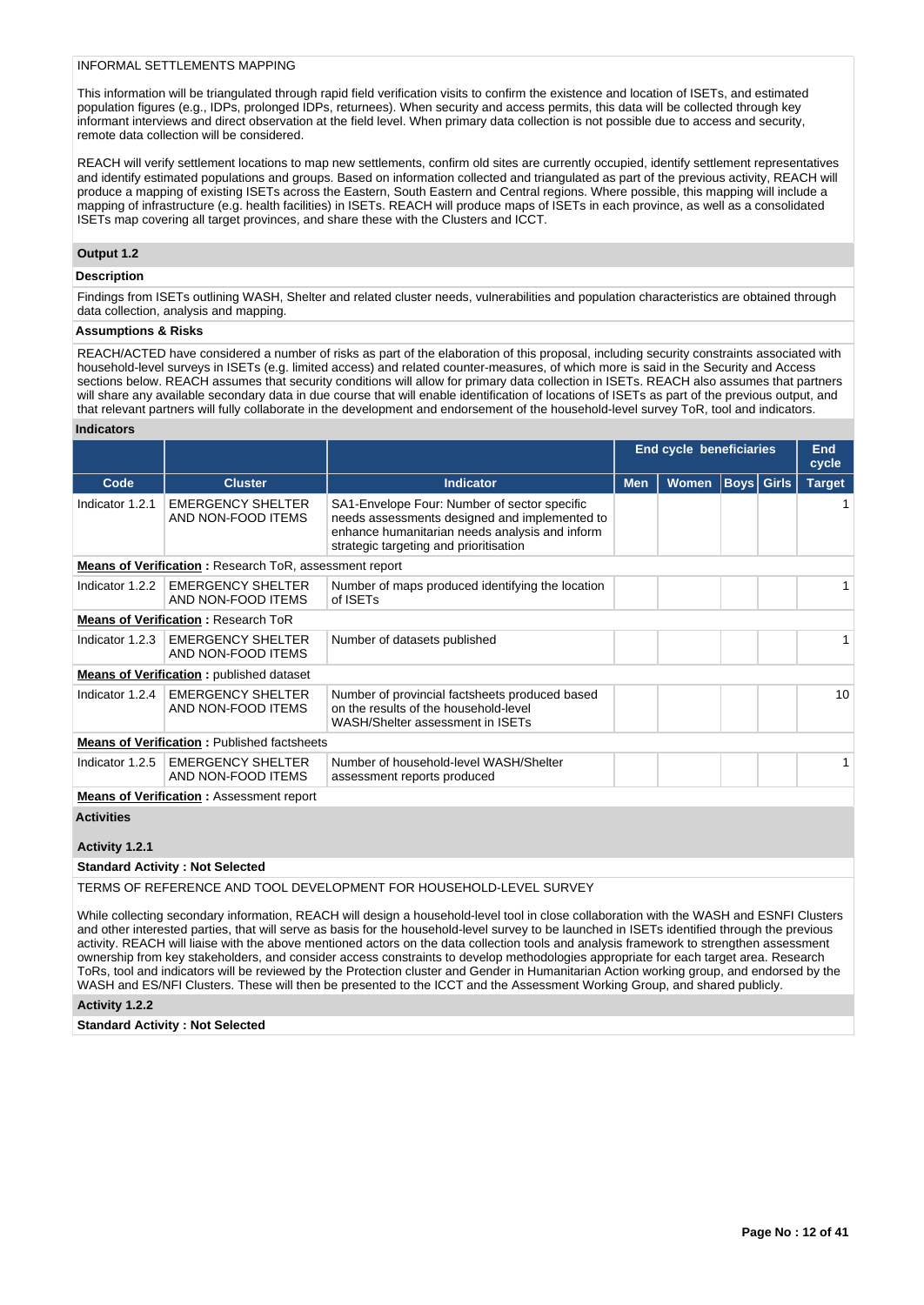INFORMAL SETTLEMENTS MAPPING

This information will be triangulated through rapid field verification visits to confirm the existence and location of ISETs, and estimated population figures (e.g., IDPs, prolonged IDPs, returnees). When security and access permits, this data will be collected through key informant interviews and direct observation at the field level. When primary data collection is not possible due to access and security, remote data collection will be considered.

REACH will verify settlement locations to map new settlements, confirm old sites are currently occupied, identify settlement representatives and identify estimated populations and groups. Based on information collected and triangulated as part of the previous activity, REACH will produce a mapping of existing ISETs across the Eastern, South Eastern and Central regions. Where possible, this mapping will include a mapping of infrastructure (e.g. health facilities) in ISETs. REACH will produce maps of ISETs in each province, as well as a consolidated ISETs map covering all target provinces, and share these with the Clusters and ICCT.

### Output 1.2

**Description**

Findings from ISETs outlining WASH, Shelter and related cluster needs, vulnerabilities and population characteristics are obtained through data collection, analysis and mapping.

**Assumptions & Risks**

REACH/ACTED have considered a number of risks as part of the elaboration of this proposal, including security constraints associated with household-level surveys in ISETs (e.g. limited access) and related counter-measures, of which more is said in the Security and Access sections below. REACH assumes that security conditions will allow for primary data collection in ISETs. REACH also assumes that partners will share any available secondary data in due course that will enable identification of locations of ISETs as part of the previous output, and that relevant partners will fully collaborate in the development and endorsement of the household-level survey ToR, tool and indicators.

**Indicators**

| | | | End cycle beneficiaries | | | | End cycle |
|---|---|---|---|---|---|---|---|
| Code | Cluster | Indicator | Men | Women | Boys | Girls | Target |
| Indicator 1.2.1 | EMERGENCY SHELTER AND NON-FOOD ITEMS | SA1-Envelope Four: Number of sector specific needs assessments designed and implemented to enhance humanitarian needs analysis and inform strategic targeting and prioritisation | | | | | 1 |
| **Means of Verification :** Research ToR, assessment report | | | | | | | |
| Indicator 1.2.2 | EMERGENCY SHELTER AND NON-FOOD ITEMS | Number of maps produced identifying the location of ISETs | | | | | 1 |
| **Means of Verification :** Research ToR | | | | | | | |
| Indicator 1.2.3 | EMERGENCY SHELTER AND NON-FOOD ITEMS | Number of datasets published | | | | | 1 |
| **Means of Verification :** published dataset | | | | | | | |
| Indicator 1.2.4 | EMERGENCY SHELTER AND NON-FOOD ITEMS | Number of provincial factsheets produced based on the results of the household-level WASH/Shelter assessment in ISETs | | | | | 10 |
| **Means of Verification :** Published factsheets | | | | | | | |
| Indicator 1.2.5 | EMERGENCY SHELTER AND NON-FOOD ITEMS | Number of household-level WASH/Shelter assessment reports produced | | | | | 1 |
| **Means of Verification :** Assessment report | | | | | | | |

**Activities**

**Activity 1.2.1**

**Standard Activity : Not Selected**

TERMS OF REFERENCE AND TOOL DEVELOPMENT FOR HOUSEHOLD-LEVEL SURVEY

While collecting secondary information, REACH will design a household-level tool in close collaboration with the WASH and ESNFI Clusters and other interested parties, that will serve as basis for the household-level survey to be launched in ISETs identified through the previous activity. REACH will liaise with the above mentioned actors on the data collection tools and analysis framework to strengthen assessment ownership from key stakeholders, and consider access constraints to develop methodologies appropriate for each target area. Research ToRs, tool and indicators will be reviewed by the Protection cluster and Gender in Humanitarian Action working group, and endorsed by the WASH and ES/NFI Clusters. These will then be presented to the ICCT and the Assessment Working Group, and shared publicly.

**Activity 1.2.2**

**Standard Activity : Not Selected**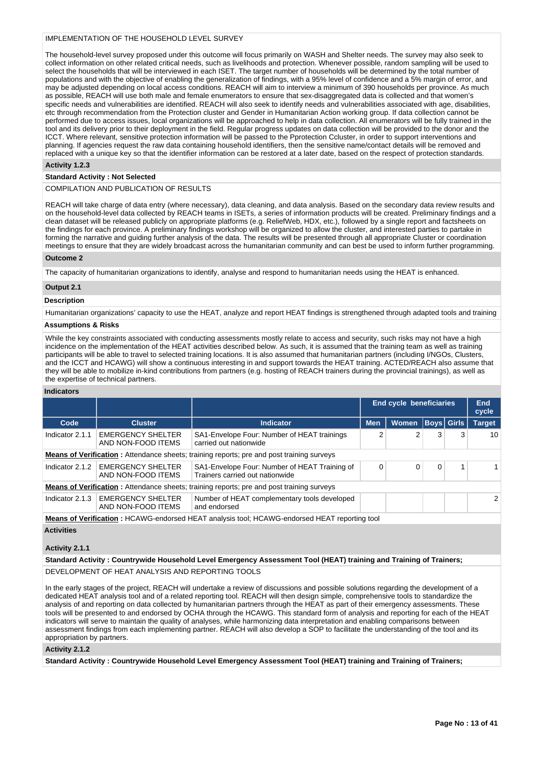IMPLEMENTATION OF THE HOUSEHOLD LEVEL SURVEY

The household-level survey proposed under this outcome will focus primarily on WASH and Shelter needs. The survey may also seek to collect information on other related critical needs, such as livelihoods and protection. Whenever possible, random sampling will be used to select the households that will be interviewed in each ISET. The target number of households will be determined by the total number of populations and with the objective of enabling the generalization of findings, with a 95% level of confidence and a 5% margin of error, and may be adjusted depending on local access conditions. REACH will aim to interview a minimum of 390 households per province. As much as possible, REACH will use both male and female enumerators to ensure that sex-disaggregated data is collected and that women's specific needs and vulnerabilities are identified. REACH will also seek to identify needs and vulnerabilities associated with age, disabilities, etc through recommendation from the Protection cluster and Gender in Humanitarian Action working group. If data collection cannot be performed due to access issues, local organizations will be approached to help in data collection. All enumerators will be fully trained in the tool and its delivery prior to their deployment in the field. Regular progress updates on data collection will be provided to the donor and the ICCT. Where relevant, sensitive protection information will be passed to the Pprotection Ccluster, in order to support interventions and planning. If agencies request the raw data containing household identifiers, then the sensitive name/contact details will be removed and replaced with a unique key so that the identifier information can be restored at a later date, based on the respect of protection standards.

**Activity 1.2.3**

**Standard Activity : Not Selected**

COMPILATION AND PUBLICATION OF RESULTS

REACH will take charge of data entry (where necessary), data cleaning, and data analysis. Based on the secondary data review results and on the household-level data collected by REACH teams in ISETs, a series of information products will be created. Preliminary findings and a clean dataset will be released publicly on appropriate platforms (e.g. ReliefWeb, HDX, etc.), followed by a single report and factsheets on the findings for each province. A preliminary findings workshop will be organized to allow the cluster, and interested parties to partake in forming the narrative and guiding further analysis of the data. The results will be presented through all appropriate Cluster or coordination meetings to ensure that they are widely broadcast across the humanitarian community and can best be used to inform further programming.

**Outcome 2**

The capacity of humanitarian organizations to identify, analyse and respond to humanitarian needs using the HEAT is enhanced.

**Output 2.1**

**Description**

Humanitarian organizations' capacity to use the HEAT, analyze and report HEAT findings is strengthened through adapted tools and training

**Assumptions & Risks**

While the key constraints associated with conducting assessments mostly relate to access and security, such risks may not have a high incidence on the implementation of the HEAT activities described below. As such, it is assumed that the training team as well as training participants will be able to travel to selected training locations. It is also assumed that humanitarian partners (including I/NGOs, Clusters, and the ICCT and HCAWG) will show a continuous interesting in and support towards the HEAT training. ACTED/REACH also assume that they will be able to mobilize in-kind contributions from partners (e.g. hosting of REACH trainers during the provincial trainings), as well as the expertise of technical partners.

**Indicators**

| | | | End cycle beneficiaries | | | | End cycle |
|---|---|---|---|---|---|---|---|
| **Code** | **Cluster** | **Indicator** | **Men** | **Women** | **Boys** | **Girls** | **Target** |
| Indicator 2.1.1 | EMERGENCY SHELTER AND NON-FOOD ITEMS | SA1-Envelope Four: Number of HEAT trainings carried out nationwide | 2 | 2 | 3 | 3 | 10 |
| **Means of Verification :** Attendance sheets; training reports; pre and post training surveys | | | | | | | |
| Indicator 2.1.2 | EMERGENCY SHELTER AND NON-FOOD ITEMS | SA1-Envelope Four: Number of HEAT Training of Trainers carried out nationwide | 0 | 0 | 0 | 1 | 1 |
| **Means of Verification :** Attendance sheets; training reports; pre and post training surveys | | | | | | | |
| Indicator 2.1.3 | EMERGENCY SHELTER AND NON-FOOD ITEMS | Number of HEAT complementary tools developed and endorsed | | | | | 2 |
| **Means of Verification :** HCAWG-endorsed HEAT analysis tool; HCAWG-endorsed HEAT reporting tool | | | | | | | |

**Activities**

**Activity 2.1.1**

**Standard Activity : Countrywide Household Level Emergency Assessment Tool (HEAT) training and Training of Trainers;**

DEVELOPMENT OF HEAT ANALYSIS AND REPORTING TOOLS

In the early stages of the project, REACH will undertake a review of discussions and possible solutions regarding the development of a dedicated HEAT analysis tool and of a related reporting tool. REACH will then design simple, comprehensive tools to standardize the analysis of and reporting on data collected by humanitarian partners through the HEAT as part of their emergency assessments. These tools will be presented to and endorsed by OCHA through the HCAWG. This standard form of analysis and reporting for each of the HEAT indicators will serve to maintain the quality of analyses, while harmonizing data interpretation and enabling comparisons between assessment findings from each implementing partner. REACH will also develop a SOP to facilitate the understanding of the tool and its appropriation by partners.

**Activity 2.1.2**

**Standard Activity : Countrywide Household Level Emergency Assessment Tool (HEAT) training and Training of Trainers;**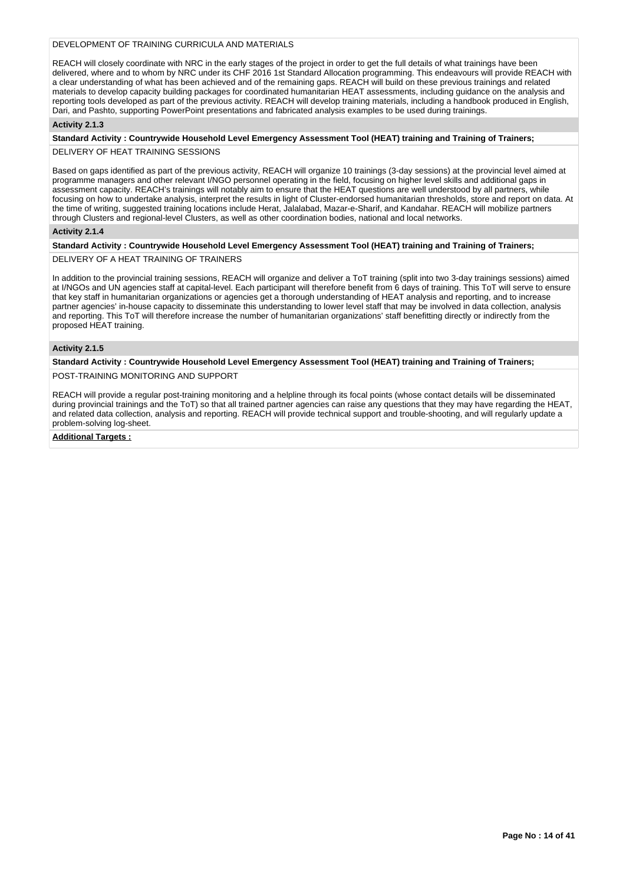DEVELOPMENT OF TRAINING CURRICULA AND MATERIALS

REACH will closely coordinate with NRC in the early stages of the project in order to get the full details of what trainings have been delivered, where and to whom by NRC under its CHF 2016 1st Standard Allocation programming. This endeavours will provide REACH with a clear understanding of what has been achieved and of the remaining gaps. REACH will build on these previous trainings and related materials to develop capacity building packages for coordinated humanitarian HEAT assessments, including guidance on the analysis and reporting tools developed as part of the previous activity. REACH will develop training materials, including a handbook produced in English, Dari, and Pashto, supporting PowerPoint presentations and fabricated analysis examples to be used during trainings.

**Activity 2.1.3**

**Standard Activity : Countrywide Household Level Emergency Assessment Tool (HEAT) training and Training of Trainers;**

DELIVERY OF HEAT TRAINING SESSIONS

Based on gaps identified as part of the previous activity, REACH will organize 10 trainings (3-day sessions) at the provincial level aimed at programme managers and other relevant I/NGO personnel operating in the field, focusing on higher level skills and additional gaps in assessment capacity. REACH's trainings will notably aim to ensure that the HEAT questions are well understood by all partners, while focusing on how to undertake analysis, interpret the results in light of Cluster-endorsed humanitarian thresholds, store and report on data. At the time of writing, suggested training locations include Herat, Jalalabad, Mazar-e-Sharif, and Kandahar. REACH will mobilize partners through Clusters and regional-level Clusters, as well as other coordination bodies, national and local networks.

**Activity 2.1.4**

**Standard Activity : Countrywide Household Level Emergency Assessment Tool (HEAT) training and Training of Trainers;**

DELIVERY OF A HEAT TRAINING OF TRAINERS

In addition to the provincial training sessions, REACH will organize and deliver a ToT training (split into two 3-day trainings sessions) aimed at I/NGOs and UN agencies staff at capital-level. Each participant will therefore benefit from 6 days of training. This ToT will serve to ensure that key staff in humanitarian organizations or agencies get a thorough understanding of HEAT analysis and reporting, and to increase partner agencies' in-house capacity to disseminate this understanding to lower level staff that may be involved in data collection, analysis and reporting. This ToT will therefore increase the number of humanitarian organizations' staff benefitting directly or indirectly from the proposed HEAT training.

**Activity 2.1.5**

**Standard Activity : Countrywide Household Level Emergency Assessment Tool (HEAT) training and Training of Trainers;**

POST-TRAINING MONITORING AND SUPPORT

REACH will provide a regular post-training monitoring and a helpline through its focal points (whose contact details will be disseminated during provincial trainings and the ToT) so that all trained partner agencies can raise any questions that they may have regarding the HEAT, and related data collection, analysis and reporting. REACH will provide technical support and trouble-shooting, and will regularly update a problem-solving log-sheet.

**Additional Targets :**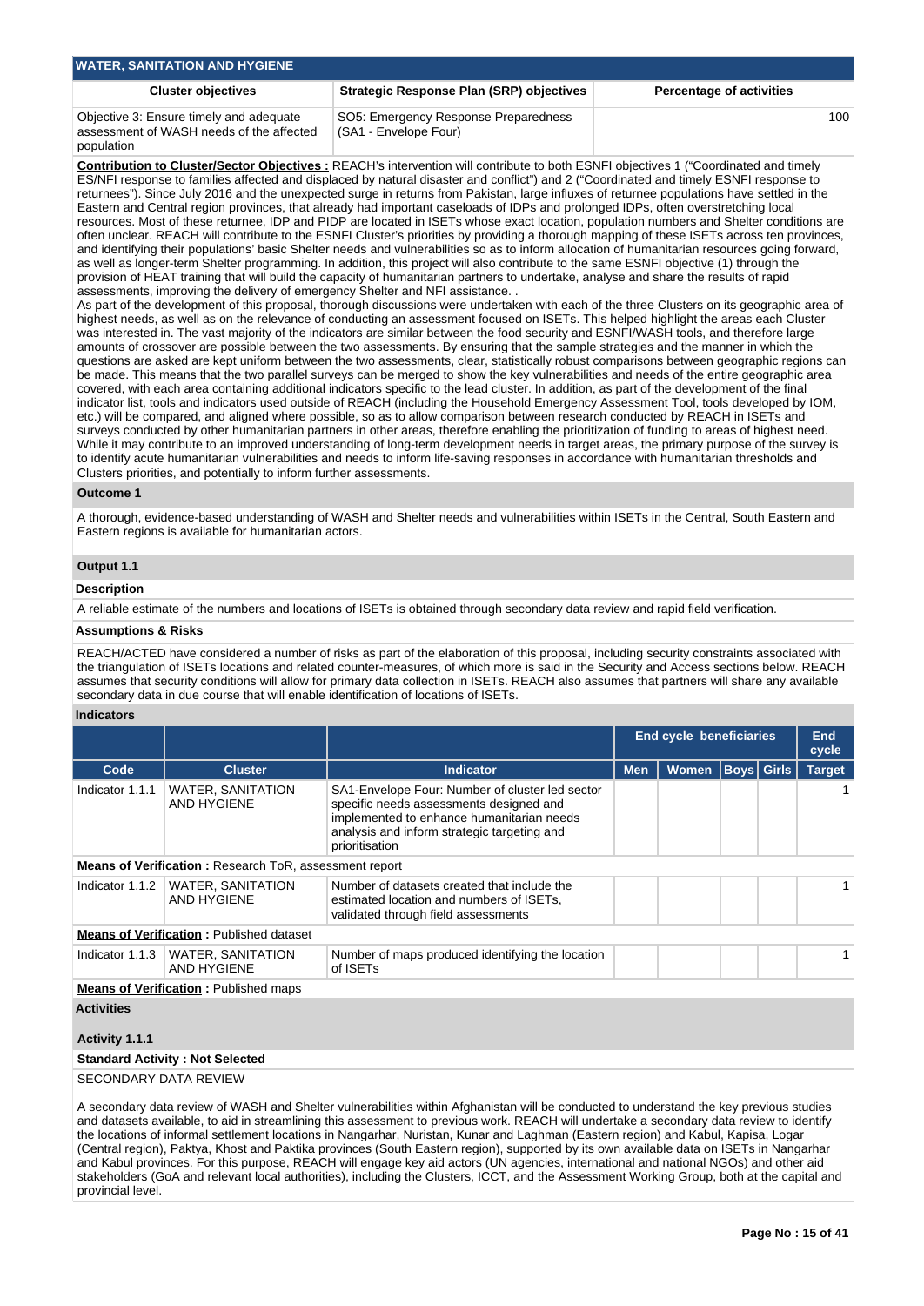## WATER, SANITATION AND HYGIENE

| Cluster objectives | Strategic Response Plan (SRP) objectives | Percentage of activities |
|---|---|---|
| Objective 3: Ensure timely and adequate assessment of WASH needs of the affected population | SO5: Emergency Response Preparedness (SA1 - Envelope Four) | 100 |

**Contribution to Cluster/Sector Objectives :** REACH's intervention will contribute to both ESNFI objectives 1 ("Coordinated and timely ES/NFI response to families affected and displaced by natural disaster and conflict") and 2 ("Coordinated and timely ESNFI response to returnees"). Since July 2016 and the unexpected surge in returns from Pakistan, large influxes of returnee populations have settled in the Eastern and Central region provinces, that already had important caseloads of IDPs and prolonged IDPs, often overstretching local resources. Most of these returnee, IDP and PIDP are located in ISETs whose exact location, population numbers and Shelter conditions are often unclear. REACH will contribute to the ESNFI Cluster's priorities by providing a thorough mapping of these ISETs across ten provinces, and identifying their populations' basic Shelter needs and vulnerabilities so as to inform allocation of humanitarian resources going forward, as well as longer-term Shelter programming. In addition, this project will also contribute to the same ESNFI objective (1) through the provision of HEAT training that will build the capacity of humanitarian partners to undertake, analyse and share the results of rapid assessments, improving the delivery of emergency Shelter and NFI assistance. .
As part of the development of this proposal, thorough discussions were undertaken with each of the three Clusters on its geographic area of highest needs, as well as on the relevance of conducting an assessment focused on ISETs. This helped highlight the areas each Cluster was interested in. The vast majority of the indicators are similar between the food security and ESNFI/WASH tools, and therefore large amounts of crossover are possible between the two assessments. By ensuring that the sample strategies and the manner in which the questions are asked are kept uniform between the two assessments, clear, statistically robust comparisons between geographic regions can be made. This means that the two parallel surveys can be merged to show the key vulnerabilities and needs of the entire geographic area covered, with each area containing additional indicators specific to the lead cluster. In addition, as part of the development of the final indicator list, tools and indicators used outside of REACH (including the Household Emergency Assessment Tool, tools developed by IOM, etc.) will be compared, and aligned where possible, so as to allow comparison between research conducted by REACH in ISETs and surveys conducted by other humanitarian partners in other areas, therefore enabling the prioritization of funding to areas of highest need. While it may contribute to an improved understanding of long-term development needs in target areas, the primary purpose of the survey is to identify acute humanitarian vulnerabilities and needs to inform life-saving responses in accordance with humanitarian thresholds and Clusters priorities, and potentially to inform further assessments.

### Outcome 1

A thorough, evidence-based understanding of WASH and Shelter needs and vulnerabilities within ISETs in the Central, South Eastern and Eastern regions is available for humanitarian actors.

### Output 1.1

**Description**

A reliable estimate of the numbers and locations of ISETs is obtained through secondary data review and rapid field verification.

**Assumptions & Risks**

REACH/ACTED have considered a number of risks as part of the elaboration of this proposal, including security constraints associated with the triangulation of ISETs locations and related counter-measures, of which more is said in the Security and Access sections below. REACH assumes that security conditions will allow for primary data collection in ISETs. REACH also assumes that partners will share any available secondary data in due course that will enable identification of locations of ISETs.

**Indicators**

| | | | End cycle beneficiaries | | | | End cycle |
|---|---|---|---|---|---|---|---|
| **Code** | **Cluster** | **Indicator** | **Men** | **Women** | **Boys** | **Girls** | **Target** |
| Indicator 1.1.1 | WATER, SANITATION AND HYGIENE | SA1-Envelope Four: Number of cluster led sector specific needs assessments designed and implemented to enhance humanitarian needs analysis and inform strategic targeting and prioritisation | | | | | 1 |
| **Means of Verification :** Research ToR, assessment report | | | | | | | |
| Indicator 1.1.2 | WATER, SANITATION AND HYGIENE | Number of datasets created that include the estimated location and numbers of ISETs, validated through field assessments | | | | | 1 |
| **Means of Verification :** Published dataset | | | | | | | |
| Indicator 1.1.3 | WATER, SANITATION AND HYGIENE | Number of maps produced identifying the location of ISETs | | | | | 1 |
| **Means of Verification :** Published maps | | | | | | | |

**Activities**

**Activity 1.1.1**

**Standard Activity : Not Selected**

SECONDARY DATA REVIEW

A secondary data review of WASH and Shelter vulnerabilities within Afghanistan will be conducted to understand the key previous studies and datasets available, to aid in streamlining this assessment to previous work. REACH will undertake a secondary data review to identify the locations of informal settlement locations in Nangarhar, Nuristan, Kunar and Laghman (Eastern region) and Kabul, Kapisa, Logar (Central region), Paktya, Khost and Paktika provinces (South Eastern region), supported by its own available data on ISETs in Nangarhar and Kabul provinces. For this purpose, REACH will engage key aid actors (UN agencies, international and national NGOs) and other aid stakeholders (GoA and relevant local authorities), including the Clusters, ICCT, and the Assessment Working Group, both at the capital and provincial level.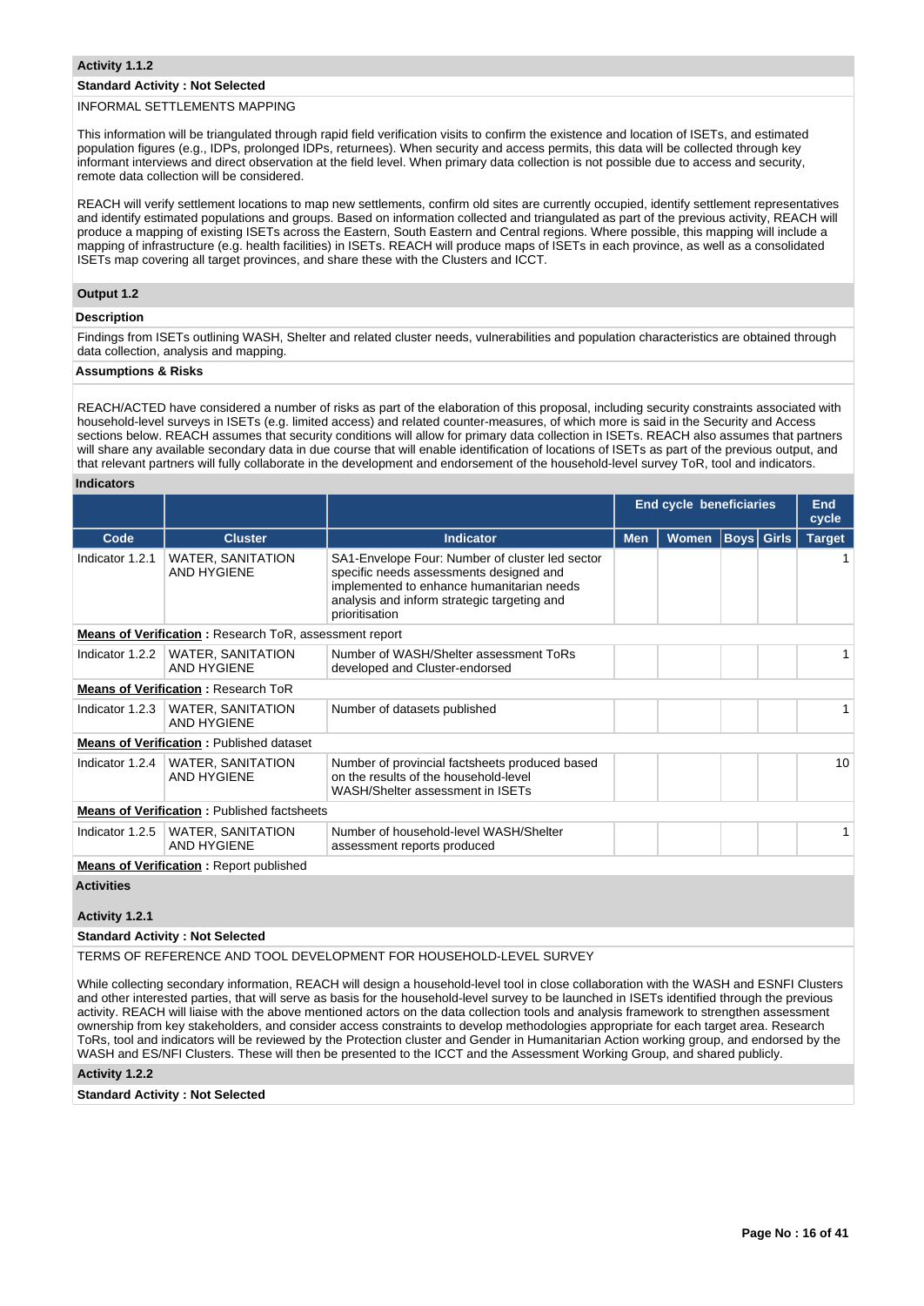### Activity 1.1.2

**Standard Activity : Not Selected**

INFORMAL SETTLEMENTS MAPPING

This information will be triangulated through rapid field verification visits to confirm the existence and location of ISETs, and estimated population figures (e.g., IDPs, prolonged IDPs, returnees). When security and access permits, this data will be collected through key informant interviews and direct observation at the field level. When primary data collection is not possible due to access and security, remote data collection will be considered.

REACH will verify settlement locations to map new settlements, confirm old sites are currently occupied, identify settlement representatives and identify estimated populations and groups. Based on information collected and triangulated as part of the previous activity, REACH will produce a mapping of existing ISETs across the Eastern, South Eastern and Central regions. Where possible, this mapping will include a mapping of infrastructure (e.g. health facilities) in ISETs. REACH will produce maps of ISETs in each province, as well as a consolidated ISETs map covering all target provinces, and share these with the Clusters and ICCT.

## Output 1.2

### Description

Findings from ISETs outlining WASH, Shelter and related cluster needs, vulnerabilities and population characteristics are obtained through data collection, analysis and mapping.

### Assumptions & Risks

REACH/ACTED have considered a number of risks as part of the elaboration of this proposal, including security constraints associated with household-level surveys in ISETs (e.g. limited access) and related counter-measures, of which more is said in the Security and Access sections below. REACH assumes that security conditions will allow for primary data collection in ISETs. REACH also assumes that partners will share any available secondary data in due course that will enable identification of locations of ISETs as part of the previous output, and that relevant partners will fully collaborate in the development and endorsement of the household-level survey ToR, tool and indicators.

### Indicators

| | | | End cycle beneficiaries | | | | End cycle |
|---|---|---|---|---|---|---|---|
| Code | Cluster | Indicator | Men | Women | Boys | Girls | Target |
| Indicator 1.2.1 | WATER, SANITATION AND HYGIENE | SA1-Envelope Four: Number of cluster led sector specific needs assessments designed and implemented to enhance humanitarian needs analysis and inform strategic targeting and prioritisation | | | | | 1 |
| **Means of Verification :** Research ToR, assessment report | | | | | | | |
| Indicator 1.2.2 | WATER, SANITATION AND HYGIENE | Number of WASH/Shelter assessment ToRs developed and Cluster-endorsed | | | | | 1 |
| **Means of Verification :** Research ToR | | | | | | | |
| Indicator 1.2.3 | WATER, SANITATION AND HYGIENE | Number of datasets published | | | | | 1 |
| **Means of Verification :** Published dataset | | | | | | | |
| Indicator 1.2.4 | WATER, SANITATION AND HYGIENE | Number of provincial factsheets produced based on the results of the household-level WASH/Shelter assessment in ISETs | | | | | 10 |
| **Means of Verification :** Published factsheets | | | | | | | |
| Indicator 1.2.5 | WATER, SANITATION AND HYGIENE | Number of household-level WASH/Shelter assessment reports produced | | | | | 1 |
| **Means of Verification :** Report published | | | | | | | |

### Activities

### Activity 1.2.1

**Standard Activity : Not Selected**

TERMS OF REFERENCE AND TOOL DEVELOPMENT FOR HOUSEHOLD-LEVEL SURVEY

While collecting secondary information, REACH will design a household-level tool in close collaboration with the WASH and ESNFI Clusters and other interested parties, that will serve as basis for the household-level survey to be launched in ISETs identified through the previous activity. REACH will liaise with the above mentioned actors on the data collection tools and analysis framework to strengthen assessment ownership from key stakeholders, and consider access constraints to develop methodologies appropriate for each target area. Research ToRs, tool and indicators will be reviewed by the Protection cluster and Gender in Humanitarian Action working group, and endorsed by the WASH and ES/NFI Clusters. These will then be presented to the ICCT and the Assessment Working Group, and shared publicly.

### Activity 1.2.2

**Standard Activity : Not Selected**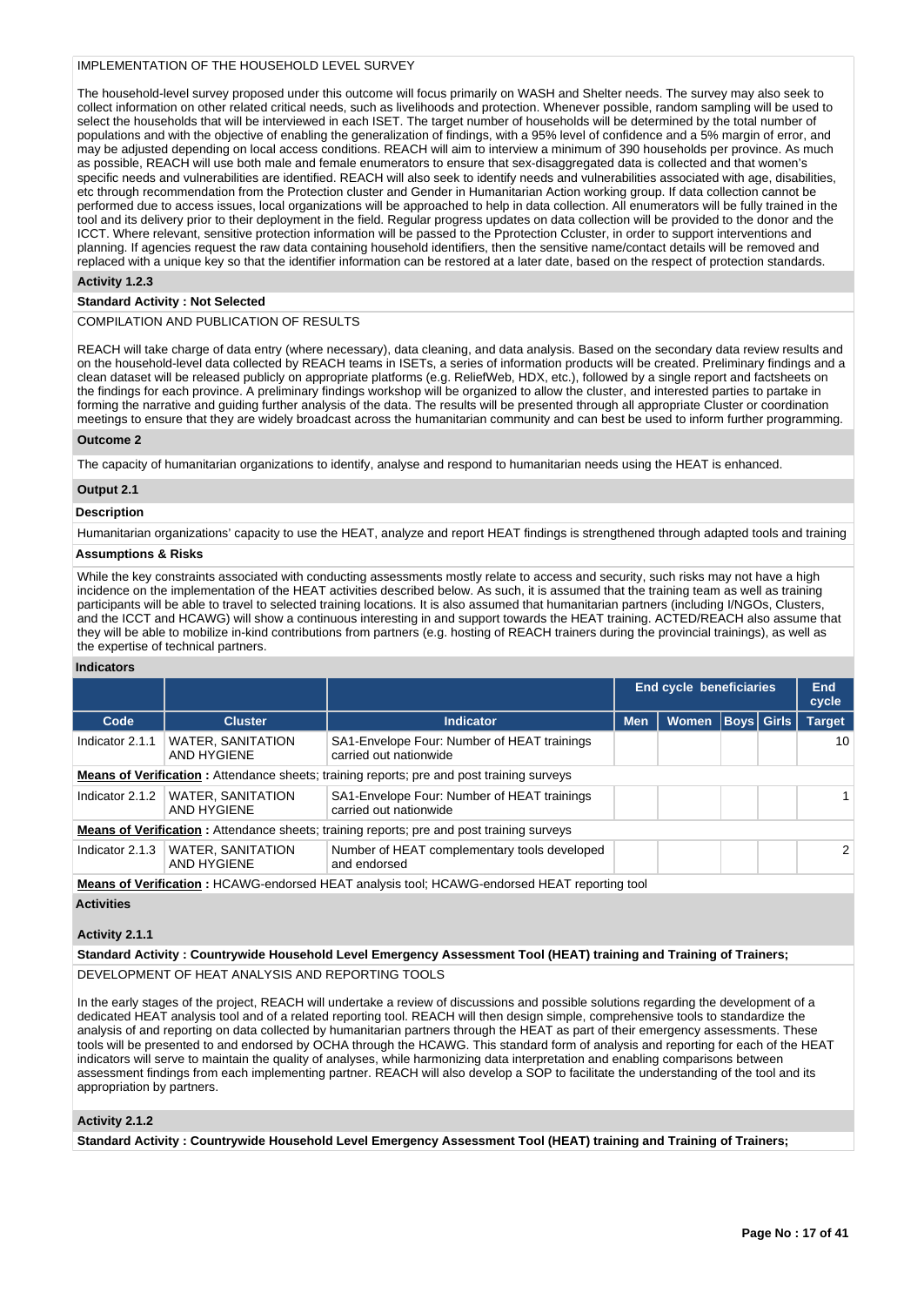IMPLEMENTATION OF THE HOUSEHOLD LEVEL SURVEY

The household-level survey proposed under this outcome will focus primarily on WASH and Shelter needs. The survey may also seek to collect information on other related critical needs, such as livelihoods and protection. Whenever possible, random sampling will be used to select the households that will be interviewed in each ISET. The target number of households will be determined by the total number of populations and with the objective of enabling the generalization of findings, with a 95% level of confidence and a 5% margin of error, and may be adjusted depending on local access conditions. REACH will aim to interview a minimum of 390 households per province. As much as possible, REACH will use both male and female enumerators to ensure that sex-disaggregated data is collected and that women's specific needs and vulnerabilities are identified. REACH will also seek to identify needs and vulnerabilities associated with age, disabilities, etc through recommendation from the Protection cluster and Gender in Humanitarian Action working group. If data collection cannot be performed due to access issues, local organizations will be approached to help in data collection. All enumerators will be fully trained in the tool and its delivery prior to their deployment in the field. Regular progress updates on data collection will be provided to the donor and the ICCT. Where relevant, sensitive protection information will be passed to the Pprotection Ccluster, in order to support interventions and planning. If agencies request the raw data containing household identifiers, then the sensitive name/contact details will be removed and replaced with a unique key so that the identifier information can be restored at a later date, based on the respect of protection standards.

**Activity 1.2.3**

**Standard Activity : Not Selected**

COMPILATION AND PUBLICATION OF RESULTS

REACH will take charge of data entry (where necessary), data cleaning, and data analysis. Based on the secondary data review results and on the household-level data collected by REACH teams in ISETs, a series of information products will be created. Preliminary findings and a clean dataset will be released publicly on appropriate platforms (e.g. ReliefWeb, HDX, etc.), followed by a single report and factsheets on the findings for each province. A preliminary findings workshop will be organized to allow the cluster, and interested parties to partake in forming the narrative and guiding further analysis of the data. The results will be presented through all appropriate Cluster or coordination meetings to ensure that they are widely broadcast across the humanitarian community and can best be used to inform further programming.

**Outcome 2**

The capacity of humanitarian organizations to identify, analyse and respond to humanitarian needs using the HEAT is enhanced.

**Output 2.1**

**Description**

Humanitarian organizations' capacity to use the HEAT, analyze and report HEAT findings is strengthened through adapted tools and training

**Assumptions & Risks**

While the key constraints associated with conducting assessments mostly relate to access and security, such risks may not have a high incidence on the implementation of the HEAT activities described below. As such, it is assumed that the training team as well as training participants will be able to travel to selected training locations. It is also assumed that humanitarian partners (including I/NGOs, Clusters, and the ICCT and HCAWG) will show a continuous interesting in and support towards the HEAT training. ACTED/REACH also assume that they will be able to mobilize in-kind contributions from partners (e.g. hosting of REACH trainers during the provincial trainings), as well as the expertise of technical partners.

**Indicators**

| | | | End cycle beneficiaries | | | | End cycle |
|---|---|---|---|---|---|---|---|
| **Code** | **Cluster** | **Indicator** | **Men** | **Women** | **Boys** | **Girls** | **Target** |
| Indicator 2.1.1 | WATER, SANITATION AND HYGIENE | SA1-Envelope Four: Number of HEAT trainings carried out nationwide | | | | | 10 |
| **Means of Verification :** Attendance sheets; training reports; pre and post training surveys | | | | | | | |
| Indicator 2.1.2 | WATER, SANITATION AND HYGIENE | SA1-Envelope Four: Number of HEAT trainings carried out nationwide | | | | | 1 |
| **Means of Verification :** Attendance sheets; training reports; pre and post training surveys | | | | | | | |
| Indicator 2.1.3 | WATER, SANITATION AND HYGIENE | Number of HEAT complementary tools developed and endorsed | | | | | 2 |
| **Means of Verification :** HCAWG-endorsed HEAT analysis tool; HCAWG-endorsed HEAT reporting tool | | | | | | | |

**Activities**

**Activity 2.1.1**

**Standard Activity : Countrywide Household Level Emergency Assessment Tool (HEAT) training and Training of Trainers;**

DEVELOPMENT OF HEAT ANALYSIS AND REPORTING TOOLS

In the early stages of the project, REACH will undertake a review of discussions and possible solutions regarding the development of a dedicated HEAT analysis tool and of a related reporting tool. REACH will then design simple, comprehensive tools to standardize the analysis of and reporting on data collected by humanitarian partners through the HEAT as part of their emergency assessments. These tools will be presented to and endorsed by OCHA through the HCAWG. This standard form of analysis and reporting for each of the HEAT indicators will serve to maintain the quality of analyses, while harmonizing data interpretation and enabling comparisons between assessment findings from each implementing partner. REACH will also develop a SOP to facilitate the understanding of the tool and its appropriation by partners.

**Activity 2.1.2**

**Standard Activity : Countrywide Household Level Emergency Assessment Tool (HEAT) training and Training of Trainers;**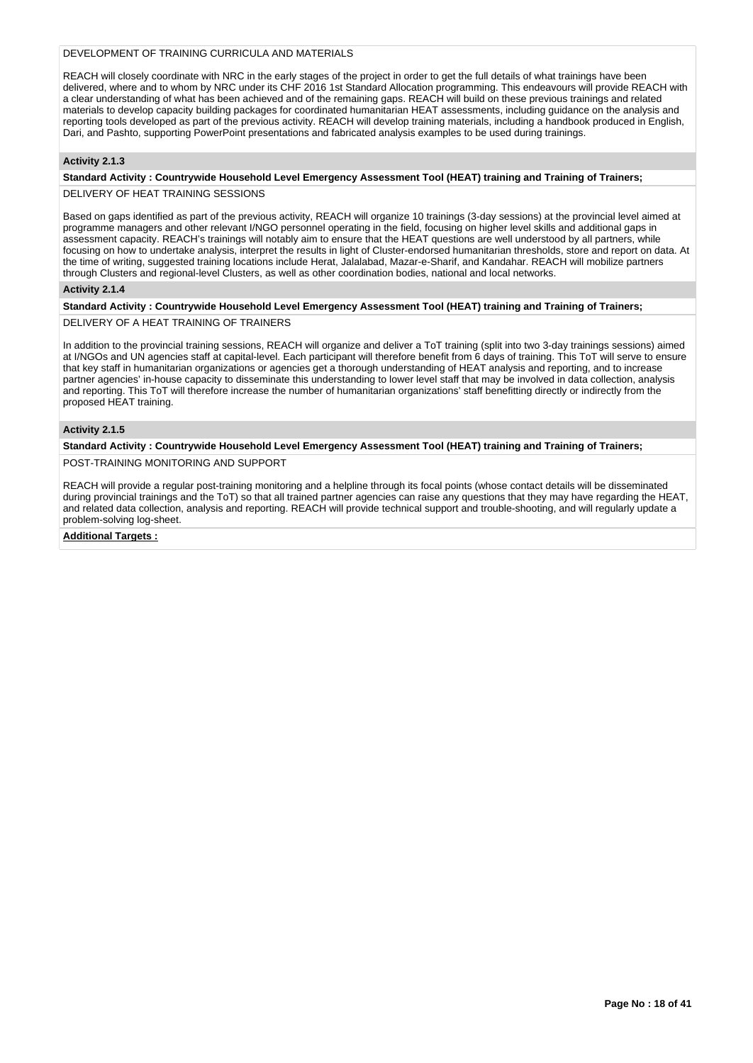DEVELOPMENT OF TRAINING CURRICULA AND MATERIALS

REACH will closely coordinate with NRC in the early stages of the project in order to get the full details of what trainings have been delivered, where and to whom by NRC under its CHF 2016 1st Standard Allocation programming. This endeavours will provide REACH with a clear understanding of what has been achieved and of the remaining gaps. REACH will build on these previous trainings and related materials to develop capacity building packages for coordinated humanitarian HEAT assessments, including guidance on the analysis and reporting tools developed as part of the previous activity. REACH will develop training materials, including a handbook produced in English, Dari, and Pashto, supporting PowerPoint presentations and fabricated analysis examples to be used during trainings.

**Activity 2.1.3**

**Standard Activity : Countrywide Household Level Emergency Assessment Tool (HEAT) training and Training of Trainers;**

DELIVERY OF HEAT TRAINING SESSIONS

Based on gaps identified as part of the previous activity, REACH will organize 10 trainings (3-day sessions) at the provincial level aimed at programme managers and other relevant I/NGO personnel operating in the field, focusing on higher level skills and additional gaps in assessment capacity. REACH's trainings will notably aim to ensure that the HEAT questions are well understood by all partners, while focusing on how to undertake analysis, interpret the results in light of Cluster-endorsed humanitarian thresholds, store and report on data. At the time of writing, suggested training locations include Herat, Jalalabad, Mazar-e-Sharif, and Kandahar. REACH will mobilize partners through Clusters and regional-level Clusters, as well as other coordination bodies, national and local networks.

**Activity 2.1.4**

**Standard Activity : Countrywide Household Level Emergency Assessment Tool (HEAT) training and Training of Trainers;**

DELIVERY OF A HEAT TRAINING OF TRAINERS

In addition to the provincial training sessions, REACH will organize and deliver a ToT training (split into two 3-day trainings sessions) aimed at I/NGOs and UN agencies staff at capital-level. Each participant will therefore benefit from 6 days of training. This ToT will serve to ensure that key staff in humanitarian organizations or agencies get a thorough understanding of HEAT analysis and reporting, and to increase partner agencies' in-house capacity to disseminate this understanding to lower level staff that may be involved in data collection, analysis and reporting. This ToT will therefore increase the number of humanitarian organizations' staff benefitting directly or indirectly from the proposed HEAT training.

**Activity 2.1.5**

**Standard Activity : Countrywide Household Level Emergency Assessment Tool (HEAT) training and Training of Trainers;**

POST-TRAINING MONITORING AND SUPPORT

REACH will provide a regular post-training monitoring and a helpline through its focal points (whose contact details will be disseminated during provincial trainings and the ToT) so that all trained partner agencies can raise any questions that they may have regarding the HEAT, and related data collection, analysis and reporting. REACH will provide technical support and trouble-shooting, and will regularly update a problem-solving log-sheet.

**Additional Targets :**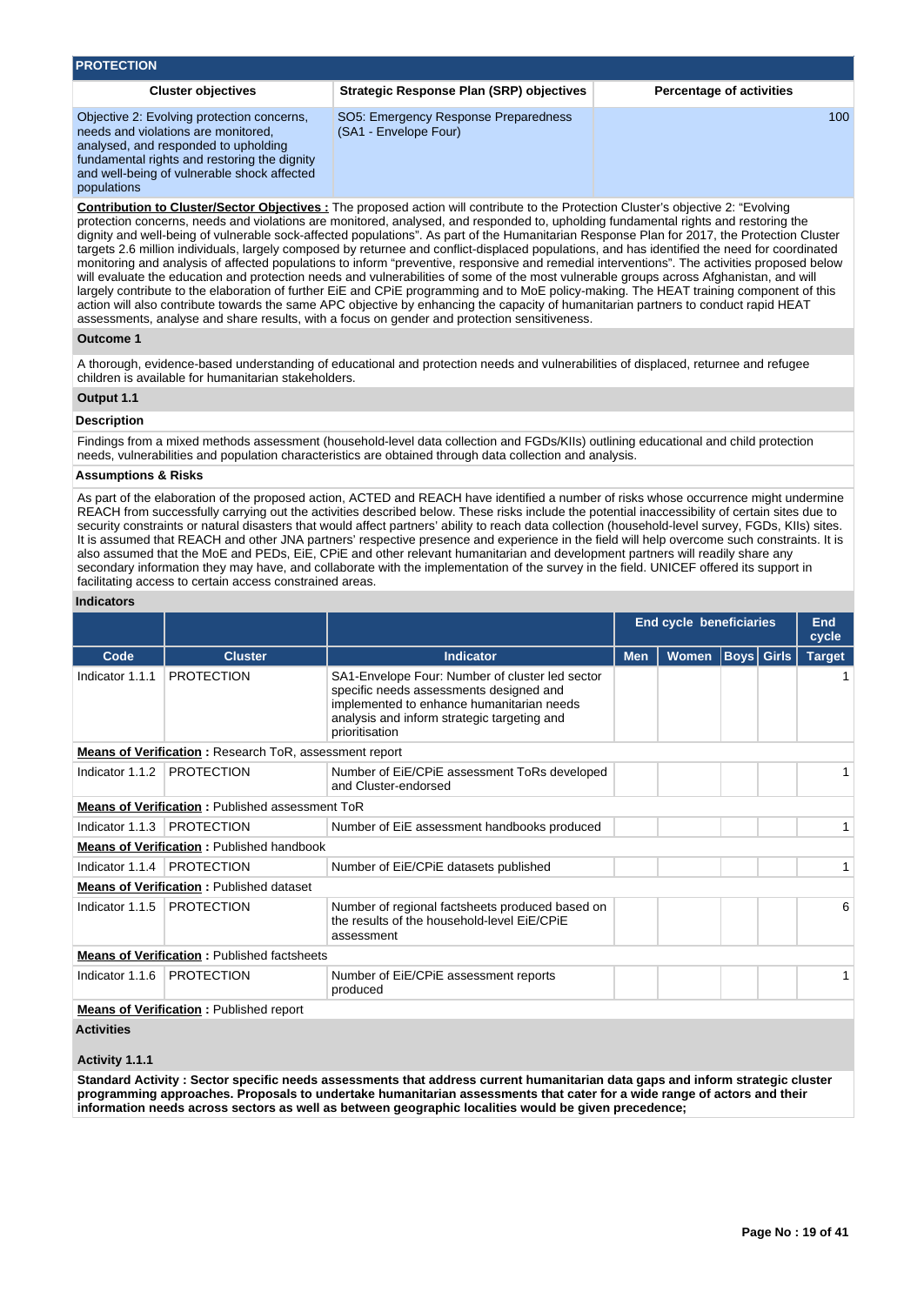## PROTECTION

| Cluster objectives | Strategic Response Plan (SRP) objectives | Percentage of activities |
|---|---|---|
| Objective 2: Evolving protection concerns, needs and violations are monitored, analysed, and responded to upholding fundamental rights and restoring the dignity and well-being of vulnerable shock affected populations | SO5: Emergency Response Preparedness (SA1 - Envelope Four) | 100 |

**Contribution to Cluster/Sector Objectives :** The proposed action will contribute to the Protection Cluster's objective 2: "Evolving protection concerns, needs and violations are monitored, analysed, and responded to, upholding fundamental rights and restoring the dignity and well-being of vulnerable sock-affected populations". As part of the Humanitarian Response Plan for 2017, the Protection Cluster targets 2.6 million individuals, largely composed by returnee and conflict-displaced populations, and has identified the need for coordinated monitoring and analysis of affected populations to inform "preventive, responsive and remedial interventions". The activities proposed below will evaluate the education and protection needs and vulnerabilities of some of the most vulnerable groups across Afghanistan, and will largely contribute to the elaboration of further EiE and CPiE programming and to MoE policy-making. The HEAT training component of this action will also contribute towards the same APC objective by enhancing the capacity of humanitarian partners to conduct rapid HEAT assessments, analyse and share results, with a focus on gender and protection sensitiveness.

### Outcome 1

A thorough, evidence-based understanding of educational and protection needs and vulnerabilities of displaced, returnee and refugee children is available for humanitarian stakeholders.

### Output 1.1

**Description**

Findings from a mixed methods assessment (household-level data collection and FGDs/KIIs) outlining educational and child protection needs, vulnerabilities and population characteristics are obtained through data collection and analysis.

**Assumptions & Risks**

As part of the elaboration of the proposed action, ACTED and REACH have identified a number of risks whose occurrence might undermine REACH from successfully carrying out the activities described below. These risks include the potential inaccessibility of certain sites due to security constraints or natural disasters that would affect partners' ability to reach data collection (household-level survey, FGDs, KIIs) sites. It is assumed that REACH and other JNA partners' respective presence and experience in the field will help overcome such constraints. It is also assumed that the MoE and PEDs, EiE, CPiE and other relevant humanitarian and development partners will readily share any secondary information they may have, and collaborate with the implementation of the survey in the field. UNICEF offered its support in facilitating access to certain access constrained areas.

**Indicators**

| | | | End cycle beneficiaries | | | | End cycle |
|---|---|---|---|---|---|---|---|
| Code | Cluster | Indicator | Men | Women | Boys | Girls | Target |
| Indicator 1.1.1 | PROTECTION | SA1-Envelope Four: Number of cluster led sector specific needs assessments designed and implemented to enhance humanitarian needs analysis and inform strategic targeting and prioritisation | | | | | 1 |
| **Means of Verification :** Research ToR, assessment report | | | | | | | |
| Indicator 1.1.2 | PROTECTION | Number of EiE/CPiE assessment ToRs developed and Cluster-endorsed | | | | | 1 |
| **Means of Verification :** Published assessment ToR | | | | | | | |
| Indicator 1.1.3 | PROTECTION | Number of EiE assessment handbooks produced | | | | | 1 |
| **Means of Verification :** Published handbook | | | | | | | |
| Indicator 1.1.4 | PROTECTION | Number of EiE/CPiE datasets published | | | | | 1 |
| **Means of Verification :** Published dataset | | | | | | | |
| Indicator 1.1.5 | PROTECTION | Number of regional factsheets produced based on the results of the household-level EiE/CPiE assessment | | | | | 6 |
| **Means of Verification :** Published factsheets | | | | | | | |
| Indicator 1.1.6 | PROTECTION | Number of EiE/CPiE assessment reports produced | | | | | 1 |
| **Means of Verification :** Published report | | | | | | | |

**Activities**

**Activity 1.1.1**

**Standard Activity : Sector specific needs assessments that address current humanitarian data gaps and inform strategic cluster programming approaches. Proposals to undertake humanitarian assessments that cater for a wide range of actors and their information needs across sectors as well as between geographic localities would be given precedence;**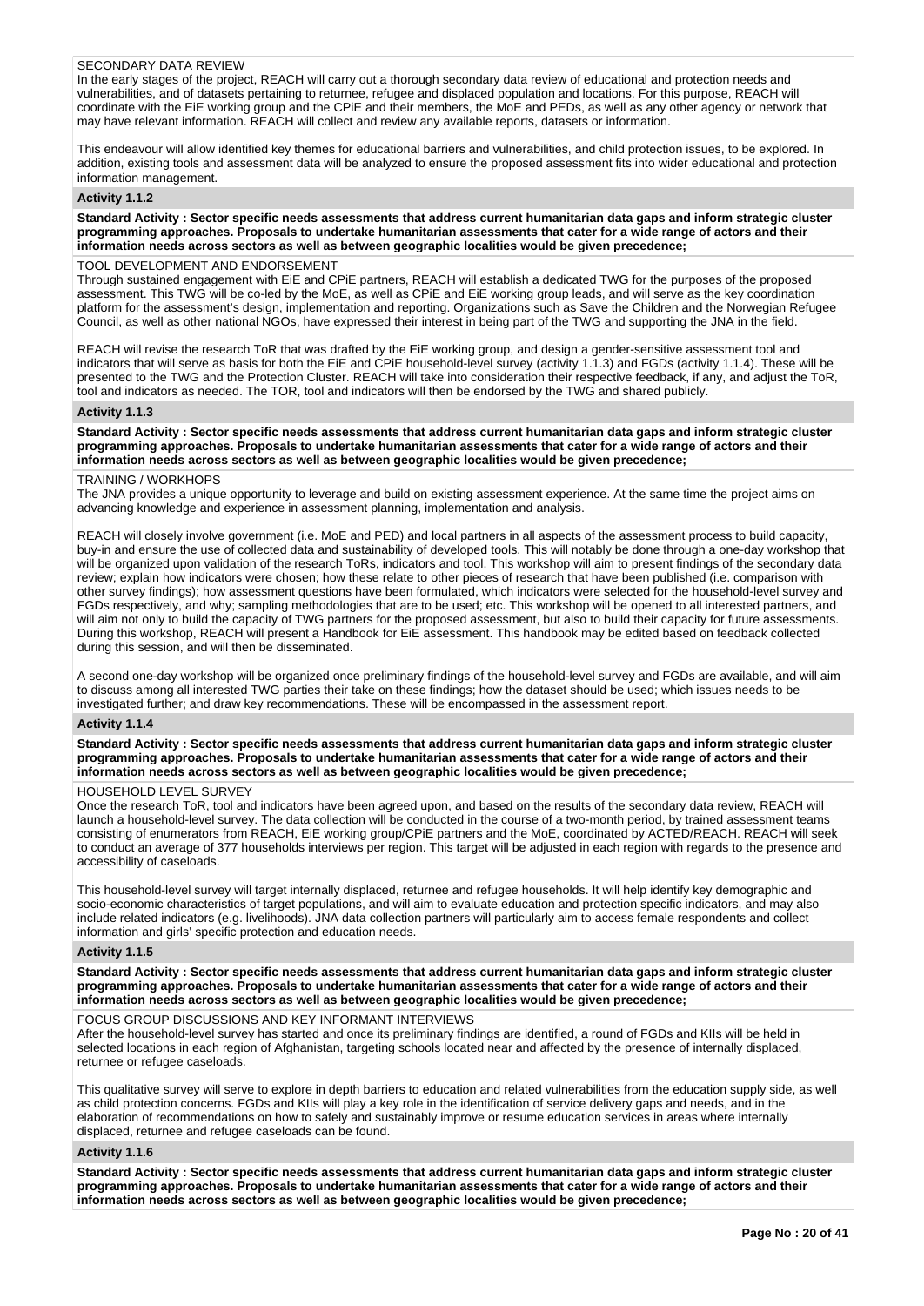SECONDARY DATA REVIEW
In the early stages of the project, REACH will carry out a thorough secondary data review of educational and protection needs and vulnerabilities, and of datasets pertaining to returnee, refugee and displaced population and locations. For this purpose, REACH will coordinate with the EiE working group and the CPiE and their members, the MoE and PEDs, as well as any other agency or network that may have relevant information. REACH will collect and review any available reports, datasets or information.

This endeavour will allow identified key themes for educational barriers and vulnerabilities, and child protection issues, to be explored. In addition, existing tools and assessment data will be analyzed to ensure the proposed assessment fits into wider educational and protection information management.

**Activity 1.1.2**

**Standard Activity : Sector specific needs assessments that address current humanitarian data gaps and inform strategic cluster programming approaches. Proposals to undertake humanitarian assessments that cater for a wide range of actors and their information needs across sectors as well as between geographic localities would be given precedence;**

TOOL DEVELOPMENT AND ENDORSEMENT
Through sustained engagement with EiE and CPiE partners, REACH will establish a dedicated TWG for the purposes of the proposed assessment. This TWG will be co-led by the MoE, as well as CPiE and EiE working group leads, and will serve as the key coordination platform for the assessment's design, implementation and reporting. Organizations such as Save the Children and the Norwegian Refugee Council, as well as other national NGOs, have expressed their interest in being part of the TWG and supporting the JNA in the field.

REACH will revise the research ToR that was drafted by the EiE working group, and design a gender-sensitive assessment tool and indicators that will serve as basis for both the EiE and CPiE household-level survey (activity 1.1.3) and FGDs (activity 1.1.4). These will be presented to the TWG and the Protection Cluster. REACH will take into consideration their respective feedback, if any, and adjust the ToR, tool and indicators as needed. The TOR, tool and indicators will then be endorsed by the TWG and shared publicly.

**Activity 1.1.3**

**Standard Activity : Sector specific needs assessments that address current humanitarian data gaps and inform strategic cluster programming approaches. Proposals to undertake humanitarian assessments that cater for a wide range of actors and their information needs across sectors as well as between geographic localities would be given precedence;**

TRAINING / WORKHOPS
The JNA provides a unique opportunity to leverage and build on existing assessment experience. At the same time the project aims on advancing knowledge and experience in assessment planning, implementation and analysis.

REACH will closely involve government (i.e. MoE and PED) and local partners in all aspects of the assessment process to build capacity, buy-in and ensure the use of collected data and sustainability of developed tools. This will notably be done through a one-day workshop that will be organized upon validation of the research ToRs, indicators and tool. This workshop will aim to present findings of the secondary data review; explain how indicators were chosen; how these relate to other pieces of research that have been published (i.e. comparison with other survey findings); how assessment questions have been formulated, which indicators were selected for the household-level survey and FGDs respectively, and why; sampling methodologies that are to be used; etc. This workshop will be opened to all interested partners, and will aim not only to build the capacity of TWG partners for the proposed assessment, but also to build their capacity for future assessments. During this workshop, REACH will present a Handbook for EiE assessment. This handbook may be edited based on feedback collected during this session, and will then be disseminated.

A second one-day workshop will be organized once preliminary findings of the household-level survey and FGDs are available, and will aim to discuss among all interested TWG parties their take on these findings; how the dataset should be used; which issues needs to be investigated further; and draw key recommendations. These will be encompassed in the assessment report.

**Activity 1.1.4**

**Standard Activity : Sector specific needs assessments that address current humanitarian data gaps and inform strategic cluster programming approaches. Proposals to undertake humanitarian assessments that cater for a wide range of actors and their information needs across sectors as well as between geographic localities would be given precedence;**

HOUSEHOLD LEVEL SURVEY
Once the research ToR, tool and indicators have been agreed upon, and based on the results of the secondary data review, REACH will launch a household-level survey. The data collection will be conducted in the course of a two-month period, by trained assessment teams consisting of enumerators from REACH, EiE working group/CPiE partners and the MoE, coordinated by ACTED/REACH. REACH will seek to conduct an average of 377 households interviews per region. This target will be adjusted in each region with regards to the presence and accessibility of caseloads.

This household-level survey will target internally displaced, returnee and refugee households. It will help identify key demographic and socio-economic characteristics of target populations, and will aim to evaluate education and protection specific indicators, and may also include related indicators (e.g. livelihoods). JNA data collection partners will particularly aim to access female respondents and collect information and girls' specific protection and education needs.

**Activity 1.1.5**

**Standard Activity : Sector specific needs assessments that address current humanitarian data gaps and inform strategic cluster programming approaches. Proposals to undertake humanitarian assessments that cater for a wide range of actors and their information needs across sectors as well as between geographic localities would be given precedence;**

FOCUS GROUP DISCUSSIONS AND KEY INFORMANT INTERVIEWS
After the household-level survey has started and once its preliminary findings are identified, a round of FGDs and KIIs will be held in selected locations in each region of Afghanistan, targeting schools located near and affected by the presence of internally displaced, returnee or refugee caseloads.

This qualitative survey will serve to explore in depth barriers to education and related vulnerabilities from the education supply side, as well as child protection concerns. FGDs and KIIs will play a key role in the identification of service delivery gaps and needs, and in the elaboration of recommendations on how to safely and sustainably improve or resume education services in areas where internally displaced, returnee and refugee caseloads can be found.

**Activity 1.1.6**

**Standard Activity : Sector specific needs assessments that address current humanitarian data gaps and inform strategic cluster programming approaches. Proposals to undertake humanitarian assessments that cater for a wide range of actors and their information needs across sectors as well as between geographic localities would be given precedence;**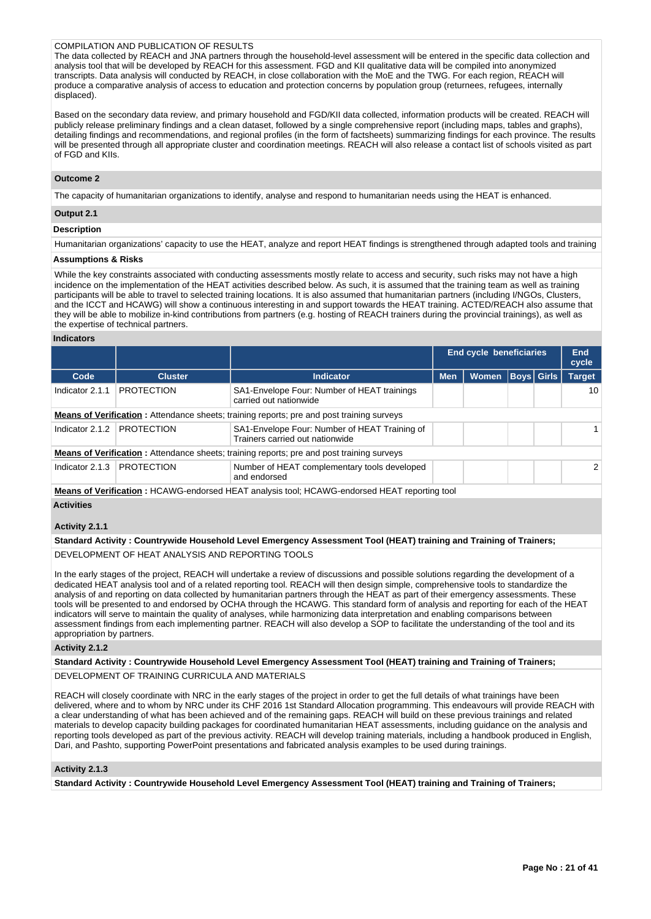COMPILATION AND PUBLICATION OF RESULTS
The data collected by REACH and JNA partners through the household-level assessment will be entered in the specific data collection and analysis tool that will be developed by REACH for this assessment. FGD and KII qualitative data will be compiled into anonymized transcripts. Data analysis will conducted by REACH, in close collaboration with the MoE and the TWG. For each region, REACH will produce a comparative analysis of access to education and protection concerns by population group (returnees, refugees, internally displaced).

Based on the secondary data review, and primary household and FGD/KII data collected, information products will be created. REACH will publicly release preliminary findings and a clean dataset, followed by a single comprehensive report (including maps, tables and graphs), detailing findings and recommendations, and regional profiles (in the form of factsheets) summarizing findings for each province. The results will be presented through all appropriate cluster and coordination meetings. REACH will also release a contact list of schools visited as part of FGD and KIIs.

### Outcome 2

The capacity of humanitarian organizations to identify, analyse and respond to humanitarian needs using the HEAT is enhanced.

### Output 2.1

**Description**

Humanitarian organizations' capacity to use the HEAT, analyze and report HEAT findings is strengthened through adapted tools and training

**Assumptions & Risks**

While the key constraints associated with conducting assessments mostly relate to access and security, such risks may not have a high incidence on the implementation of the HEAT activities described below. As such, it is assumed that the training team as well as training participants will be able to travel to selected training locations. It is also assumed that humanitarian partners (including I/NGOs, Clusters, and the ICCT and HCAWG) will show a continuous interesting in and support towards the HEAT training. ACTED/REACH also assume that they will be able to mobilize in-kind contributions from partners (e.g. hosting of REACH trainers during the provincial trainings), as well as the expertise of technical partners.

**Indicators**

| | | | End cycle beneficiaries | | | | End cycle |
|---|---|---|---|---|---|---|---|
| Code | Cluster | Indicator | Men | Women | Boys | Girls | Target |
| Indicator 2.1.1 | PROTECTION | SA1-Envelope Four: Number of HEAT trainings carried out nationwide | | | | | 10 |
| **Means of Verification :** Attendance sheets; training reports; pre and post training surveys | | | | | | | |
| Indicator 2.1.2 | PROTECTION | SA1-Envelope Four: Number of HEAT Training of Trainers carried out nationwide | | | | | 1 |
| **Means of Verification :** Attendance sheets; training reports; pre and post training surveys | | | | | | | |
| Indicator 2.1.3 | PROTECTION | Number of HEAT complementary tools developed and endorsed | | | | | 2 |
| **Means of Verification :** HCAWG-endorsed HEAT analysis tool; HCAWG-endorsed HEAT reporting tool | | | | | | | |

**Activities**

**Activity 2.1.1**

**Standard Activity : Countrywide Household Level Emergency Assessment Tool (HEAT) training and Training of Trainers;**

DEVELOPMENT OF HEAT ANALYSIS AND REPORTING TOOLS

In the early stages of the project, REACH will undertake a review of discussions and possible solutions regarding the development of a dedicated HEAT analysis tool and of a related reporting tool. REACH will then design simple, comprehensive tools to standardize the analysis of and reporting on data collected by humanitarian partners through the HEAT as part of their emergency assessments. These tools will be presented to and endorsed by OCHA through the HCAWG. This standard form of analysis and reporting for each of the HEAT indicators will serve to maintain the quality of analyses, while harmonizing data interpretation and enabling comparisons between assessment findings from each implementing partner. REACH will also develop a SOP to facilitate the understanding of the tool and its appropriation by partners.

**Activity 2.1.2**

**Standard Activity : Countrywide Household Level Emergency Assessment Tool (HEAT) training and Training of Trainers;**

DEVELOPMENT OF TRAINING CURRICULA AND MATERIALS

REACH will closely coordinate with NRC in the early stages of the project in order to get the full details of what trainings have been delivered, where and to whom by NRC under its CHF 2016 1st Standard Allocation programming. This endeavours will provide REACH with a clear understanding of what has been achieved and of the remaining gaps. REACH will build on these previous trainings and related materials to develop capacity building packages for coordinated humanitarian HEAT assessments, including guidance on the analysis and reporting tools developed as part of the previous activity. REACH will develop training materials, including a handbook produced in English, Dari, and Pashto, supporting PowerPoint presentations and fabricated analysis examples to be used during trainings.

**Activity 2.1.3**

**Standard Activity : Countrywide Household Level Emergency Assessment Tool (HEAT) training and Training of Trainers;**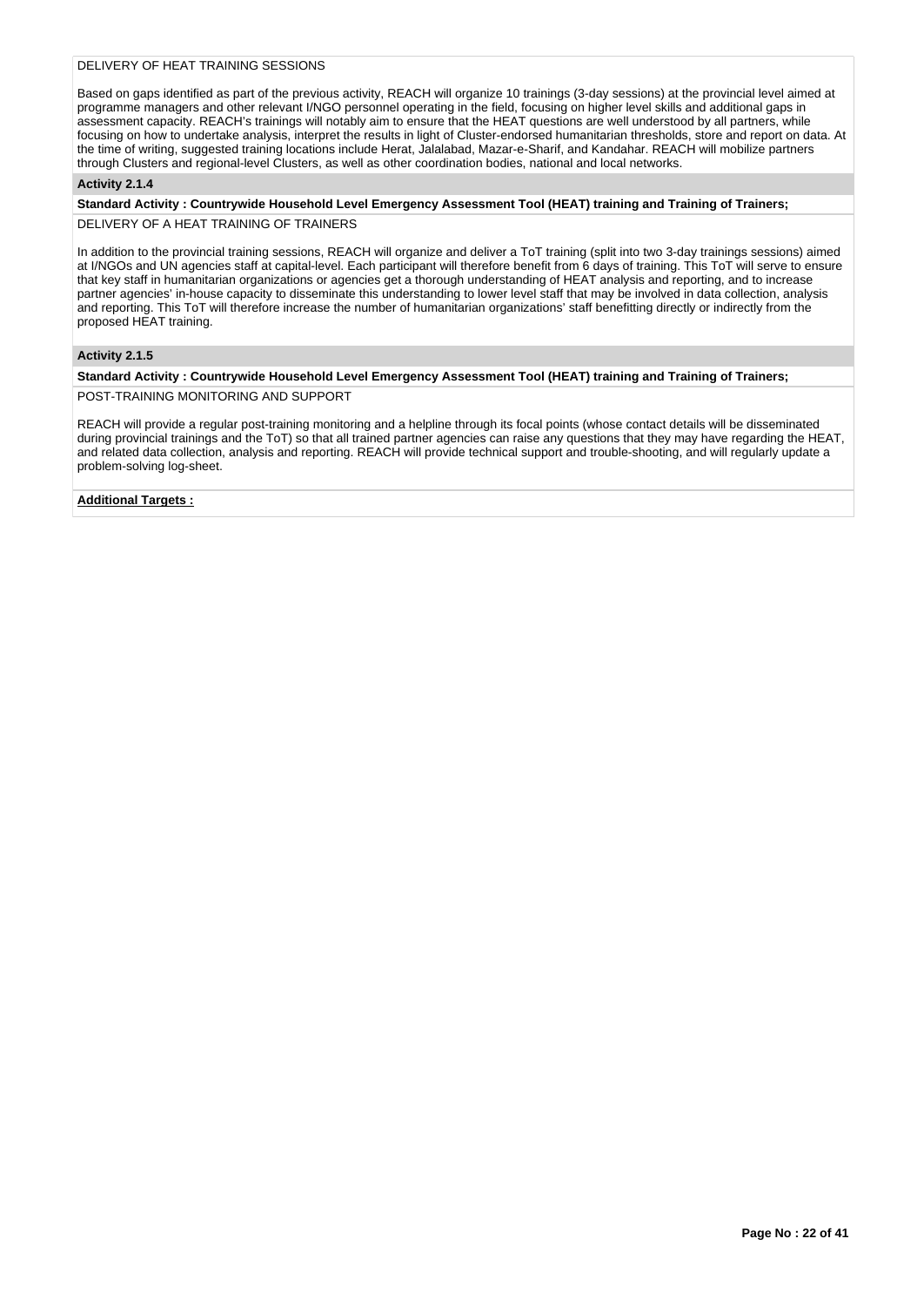DELIVERY OF HEAT TRAINING SESSIONS

Based on gaps identified as part of the previous activity, REACH will organize 10 trainings (3-day sessions) at the provincial level aimed at programme managers and other relevant I/NGO personnel operating in the field, focusing on higher level skills and additional gaps in assessment capacity. REACH's trainings will notably aim to ensure that the HEAT questions are well understood by all partners, while focusing on how to undertake analysis, interpret the results in light of Cluster-endorsed humanitarian thresholds, store and report on data. At the time of writing, suggested training locations include Herat, Jalalabad, Mazar-e-Sharif, and Kandahar. REACH will mobilize partners through Clusters and regional-level Clusters, as well as other coordination bodies, national and local networks.

**Activity 2.1.4**

**Standard Activity : Countrywide Household Level Emergency Assessment Tool (HEAT) training and Training of Trainers;**

DELIVERY OF A HEAT TRAINING OF TRAINERS

In addition to the provincial training sessions, REACH will organize and deliver a ToT training (split into two 3-day trainings sessions) aimed at I/NGOs and UN agencies staff at capital-level. Each participant will therefore benefit from 6 days of training. This ToT will serve to ensure that key staff in humanitarian organizations or agencies get a thorough understanding of HEAT analysis and reporting, and to increase partner agencies' in-house capacity to disseminate this understanding to lower level staff that may be involved in data collection, analysis and reporting. This ToT will therefore increase the number of humanitarian organizations' staff benefitting directly or indirectly from the proposed HEAT training.

**Activity 2.1.5**

**Standard Activity : Countrywide Household Level Emergency Assessment Tool (HEAT) training and Training of Trainers;**

POST-TRAINING MONITORING AND SUPPORT

REACH will provide a regular post-training monitoring and a helpline through its focal points (whose contact details will be disseminated during provincial trainings and the ToT) so that all trained partner agencies can raise any questions that they may have regarding the HEAT, and related data collection, analysis and reporting. REACH will provide technical support and trouble-shooting, and will regularly update a problem-solving log-sheet.

**Additional Targets :**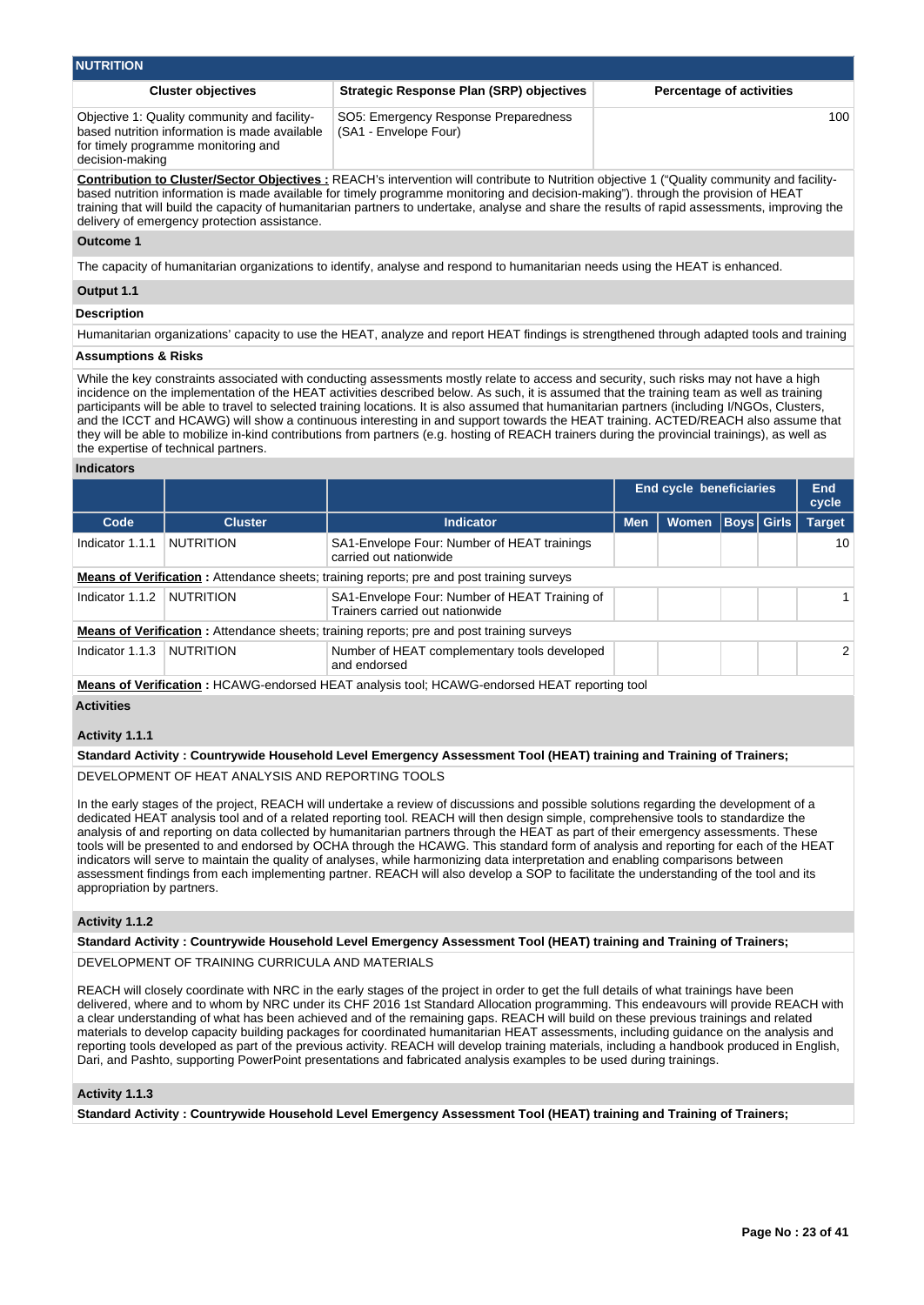## NUTRITION

| Cluster objectives | Strategic Response Plan (SRP) objectives | Percentage of activities |
|---|---|---|
| Objective 1: Quality community and facility-based nutrition information is made available for timely programme monitoring and decision-making | SO5: Emergency Response Preparedness (SA1 - Envelope Four) | 100 |

**Contribution to Cluster/Sector Objectives :** REACH's intervention will contribute to Nutrition objective 1 ("Quality community and facility-based nutrition information is made available for timely programme monitoring and decision-making"). through the provision of HEAT training that will build the capacity of humanitarian partners to undertake, analyse and share the results of rapid assessments, improving the delivery of emergency protection assistance.

### Outcome 1

The capacity of humanitarian organizations to identify, analyse and respond to humanitarian needs using the HEAT is enhanced.

### Output 1.1

**Description**

Humanitarian organizations' capacity to use the HEAT, analyze and report HEAT findings is strengthened through adapted tools and training

**Assumptions & Risks**

While the key constraints associated with conducting assessments mostly relate to access and security, such risks may not have a high incidence on the implementation of the HEAT activities described below. As such, it is assumed that the training team as well as training participants will be able to travel to selected training locations. It is also assumed that humanitarian partners (including I/NGOs, Clusters, and the ICCT and HCAWG) will show a continuous interesting in and support towards the HEAT training. ACTED/REACH also assume that they will be able to mobilize in-kind contributions from partners (e.g. hosting of REACH trainers during the provincial trainings), as well as the expertise of technical partners.

**Indicators**

| | | | End cycle beneficiaries | | | | End cycle |
|---|---|---|---|---|---|---|---|
| Code | Cluster | Indicator | Men | Women | Boys | Girls | Target |
| Indicator 1.1.1 | NUTRITION | SA1-Envelope Four: Number of HEAT trainings carried out nationwide | | | | | 10 |
| **Means of Verification :** Attendance sheets; training reports; pre and post training surveys | | | | | | | |
| Indicator 1.1.2 | NUTRITION | SA1-Envelope Four: Number of HEAT Training of Trainers carried out nationwide | | | | | 1 |
| **Means of Verification :** Attendance sheets; training reports; pre and post training surveys | | | | | | | |
| Indicator 1.1.3 | NUTRITION | Number of HEAT complementary tools developed and endorsed | | | | | 2 |
| **Means of Verification :** HCAWG-endorsed HEAT analysis tool; HCAWG-endorsed HEAT reporting tool | | | | | | | |

**Activities**

**Activity 1.1.1**

**Standard Activity : Countrywide Household Level Emergency Assessment Tool (HEAT) training and Training of Trainers;**

DEVELOPMENT OF HEAT ANALYSIS AND REPORTING TOOLS

In the early stages of the project, REACH will undertake a review of discussions and possible solutions regarding the development of a dedicated HEAT analysis tool and of a related reporting tool. REACH will then design simple, comprehensive tools to standardize the analysis of and reporting on data collected by humanitarian partners through the HEAT as part of their emergency assessments. These tools will be presented to and endorsed by OCHA through the HCAWG. This standard form of analysis and reporting for each of the HEAT indicators will serve to maintain the quality of analyses, while harmonizing data interpretation and enabling comparisons between assessment findings from each implementing partner. REACH will also develop a SOP to facilitate the understanding of the tool and its appropriation by partners.

**Activity 1.1.2**

**Standard Activity : Countrywide Household Level Emergency Assessment Tool (HEAT) training and Training of Trainers;**

DEVELOPMENT OF TRAINING CURRICULA AND MATERIALS

REACH will closely coordinate with NRC in the early stages of the project in order to get the full details of what trainings have been delivered, where and to whom by NRC under its CHF 2016 1st Standard Allocation programming. This endeavours will provide REACH with a clear understanding of what has been achieved and of the remaining gaps. REACH will build on these previous trainings and related materials to develop capacity building packages for coordinated humanitarian HEAT assessments, including guidance on the analysis and reporting tools developed as part of the previous activity. REACH will develop training materials, including a handbook produced in English, Dari, and Pashto, supporting PowerPoint presentations and fabricated analysis examples to be used during trainings.

**Activity 1.1.3**

**Standard Activity : Countrywide Household Level Emergency Assessment Tool (HEAT) training and Training of Trainers;**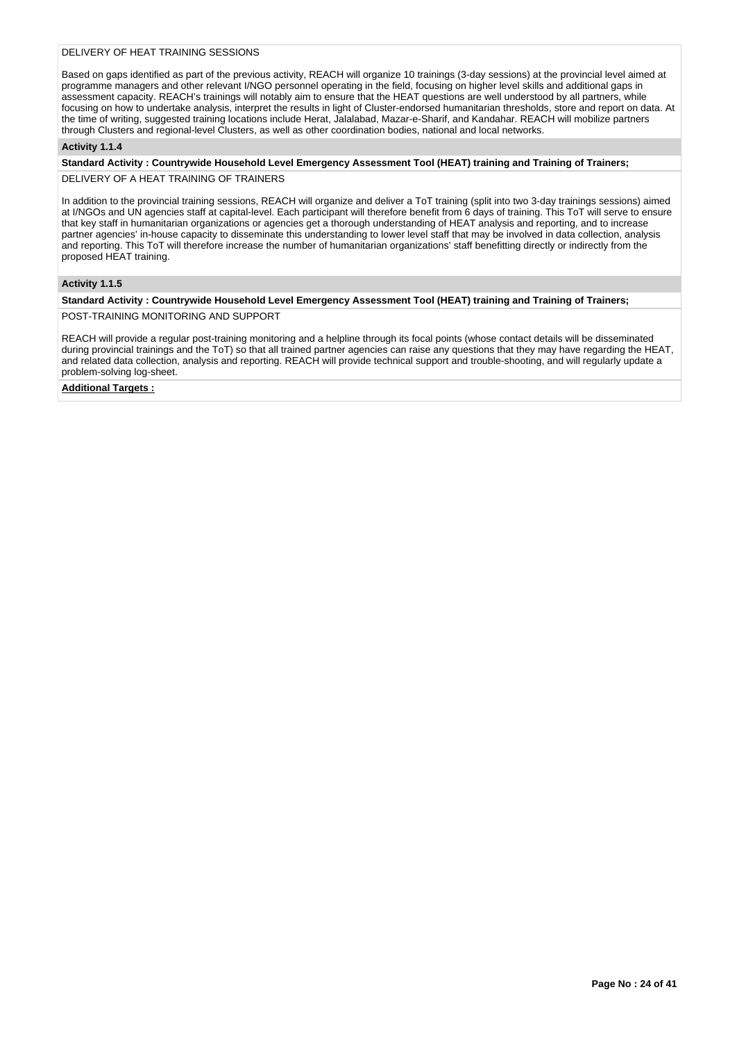DELIVERY OF HEAT TRAINING SESSIONS

Based on gaps identified as part of the previous activity, REACH will organize 10 trainings (3-day sessions) at the provincial level aimed at programme managers and other relevant I/NGO personnel operating in the field, focusing on higher level skills and additional gaps in assessment capacity. REACH's trainings will notably aim to ensure that the HEAT questions are well understood by all partners, while focusing on how to undertake analysis, interpret the results in light of Cluster-endorsed humanitarian thresholds, store and report on data. At the time of writing, suggested training locations include Herat, Jalalabad, Mazar-e-Sharif, and Kandahar. REACH will mobilize partners through Clusters and regional-level Clusters, as well as other coordination bodies, national and local networks.

**Activity 1.1.4**

**Standard Activity : Countrywide Household Level Emergency Assessment Tool (HEAT) training and Training of Trainers;**

DELIVERY OF A HEAT TRAINING OF TRAINERS

In addition to the provincial training sessions, REACH will organize and deliver a ToT training (split into two 3-day trainings sessions) aimed at I/NGOs and UN agencies staff at capital-level. Each participant will therefore benefit from 6 days of training. This ToT will serve to ensure that key staff in humanitarian organizations or agencies get a thorough understanding of HEAT analysis and reporting, and to increase partner agencies' in-house capacity to disseminate this understanding to lower level staff that may be involved in data collection, analysis and reporting. This ToT will therefore increase the number of humanitarian organizations' staff benefitting directly or indirectly from the proposed HEAT training.

**Activity 1.1.5**

**Standard Activity : Countrywide Household Level Emergency Assessment Tool (HEAT) training and Training of Trainers;**

POST-TRAINING MONITORING AND SUPPORT

REACH will provide a regular post-training monitoring and a helpline through its focal points (whose contact details will be disseminated during provincial trainings and the ToT) so that all trained partner agencies can raise any questions that they may have regarding the HEAT, and related data collection, analysis and reporting. REACH will provide technical support and trouble-shooting, and will regularly update a problem-solving log-sheet.

**Additional Targets :**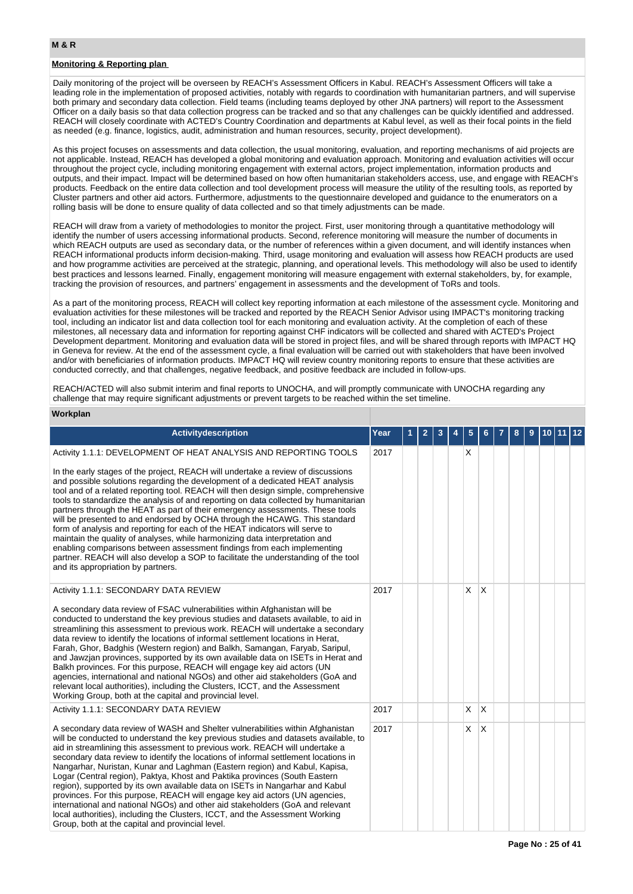## M & R

### Monitoring & Reporting plan

Daily monitoring of the project will be overseen by REACH's Assessment Officers in Kabul. REACH's Assessment Officers will take a leading role in the implementation of proposed activities, notably with regards to coordination with humanitarian partners, and will supervise both primary and secondary data collection. Field teams (including teams deployed by other JNA partners) will report to the Assessment Officer on a daily basis so that data collection progress can be tracked and so that any challenges can be quickly identified and addressed. REACH will closely coordinate with ACTED's Country Coordination and departments at Kabul level, as well as their focal points in the field as needed (e.g. finance, logistics, audit, administration and human resources, security, project development).

As this project focuses on assessments and data collection, the usual monitoring, evaluation, and reporting mechanisms of aid projects are not applicable. Instead, REACH has developed a global monitoring and evaluation approach. Monitoring and evaluation activities will occur throughout the project cycle, including monitoring engagement with external actors, project implementation, information products and outputs, and their impact. Impact will be determined based on how often humanitarian stakeholders access, use, and engage with REACH's products. Feedback on the entire data collection and tool development process will measure the utility of the resulting tools, as reported by Cluster partners and other aid actors. Furthermore, adjustments to the questionnaire developed and guidance to the enumerators on a rolling basis will be done to ensure quality of data collected and so that timely adjustments can be made.

REACH will draw from a variety of methodologies to monitor the project. First, user monitoring through a quantitative methodology will identify the number of users accessing informational products. Second, reference monitoring will measure the number of documents in which REACH outputs are used as secondary data, or the number of references within a given document, and will identify instances when REACH informational products inform decision-making. Third, usage monitoring and evaluation will assess how REACH products are used and how programme activities are perceived at the strategic, planning, and operational levels. This methodology will also be used to identify best practices and lessons learned. Finally, engagement monitoring will measure engagement with external stakeholders, by, for example, tracking the provision of resources, and partners' engagement in assessments and the development of ToRs and tools.

As a part of the monitoring process, REACH will collect key reporting information at each milestone of the assessment cycle. Monitoring and evaluation activities for these milestones will be tracked and reported by the REACH Senior Advisor using IMPACT's monitoring tracking tool, including an indicator list and data collection tool for each monitoring and evaluation activity. At the completion of each of these milestones, all necessary data and information for reporting against CHF indicators will be collected and shared with ACTED's Project Development department. Monitoring and evaluation data will be stored in project files, and will be shared through reports with IMPACT HQ in Geneva for review. At the end of the assessment cycle, a final evaluation will be carried out with stakeholders that have been involved and/or with beneficiaries of information products. IMPACT HQ will review country monitoring reports to ensure that these activities are conducted correctly, and that challenges, negative feedback, and positive feedback are included in follow-ups.

REACH/ACTED will also submit interim and final reports to UNOCHA, and will promptly communicate with UNOCHA regarding any challenge that may require significant adjustments or prevent targets to be reached within the set timeline.

### Workplan

| Activitydescription | Year | 1 | 2 | 3 | 4 | 5 | 6 | 7 | 8 | 9 | 10 | 11 | 12 |
|---|---|---|---|---|---|---|---|---|---|---|---|---|---|
| Activity 1.1.1: DEVELOPMENT OF HEAT ANALYSIS AND REPORTING TOOLS<br><br>In the early stages of the project, REACH will undertake a review of discussions and possible solutions regarding the development of a dedicated HEAT analysis tool and of a related reporting tool. REACH will then design simple, comprehensive tools to standardize the analysis of and reporting on data collected by humanitarian partners through the HEAT as part of their emergency assessments. These tools will be presented to and endorsed by OCHA through the HCAWG. This standard form of analysis and reporting for each of the HEAT indicators will serve to maintain the quality of analyses, while harmonizing data interpretation and enabling comparisons between assessment findings from each implementing partner. REACH will also develop a SOP to facilitate the understanding of the tool and its appropriation by partners. | 2017 | | | | | X | | | | | | | |
| Activity 1.1.1: SECONDARY DATA REVIEW<br><br>A secondary data review of FSAC vulnerabilities within Afghanistan will be conducted to understand the key previous studies and datasets available, to aid in streamlining this assessment to previous work. REACH will undertake a secondary data review to identify the locations of informal settlement locations in Herat, Farah, Ghor, Badghis (Western region) and Balkh, Samangan, Faryab, Saripul, and Jawzjan provinces, supported by its own available data on ISETs in Herat and Balkh provinces. For this purpose, REACH will engage key aid actors (UN agencies, international and national NGOs) and other aid stakeholders (GoA and relevant local authorities), including the Clusters, ICCT, and the Assessment Working Group, both at the capital and provincial level. | 2017 | | | | | X | X | | | | | | |
| Activity 1.1.1: SECONDARY DATA REVIEW | 2017 | | | | | X | X | | | | | | |
| A secondary data review of WASH and Shelter vulnerabilities within Afghanistan will be conducted to understand the key previous studies and datasets available, to aid in streamlining this assessment to previous work. REACH will undertake a secondary data review to identify the locations of informal settlement locations in Nangarhar, Nuristan, Kunar and Laghman (Eastern region) and Kabul, Kapisa, Logar (Central region), Paktya, Khost and Paktika provinces (South Eastern region), supported by its own available data on ISETs in Nangarhar and Kabul provinces. For this purpose, REACH will engage key aid actors (UN agencies, international and national NGOs) and other aid stakeholders (GoA and relevant local authorities), including the Clusters, ICCT, and the Assessment Working Group, both at the capital and provincial level. | 2017 | | | | | X | X | | | | | | |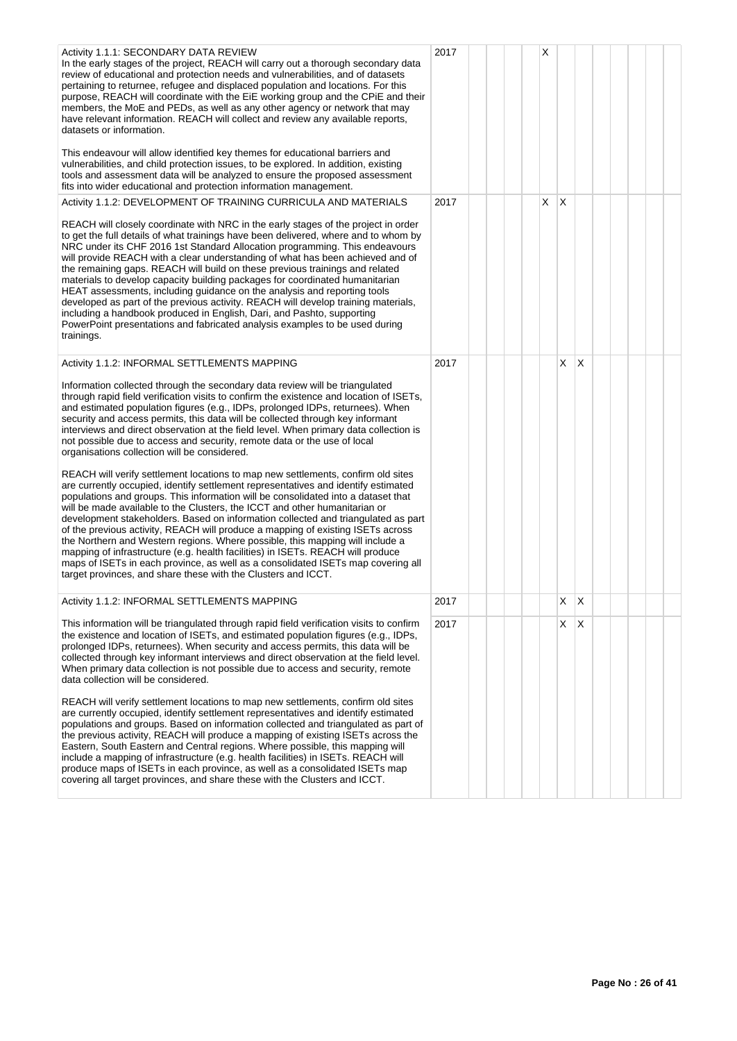| | | | | | | | | | | | | | |
|---|---|---|---|---|---|---|---|---|---|---|---|---|---|
| Activity 1.1.1: SECONDARY DATA REVIEW<br>In the early stages of the project, REACH will carry out a thorough secondary data review of educational and protection needs and vulnerabilities, and of datasets pertaining to returnee, refugee and displaced population and locations. For this purpose, REACH will coordinate with the EiE working group and the CPiE and their members, the MoE and PEDs, as well as any other agency or network that may have relevant information. REACH will collect and review any available reports, datasets or information.<br><br>This endeavour will allow identified key themes for educational barriers and vulnerabilities, and child protection issues, to be explored. In addition, existing tools and assessment data will be analyzed to ensure the proposed assessment fits into wider educational and protection information management. | 2017 | | | | | X | | | | | | | |
| Activity 1.1.2: DEVELOPMENT OF TRAINING CURRICULA AND MATERIALS<br><br>REACH will closely coordinate with NRC in the early stages of the project in order to get the full details of what trainings have been delivered, where and to whom by NRC under its CHF 2016 1st Standard Allocation programming. This endeavours will provide REACH with a clear understanding of what has been achieved and of the remaining gaps. REACH will build on these previous trainings and related materials to develop capacity building packages for coordinated humanitarian HEAT assessments, including guidance on the analysis and reporting tools developed as part of the previous activity. REACH will develop training materials, including a handbook produced in English, Dari, and Pashto, supporting PowerPoint presentations and fabricated analysis examples to be used during trainings. | 2017 | | | | | X | X | | | | | | |
| Activity 1.1.2: INFORMAL SETTLEMENTS MAPPING<br><br>Information collected through the secondary data review will be triangulated through rapid field verification visits to confirm the existence and location of ISETs, and estimated population figures (e.g., IDPs, prolonged IDPs, returnees). When security and access permits, this data will be collected through key informant interviews and direct observation at the field level. When primary data collection is not possible due to access and security, remote data or the use of local organisations collection will be considered.<br><br>REACH will verify settlement locations to map new settlements, confirm old sites are currently occupied, identify settlement representatives and identify estimated populations and groups. This information will be consolidated into a dataset that will be made available to the Clusters, the ICCT and other humanitarian or development stakeholders. Based on information collected and triangulated as part of the previous activity, REACH will produce a mapping of existing ISETs across the Northern and Western regions. Where possible, this mapping will include a mapping of infrastructure (e.g. health facilities) in ISETs. REACH will produce maps of ISETs in each province, as well as a consolidated ISETs map covering all target provinces, and share these with the Clusters and ICCT. | 2017 | | | | | | X | X | | | | | |
| Activity 1.1.2: INFORMAL SETTLEMENTS MAPPING | 2017 | | | | | | X | X | | | | | |
| This information will be triangulated through rapid field verification visits to confirm the existence and location of ISETs, and estimated population figures (e.g., IDPs, prolonged IDPs, returnees). When security and access permits, this data will be collected through key informant interviews and direct observation at the field level. When primary data collection is not possible due to access and security, remote data collection will be considered.<br><br>REACH will verify settlement locations to map new settlements, confirm old sites are currently occupied, identify settlement representatives and identify estimated populations and groups. Based on information collected and triangulated as part of the previous activity, REACH will produce a mapping of existing ISETs across the Eastern, South Eastern and Central regions. Where possible, this mapping will include a mapping of infrastructure (e.g. health facilities) in ISETs. REACH will produce maps of ISETs in each province, as well as a consolidated ISETs map covering all target provinces, and share these with the Clusters and ICCT. | 2017 | | | | | | X | X | | | | | |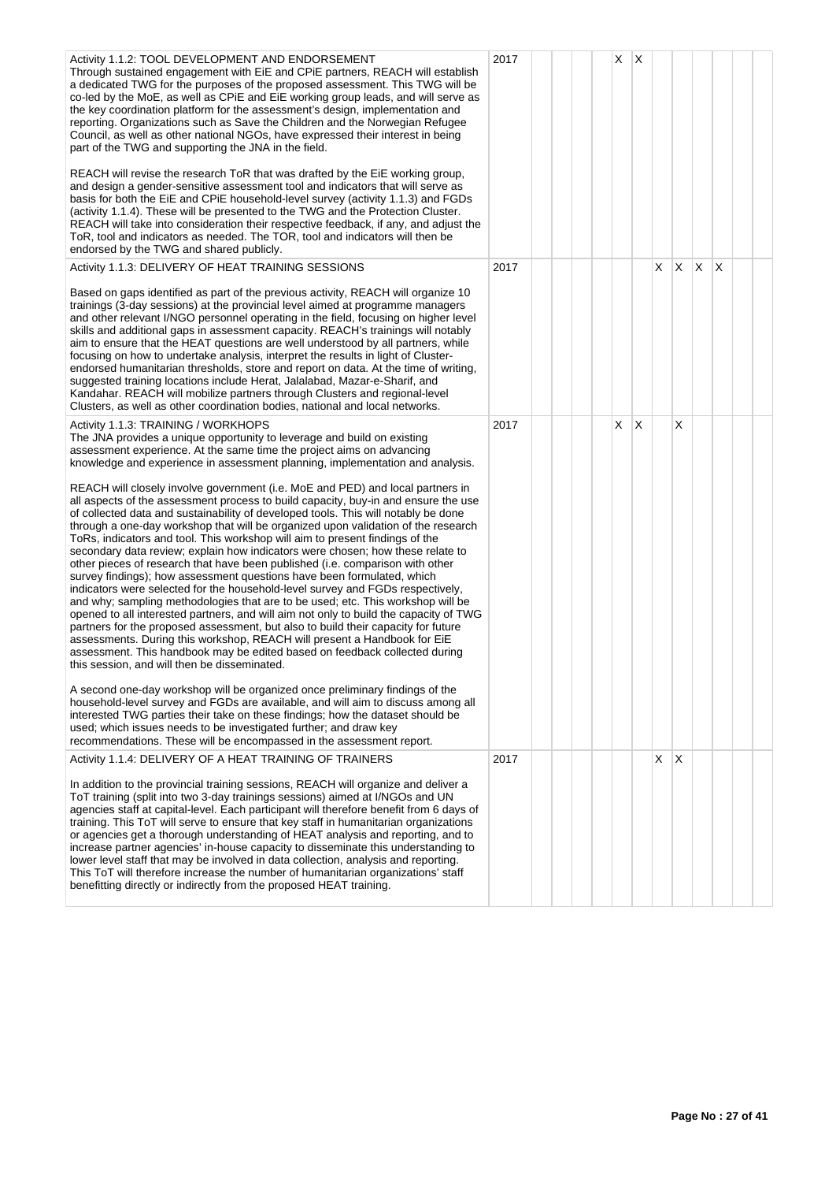| | | | | | | | | | | | | | |
|---|---|---|---|---|---|---|---|---|---|---|---|---|---|
| Activity 1.1.2: TOOL DEVELOPMENT AND ENDORSEMENT<br>Through sustained engagement with EiE and CPiE partners, REACH will establish a dedicated TWG for the purposes of the proposed assessment. This TWG will be co-led by the MoE, as well as CPiE and EiE working group leads, and will serve as the key coordination platform for the assessment's design, implementation and reporting. Organizations such as Save the Children and the Norwegian Refugee Council, as well as other national NGOs, have expressed their interest in being part of the TWG and supporting the JNA in the field.<br><br>REACH will revise the research ToR that was drafted by the EiE working group, and design a gender-sensitive assessment tool and indicators that will serve as basis for both the EiE and CPiE household-level survey (activity 1.1.3) and FGDs (activity 1.1.4). These will be presented to the TWG and the Protection Cluster. REACH will take into consideration their respective feedback, if any, and adjust the ToR, tool and indicators as needed. The TOR, tool and indicators will then be endorsed by the TWG and shared publicly. | 2017 | | | | | X | X | | | | | | |
| Activity 1.1.3: DELIVERY OF HEAT TRAINING SESSIONS<br><br>Based on gaps identified as part of the previous activity, REACH will organize 10 trainings (3-day sessions) at the provincial level aimed at programme managers and other relevant I/NGO personnel operating in the field, focusing on higher level skills and additional gaps in assessment capacity. REACH's trainings will notably aim to ensure that the HEAT questions are well understood by all partners, while focusing on how to undertake analysis, interpret the results in light of Cluster-endorsed humanitarian thresholds, store and report on data. At the time of writing, suggested training locations include Herat, Jalalabad, Mazar-e-Sharif, and Kandahar. REACH will mobilize partners through Clusters and regional-level Clusters, as well as other coordination bodies, national and local networks. | 2017 | | | | | | | X | X | X | X | | |
| Activity 1.1.3: TRAINING / WORKHOPS<br>The JNA provides a unique opportunity to leverage and build on existing assessment experience. At the same time the project aims on advancing knowledge and experience in assessment planning, implementation and analysis.<br><br>REACH will closely involve government (i.e. MoE and PED) and local partners in all aspects of the assessment process to build capacity, buy-in and ensure the use of collected data and sustainability of developed tools. This will notably be done through a one-day workshop that will be organized upon validation of the research ToRs, indicators and tool. This workshop will aim to present findings of the secondary data review; explain how indicators were chosen; how these relate to other pieces of research that have been published (i.e. comparison with other survey findings); how assessment questions have been formulated, which indicators were selected for the household-level survey and FGDs respectively, and why; sampling methodologies that are to be used; etc. This workshop will be opened to all interested partners, and will aim not only to build the capacity of TWG partners for the proposed assessment, but also to build their capacity for future assessments. During this workshop, REACH will present a Handbook for EiE assessment. This handbook may be edited based on feedback collected during this session, and will then be disseminated.<br><br>A second one-day workshop will be organized once preliminary findings of the household-level survey and FGDs are available, and will aim to discuss among all interested TWG parties their take on these findings; how the dataset should be used; which issues needs to be investigated further; and draw key recommendations. These will be encompassed in the assessment report. | 2017 | | | | | X | X | | X | | | | |
| Activity 1.1.4: DELIVERY OF A HEAT TRAINING OF TRAINERS<br><br>In addition to the provincial training sessions, REACH will organize and deliver a ToT training (split into two 3-day trainings sessions) aimed at I/NGOs and UN agencies staff at capital-level. Each participant will therefore benefit from 6 days of training. This ToT will serve to ensure that key staff in humanitarian organizations or agencies get a thorough understanding of HEAT analysis and reporting, and to increase partner agencies' in-house capacity to disseminate this understanding to lower level staff that may be involved in data collection, analysis and reporting. This ToT will therefore increase the number of humanitarian organizations' staff benefitting directly or indirectly from the proposed HEAT training. | 2017 | | | | | | | X | X | | | | |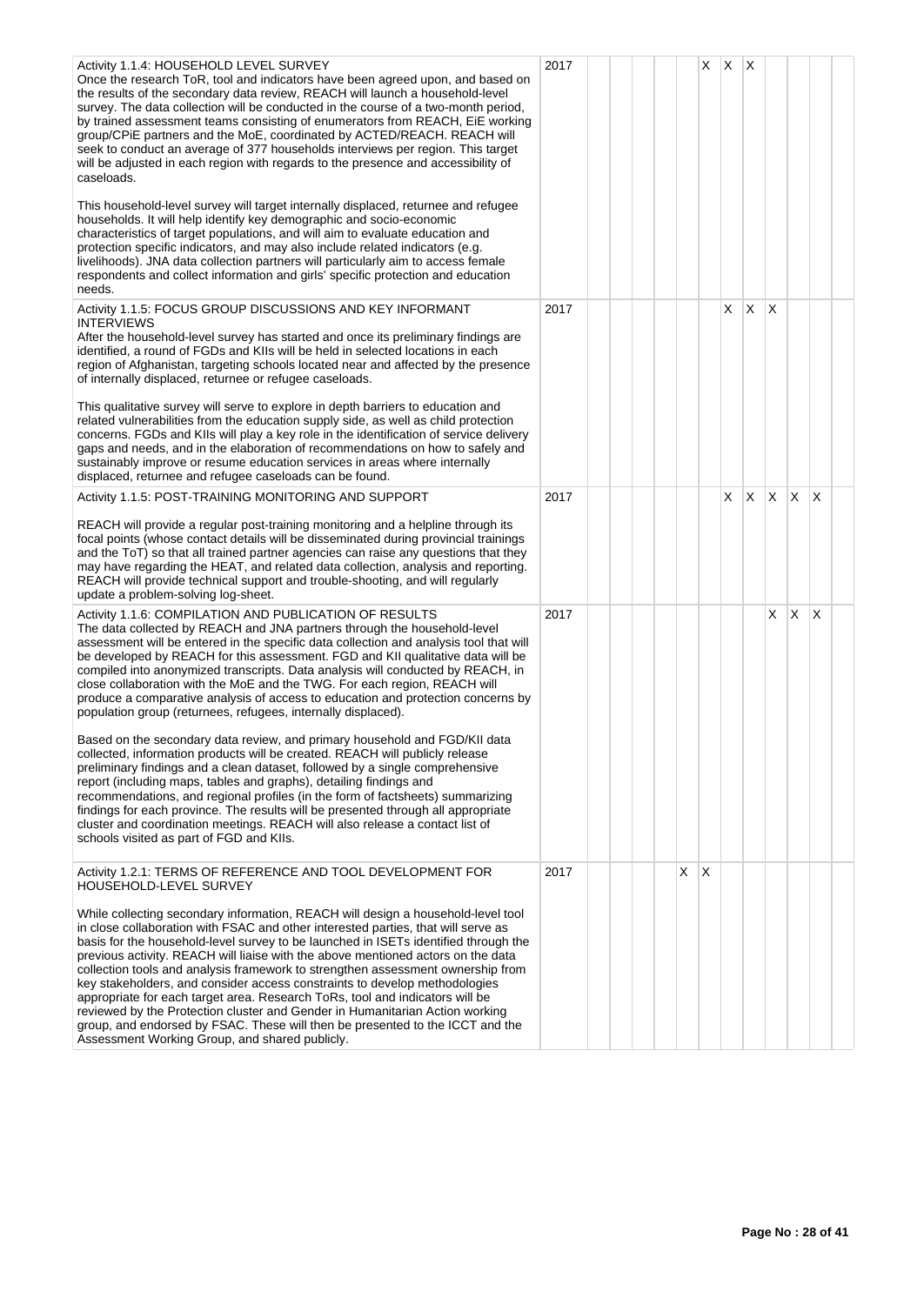| Activity | Year | 1 | 2 | 3 | 4 | 5 | 6 | 7 | 8 | 9 | 10 | 11 | 12 |
|---|---|---|---|---|---|---|---|---|---|---|---|---|---|
| Activity 1.1.4: HOUSEHOLD LEVEL SURVEY<br>Once the research ToR, tool and indicators have been agreed upon, and based on the results of the secondary data review, REACH will launch a household-level survey. The data collection will be conducted in the course of a two-month period, by trained assessment teams consisting of enumerators from REACH, EiE working group/CPiE partners and the MoE, coordinated by ACTED/REACH. REACH will seek to conduct an average of 377 households interviews per region. This target will be adjusted in each region with regards to the presence and accessibility of caseloads.<br><br>This household-level survey will target internally displaced, returnee and refugee households. It will help identify key demographic and socio-economic characteristics of target populations, and will aim to evaluate education and protection specific indicators, and may also include related indicators (e.g. livelihoods). JNA data collection partners will particularly aim to access female respondents and collect information and girls' specific protection and education needs. | 2017 | | | | | | X | X | X | | | | |
| Activity 1.1.5: FOCUS GROUP DISCUSSIONS AND KEY INFORMANT INTERVIEWS<br>After the household-level survey has started and once its preliminary findings are identified, a round of FGDs and KIIs will be held in selected locations in each region of Afghanistan, targeting schools located near and affected by the presence of internally displaced, returnee or refugee caseloads.<br><br>This qualitative survey will serve to explore in depth barriers to education and related vulnerabilities from the education supply side, as well as child protection concerns. FGDs and KIIs will play a key role in the identification of service delivery gaps and needs, and in the elaboration of recommendations on how to safely and sustainably improve or resume education services in areas where internally displaced, returnee and refugee caseloads can be found. | 2017 | | | | | | | X | X | X | | | |
| Activity 1.1.5: POST-TRAINING MONITORING AND SUPPORT<br><br>REACH will provide a regular post-training monitoring and a helpline through its focal points (whose contact details will be disseminated during provincial trainings and the ToT) so that all trained partner agencies can raise any questions that they may have regarding the HEAT, and related data collection, analysis and reporting. REACH will provide technical support and trouble-shooting, and will regularly update a problem-solving log-sheet. | 2017 | | | | | | | X | X | X | X | X | |
| Activity 1.1.6: COMPILATION AND PUBLICATION OF RESULTS<br>The data collected by REACH and JNA partners through the household-level assessment will be entered in the specific data collection and analysis tool that will be developed by REACH for this assessment. FGD and KII qualitative data will be compiled into anonymized transcripts. Data analysis will conducted by REACH, in close collaboration with the MoE and the TWG. For each region, REACH will produce a comparative analysis of access to education and protection concerns by population group (returnees, refugees, internally displaced).<br><br>Based on the secondary data review, and primary household and FGD/KII data collected, information products will be created. REACH will publicly release preliminary findings and a clean dataset, followed by a single comprehensive report (including maps, tables and graphs), detailing findings and recommendations, and regional profiles (in the form of factsheets) summarizing findings for each province. The results will be presented through all appropriate cluster and coordination meetings. REACH will also release a contact list of schools visited as part of FGD and KIIs. | 2017 | | | | | | | | | | X | X | X |
| Activity 1.2.1: TERMS OF REFERENCE AND TOOL DEVELOPMENT FOR HOUSEHOLD-LEVEL SURVEY<br><br>While collecting secondary information, REACH will design a household-level tool in close collaboration with FSAC and other interested parties, that will serve as basis for the household-level survey to be launched in ISETs identified through the previous activity. REACH will liaise with the above mentioned actors on the data collection tools and analysis framework to strengthen assessment ownership from key stakeholders, and consider access constraints to develop methodologies appropriate for each target area. Research ToRs, tool and indicators will be reviewed by the Protection cluster and Gender in Humanitarian Action working group, and endorsed by FSAC. These will then be presented to the ICCT and the Assessment Working Group, and shared publicly. | 2017 | | | | | X | X | | | | | | |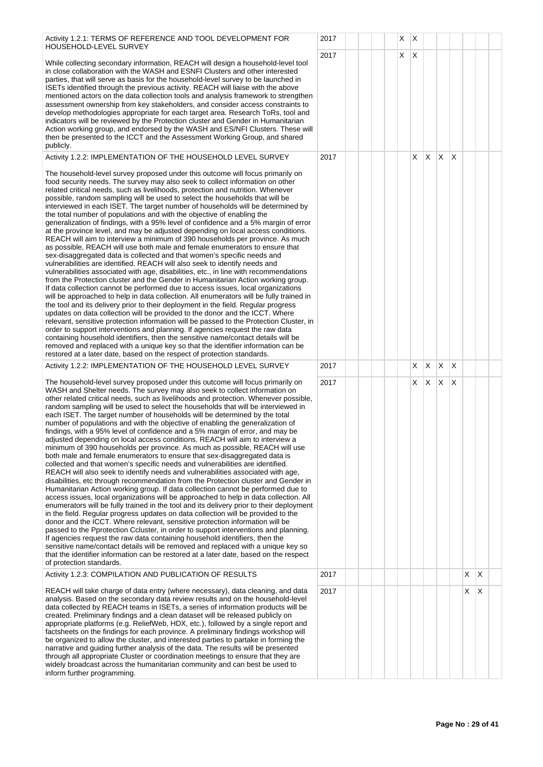| Activity | Year | 1 | 2 | 3 | 4 | 5 | 6 | 7 | 8 | 9 | 10 | 11 | 12 |
|---|---|---|---|---|---|---|---|---|---|---|---|---|---|
| Activity 1.2.1: TERMS OF REFERENCE AND TOOL DEVELOPMENT FOR HOUSEHOLD-LEVEL SURVEY | 2017 | | | | | X | X | | | | | | |
| While collecting secondary information, REACH will design a household-level tool in close collaboration with the WASH and ESNFI Clusters and other interested parties, that will serve as basis for the household-level survey to be launched in ISETs identified through the previous activity. REACH will liaise with the above mentioned actors on the data collection tools and analysis framework to strengthen assessment ownership from key stakeholders, and consider access constraints to develop methodologies appropriate for each target area. Research ToRs, tool and indicators will be reviewed by the Protection cluster and Gender in Humanitarian Action working group, and endorsed by the WASH and ES/NFI Clusters. These will then be presented to the ICCT and the Assessment Working Group, and shared publicly. | 2017 | | | | | X | X | | | | | | |
| Activity 1.2.2: IMPLEMENTATION OF THE HOUSEHOLD LEVEL SURVEY<br><br>The household-level survey proposed under this outcome will focus primarily on food security needs. The survey may also seek to collect information on other related critical needs, such as livelihoods, protection and nutrition. Whenever possible, random sampling will be used to select the households that will be interviewed in each ISET. The target number of households will be determined by the total number of populations and with the objective of enabling the generalization of findings, with a 95% level of confidence and a 5% margin of error at the province level, and may be adjusted depending on local access conditions. REACH will aim to interview a minimum of 390 households per province. As much as possible, REACH will use both male and female enumerators to ensure that sex-disaggregated data is collected and that women's specific needs and vulnerabilities are identified. REACH will also seek to identify needs and vulnerabilities associated with age, disabilities, etc., in line with recommendations from the Protection cluster and the Gender in Humanitarian Action working group. If data collection cannot be performed due to access issues, local organizations will be approached to help in data collection. All enumerators will be fully trained in the tool and its delivery prior to their deployment in the field. Regular progress updates on data collection will be provided to the donor and the ICCT. Where relevant, sensitive protection information will be passed to the Protection Cluster, in order to support interventions and planning. If agencies request the raw data containing household identifiers, then the sensitive name/contact details will be removed and replaced with a unique key so that the identifier information can be restored at a later date, based on the respect of protection standards. | 2017 | | | | | | X | X | X | X | | | |
| Activity 1.2.2: IMPLEMENTATION OF THE HOUSEHOLD LEVEL SURVEY | 2017 | | | | | | X | X | X | X | | | |
| The household-level survey proposed under this outcome will focus primarily on WASH and Shelter needs. The survey may also seek to collect information on other related critical needs, such as livelihoods and protection. Whenever possible, random sampling will be used to select the households that will be interviewed in each ISET. The target number of households will be determined by the total number of populations and with the objective of enabling the generalization of findings, with a 95% level of confidence and a 5% margin of error, and may be adjusted depending on local access conditions. REACH will aim to interview a minimum of 390 households per province. As much as possible, REACH will use both male and female enumerators to ensure that sex-disaggregated data is collected and that women's specific needs and vulnerabilities are identified. REACH will also seek to identify needs and vulnerabilities associated with age, disabilities, etc through recommendation from the Protection cluster and Gender in Humanitarian Action working group. If data collection cannot be performed due to access issues, local organizations will be approached to help in data collection. All enumerators will be fully trained in the tool and its delivery prior to their deployment in the field. Regular progress updates on data collection will be provided to the donor and the ICCT. Where relevant, sensitive protection information will be passed to the Pprotection Ccluster, in order to support interventions and planning. If agencies request the raw data containing household identifiers, then the sensitive name/contact details will be removed and replaced with a unique key so that the identifier information can be restored at a later date, based on the respect of protection standards. | 2017 | | | | | | X | X | X | X | | | |
| Activity 1.2.3: COMPILATION AND PUBLICATION OF RESULTS | 2017 | | | | | | | | | | X | X | |
| REACH will take charge of data entry (where necessary), data cleaning, and data analysis. Based on the secondary data review results and on the household-level data collected by REACH teams in ISETs, a series of information products will be created. Preliminary findings and a clean dataset will be released publicly on appropriate platforms (e.g. ReliefWeb, HDX, etc.), followed by a single report and factsheets on the findings for each province. A preliminary findings workshop will be organized to allow the cluster, and interested parties to partake in forming the narrative and guiding further analysis of the data. The results will be presented through all appropriate Cluster or coordination meetings to ensure that they are widely broadcast across the humanitarian community and can best be used to inform further programming. | 2017 | | | | | | | | | | X | X | |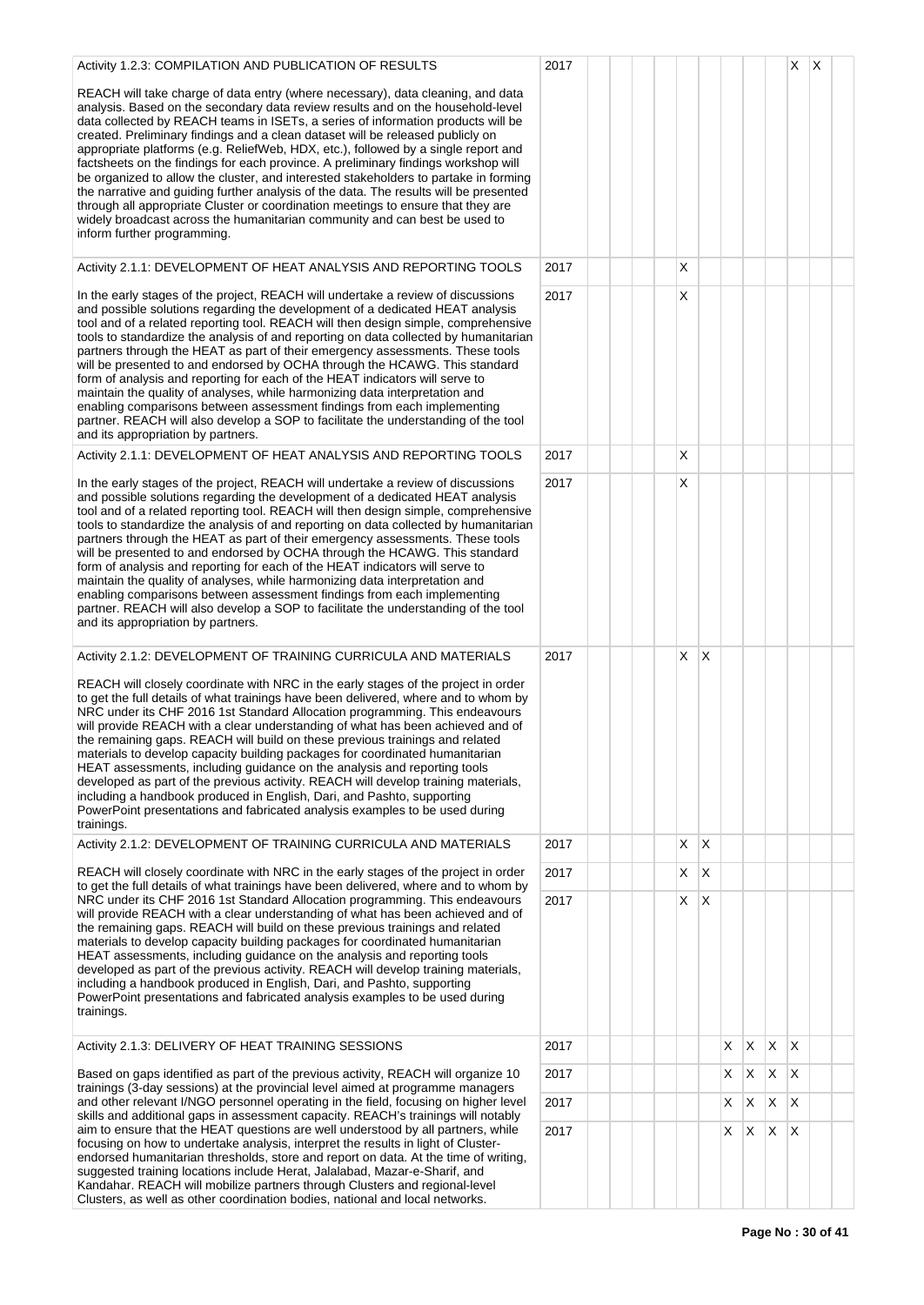| Activity | Year | 1 | 2 | 3 | 4 | 5 | 6 | 7 | 8 | 9 | 10 | 11 | 12 |
|---|---|---|---|---|---|---|---|---|---|---|---|---|---|
| Activity 1.2.3: COMPILATION AND PUBLICATION OF RESULTS<br><br>REACH will take charge of data entry (where necessary), data cleaning, and data analysis. Based on the secondary data review results and on the household-level data collected by REACH teams in ISETs, a series of information products will be created. Preliminary findings and a clean dataset will be released publicly on appropriate platforms (e.g. ReliefWeb, HDX, etc.), followed by a single report and factsheets on the findings for each province. A preliminary findings workshop will be organized to allow the cluster, and interested stakeholders to partake in forming the narrative and guiding further analysis of the data. The results will be presented through all appropriate Cluster or coordination meetings to ensure that they are widely broadcast across the humanitarian community and can best be used to inform further programming. | 2017 | | | | | | | | | | X | X | |
| Activity 2.1.1: DEVELOPMENT OF HEAT ANALYSIS AND REPORTING TOOLS | 2017 | | | | | X | | | | | | | |
| In the early stages of the project, REACH will undertake a review of discussions and possible solutions regarding the development of a dedicated HEAT analysis tool and of a related reporting tool. REACH will then design simple, comprehensive tools to standardize the analysis of and reporting on data collected by humanitarian partners through the HEAT as part of their emergency assessments. These tools will be presented to and endorsed by OCHA through the HCAWG. This standard form of analysis and reporting for each of the HEAT indicators will serve to maintain the quality of analyses, while harmonizing data interpretation and enabling comparisons between assessment findings from each implementing partner. REACH will also develop a SOP to facilitate the understanding of the tool and its appropriation by partners. | 2017 | | | | | X | | | | | | | |
| Activity 2.1.1: DEVELOPMENT OF HEAT ANALYSIS AND REPORTING TOOLS | 2017 | | | | | X | | | | | | | |
| In the early stages of the project, REACH will undertake a review of discussions and possible solutions regarding the development of a dedicated HEAT analysis tool and of a related reporting tool. REACH will then design simple, comprehensive tools to standardize the analysis of and reporting on data collected by humanitarian partners through the HEAT as part of their emergency assessments. These tools will be presented to and endorsed by OCHA through the HCAWG. This standard form of analysis and reporting for each of the HEAT indicators will serve to maintain the quality of analyses, while harmonizing data interpretation and enabling comparisons between assessment findings from each implementing partner. REACH will also develop a SOP to facilitate the understanding of the tool and its appropriation by partners. | 2017 | | | | | X | | | | | | | |
| Activity 2.1.2: DEVELOPMENT OF TRAINING CURRICULA AND MATERIALS<br><br>REACH will closely coordinate with NRC in the early stages of the project in order to get the full details of what trainings have been delivered, where and to whom by NRC under its CHF 2016 1st Standard Allocation programming. This endeavours will provide REACH with a clear understanding of what has been achieved and of the remaining gaps. REACH will build on these previous trainings and related materials to develop capacity building packages for coordinated humanitarian HEAT assessments, including guidance on the analysis and reporting tools developed as part of the previous activity. REACH will develop training materials, including a handbook produced in English, Dari, and Pashto, supporting PowerPoint presentations and fabricated analysis examples to be used during trainings. | 2017 | | | | | X | X | | | | | | |
| Activity 2.1.2: DEVELOPMENT OF TRAINING CURRICULA AND MATERIALS | 2017 | | | | | X | X | | | | | | |
| REACH will closely coordinate with NRC in the early stages of the project in order to get the full details of what trainings have been delivered, where and to whom by NRC under its CHF 2016 1st Standard Allocation programming. This endeavours will provide REACH with a clear understanding of what has been achieved and of the remaining gaps. REACH will build on these previous trainings and related materials to develop capacity building packages for coordinated humanitarian HEAT assessments, including guidance on the analysis and reporting tools developed as part of the previous activity. REACH will develop training materials, including a handbook produced in English, Dari, and Pashto, supporting PowerPoint presentations and fabricated analysis examples to be used during trainings. | 2017 | | | | | X | X | | | | | | |
| | 2017 | | | | | X | X | | | | | | |
| Activity 2.1.3: DELIVERY OF HEAT TRAINING SESSIONS | 2017 | | | | | | | X | X | X | X | | |
| Based on gaps identified as part of the previous activity, REACH will organize 10 trainings (3-day sessions) at the provincial level aimed at programme managers and other relevant I/NGO personnel operating in the field, focusing on higher level skills and additional gaps in assessment capacity. REACH's trainings will notably aim to ensure that the HEAT questions are well understood by all partners, while focusing on how to undertake analysis, interpret the results in light of Cluster-endorsed humanitarian thresholds, store and report on data. At the time of writing, suggested training locations include Herat, Jalalabad, Mazar-e-Sharif, and Kandahar. REACH will mobilize partners through Clusters and regional-level Clusters, as well as other coordination bodies, national and local networks. | 2017 | | | | | | | X | X | X | X | | |
| | 2017 | | | | | | | X | X | X | X | | |
| | 2017 | | | | | | | X | X | X | X | | |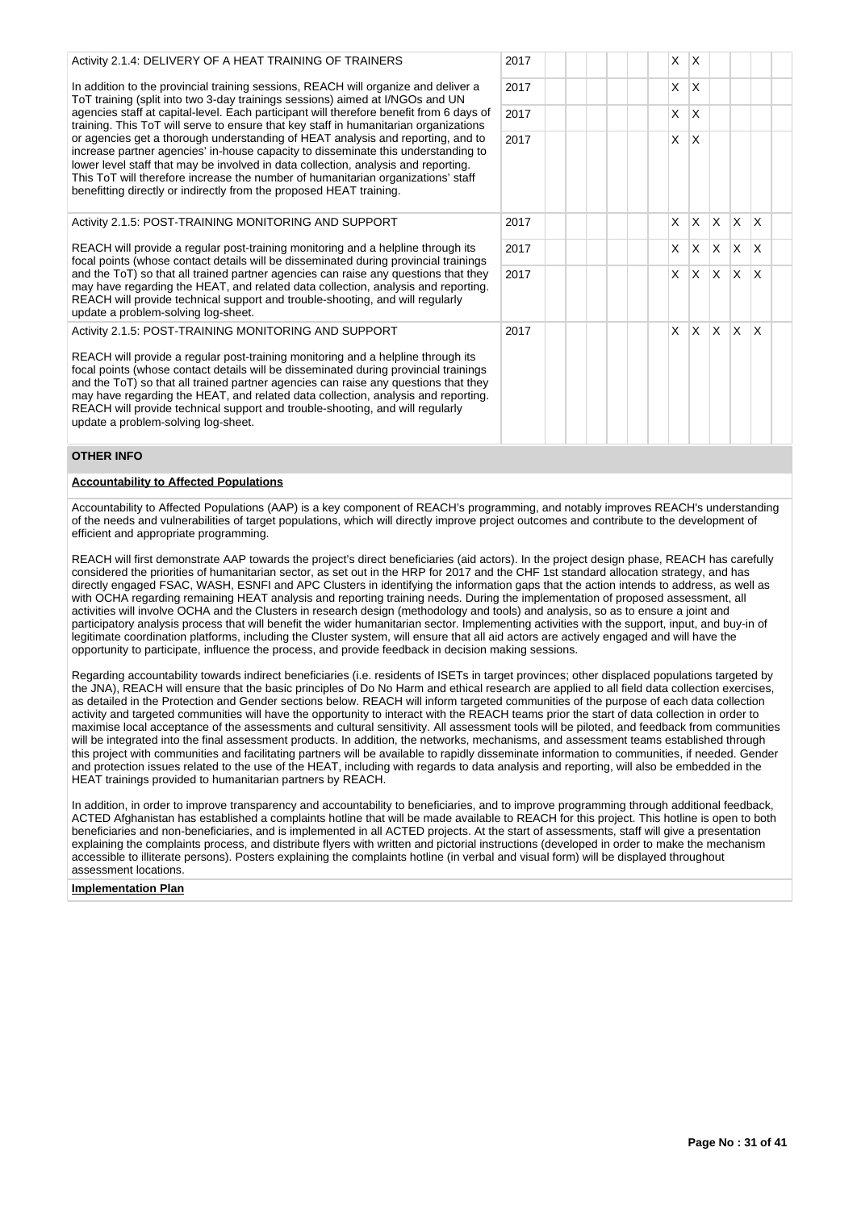| Activity | Year | | | | | | | | | | | | |
|---|---|---|---|---|---|---|---|---|---|---|---|---|---|
| Activity 2.1.4: DELIVERY OF A HEAT TRAINING OF TRAINERS<br><br>In addition to the provincial training sessions, REACH will organize and deliver a ToT training (split into two 3-day trainings sessions) aimed at I/NGOs and UN agencies staff at capital-level. Each participant will therefore benefit from 6 days of training. This ToT will serve to ensure that key staff in humanitarian organizations or agencies get a thorough understanding of HEAT analysis and reporting, and to increase partner agencies' in-house capacity to disseminate this understanding to lower level staff that may be involved in data collection, analysis and reporting. This ToT will therefore increase the number of humanitarian organizations' staff benefitting directly or indirectly from the proposed HEAT training. | 2017 | | | | | | | X | X | | | | |
| | 2017 | | | | | | | X | X | | | | |
| | 2017 | | | | | | | X | X | | | | |
| | 2017 | | | | | | | X | X | | | | |
| Activity 2.1.5: POST-TRAINING MONITORING AND SUPPORT<br><br>REACH will provide a regular post-training monitoring and a helpline through its focal points (whose contact details will be disseminated during provincial trainings and the ToT) so that all trained partner agencies can raise any questions that they may have regarding the HEAT, and related data collection, analysis and reporting. REACH will provide technical support and trouble-shooting, and will regularly update a problem-solving log-sheet. | 2017 | | | | | | | X | X | X | X | X | |
| | 2017 | | | | | | | X | X | X | X | X | |
| | 2017 | | | | | | | X | X | X | X | X | |
| Activity 2.1.5: POST-TRAINING MONITORING AND SUPPORT<br><br>REACH will provide a regular post-training monitoring and a helpline through its focal points (whose contact details will be disseminated during provincial trainings and the ToT) so that all trained partner agencies can raise any questions that they may have regarding the HEAT, and related data collection, analysis and reporting. REACH will provide technical support and trouble-shooting, and will regularly update a problem-solving log-sheet. | 2017 | | | | | | | X | X | X | X | X | |

**OTHER INFO**

**Accountability to Affected Populations**

Accountability to Affected Populations (AAP) is a key component of REACH's programming, and notably improves REACH's understanding of the needs and vulnerabilities of target populations, which will directly improve project outcomes and contribute to the development of efficient and appropriate programming.

REACH will first demonstrate AAP towards the project's direct beneficiaries (aid actors). In the project design phase, REACH has carefully considered the priorities of humanitarian sector, as set out in the HRP for 2017 and the CHF 1st standard allocation strategy, and has directly engaged FSAC, WASH, ESNFI and APC Clusters in identifying the information gaps that the action intends to address, as well as with OCHA regarding remaining HEAT analysis and reporting training needs. During the implementation of proposed assessment, all activities will involve OCHA and the Clusters in research design (methodology and tools) and analysis, so as to ensure a joint and participatory analysis process that will benefit the wider humanitarian sector. Implementing activities with the support, input, and buy-in of legitimate coordination platforms, including the Cluster system, will ensure that all aid actors are actively engaged and will have the opportunity to participate, influence the process, and provide feedback in decision making sessions.

Regarding accountability towards indirect beneficiaries (i.e. residents of ISETs in target provinces; other displaced populations targeted by the JNA), REACH will ensure that the basic principles of Do No Harm and ethical research are applied to all field data collection exercises, as detailed in the Protection and Gender sections below. REACH will inform targeted communities of the purpose of each data collection activity and targeted communities will have the opportunity to interact with the REACH teams prior the start of data collection in order to maximise local acceptance of the assessments and cultural sensitivity. All assessment tools will be piloted, and feedback from communities will be integrated into the final assessment products. In addition, the networks, mechanisms, and assessment teams established through this project with communities and facilitating partners will be available to rapidly disseminate information to communities, if needed. Gender and protection issues related to the use of the HEAT, including with regards to data analysis and reporting, will also be embedded in the HEAT trainings provided to humanitarian partners by REACH.

In addition, in order to improve transparency and accountability to beneficiaries, and to improve programming through additional feedback, ACTED Afghanistan has established a complaints hotline that will be made available to REACH for this project. This hotline is open to both beneficiaries and non-beneficiaries, and is implemented in all ACTED projects. At the start of assessments, staff will give a presentation explaining the complaints process, and distribute flyers with written and pictorial instructions (developed in order to make the mechanism accessible to illiterate persons). Posters explaining the complaints hotline (in verbal and visual form) will be displayed throughout assessment locations.

**Implementation Plan**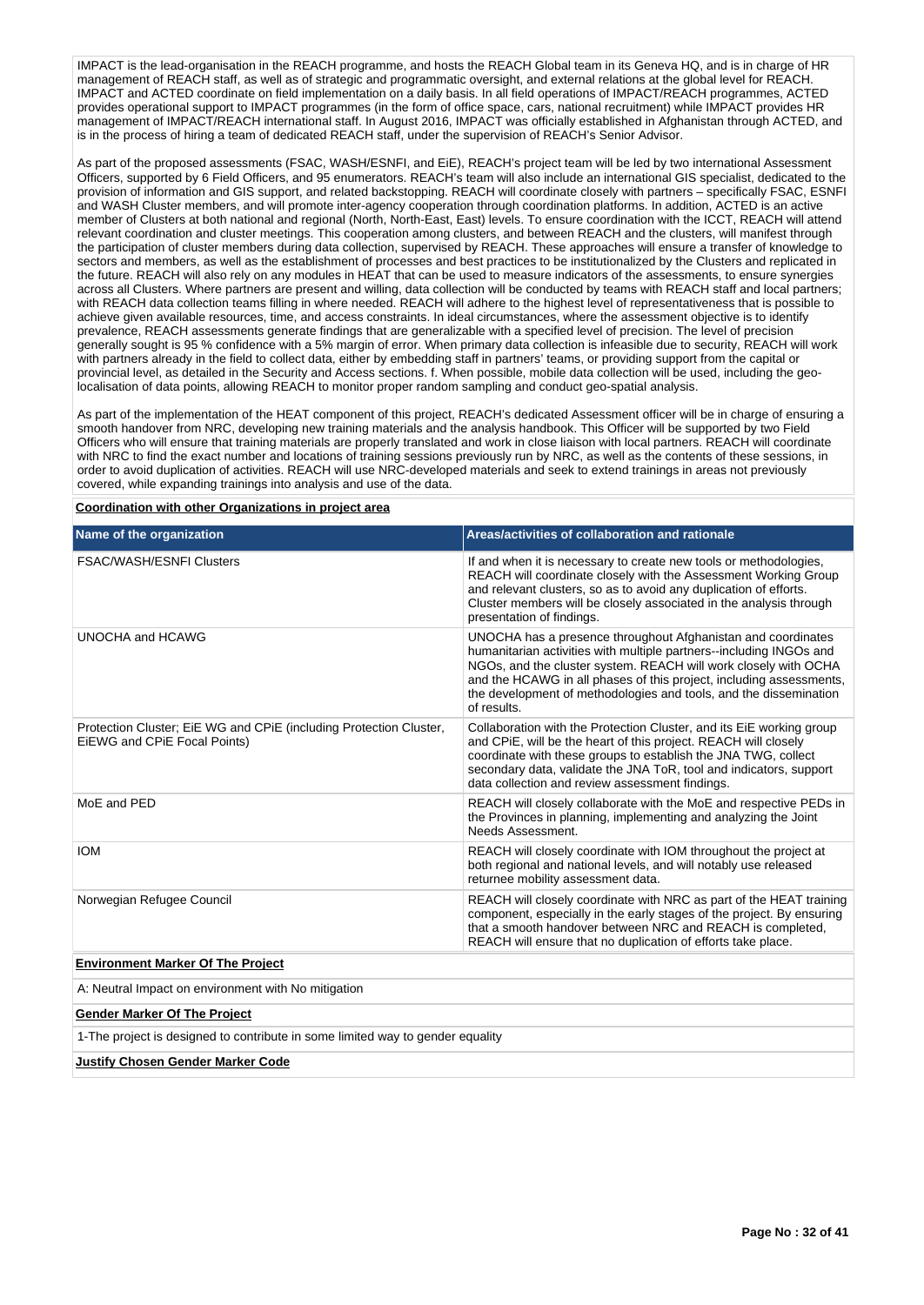IMPACT is the lead-organisation in the REACH programme, and hosts the REACH Global team in its Geneva HQ, and is in charge of HR management of REACH staff, as well as of strategic and programmatic oversight, and external relations at the global level for REACH. IMPACT and ACTED coordinate on field implementation on a daily basis. In all field operations of IMPACT/REACH programmes, ACTED provides operational support to IMPACT programmes (in the form of office space, cars, national recruitment) while IMPACT provides HR management of IMPACT/REACH international staff. In August 2016, IMPACT was officially established in Afghanistan through ACTED, and is in the process of hiring a team of dedicated REACH staff, under the supervision of REACH's Senior Advisor.

As part of the proposed assessments (FSAC, WASH/ESNFI, and EiE), REACH's project team will be led by two international Assessment Officers, supported by 6 Field Officers, and 95 enumerators. REACH's team will also include an international GIS specialist, dedicated to the provision of information and GIS support, and related backstopping. REACH will coordinate closely with partners – specifically FSAC, ESNFI and WASH Cluster members, and will promote inter-agency cooperation through coordination platforms. In addition, ACTED is an active member of Clusters at both national and regional (North, North-East, East) levels. To ensure coordination with the ICCT, REACH will attend relevant coordination and cluster meetings. This cooperation among clusters, and between REACH and the clusters, will manifest through the participation of cluster members during data collection, supervised by REACH. These approaches will ensure a transfer of knowledge to sectors and members, as well as the establishment of processes and best practices to be institutionalized by the Clusters and replicated in the future. REACH will also rely on any modules in HEAT that can be used to measure indicators of the assessments, to ensure synergies across all Clusters. Where partners are present and willing, data collection will be conducted by teams with REACH staff and local partners; with REACH data collection teams filling in where needed. REACH will adhere to the highest level of representativeness that is possible to achieve given available resources, time, and access constraints. In ideal circumstances, where the assessment objective is to identify prevalence, REACH assessments generate findings that are generalizable with a specified level of precision. The level of precision generally sought is 95 % confidence with a 5% margin of error. When primary data collection is infeasible due to security, REACH will work with partners already in the field to collect data, either by embedding staff in partners' teams, or providing support from the capital or provincial level, as detailed in the Security and Access sections. f. When possible, mobile data collection will be used, including the geo-localisation of data points, allowing REACH to monitor proper random sampling and conduct geo-spatial analysis.

As part of the implementation of the HEAT component of this project, REACH's dedicated Assessment officer will be in charge of ensuring a smooth handover from NRC, developing new training materials and the analysis handbook. This Officer will be supported by two Field Officers who will ensure that training materials are properly translated and work in close liaison with local partners. REACH will coordinate with NRC to find the exact number and locations of training sessions previously run by NRC, as well as the contents of these sessions, in order to avoid duplication of activities. REACH will use NRC-developed materials and seek to extend trainings in areas not previously covered, while expanding trainings into analysis and use of the data.

**Coordination with other Organizations in project area**

| Name of the organization | Areas/activities of collaboration and rationale |
|---|---|
| FSAC/WASH/ESNFI Clusters | If and when it is necessary to create new tools or methodologies, REACH will coordinate closely with the Assessment Working Group and relevant clusters, so as to avoid any duplication of efforts. Cluster members will be closely associated in the analysis through presentation of findings. |
| UNOCHA and HCAWG | UNOCHA has a presence throughout Afghanistan and coordinates humanitarian activities with multiple partners--including INGOs and NGOs, and the cluster system. REACH will work closely with OCHA and the HCAWG in all phases of this project, including assessments, the development of methodologies and tools, and the dissemination of results. |
| Protection Cluster; EiE WG and CPiE (including Protection Cluster, EiEWG and CPiE Focal Points) | Collaboration with the Protection Cluster, and its EiE working group and CPiE, will be the heart of this project. REACH will closely coordinate with these groups to establish the JNA TWG, collect secondary data, validate the JNA ToR, tool and indicators, support data collection and review assessment findings. |
| MoE and PED | REACH will closely collaborate with the MoE and respective PEDs in the Provinces in planning, implementing and analyzing the Joint Needs Assessment. |
| IOM | REACH will closely coordinate with IOM throughout the project at both regional and national levels, and will notably use released returnee mobility assessment data. |
| Norwegian Refugee Council | REACH will closely coordinate with NRC as part of the HEAT training component, especially in the early stages of the project. By ensuring that a smooth handover between NRC and REACH is completed, REACH will ensure that no duplication of efforts take place. |

**Environment Marker Of The Project**

A: Neutral Impact on environment with No mitigation

**Gender Marker Of The Project**

1-The project is designed to contribute in some limited way to gender equality

**Justify Chosen Gender Marker Code**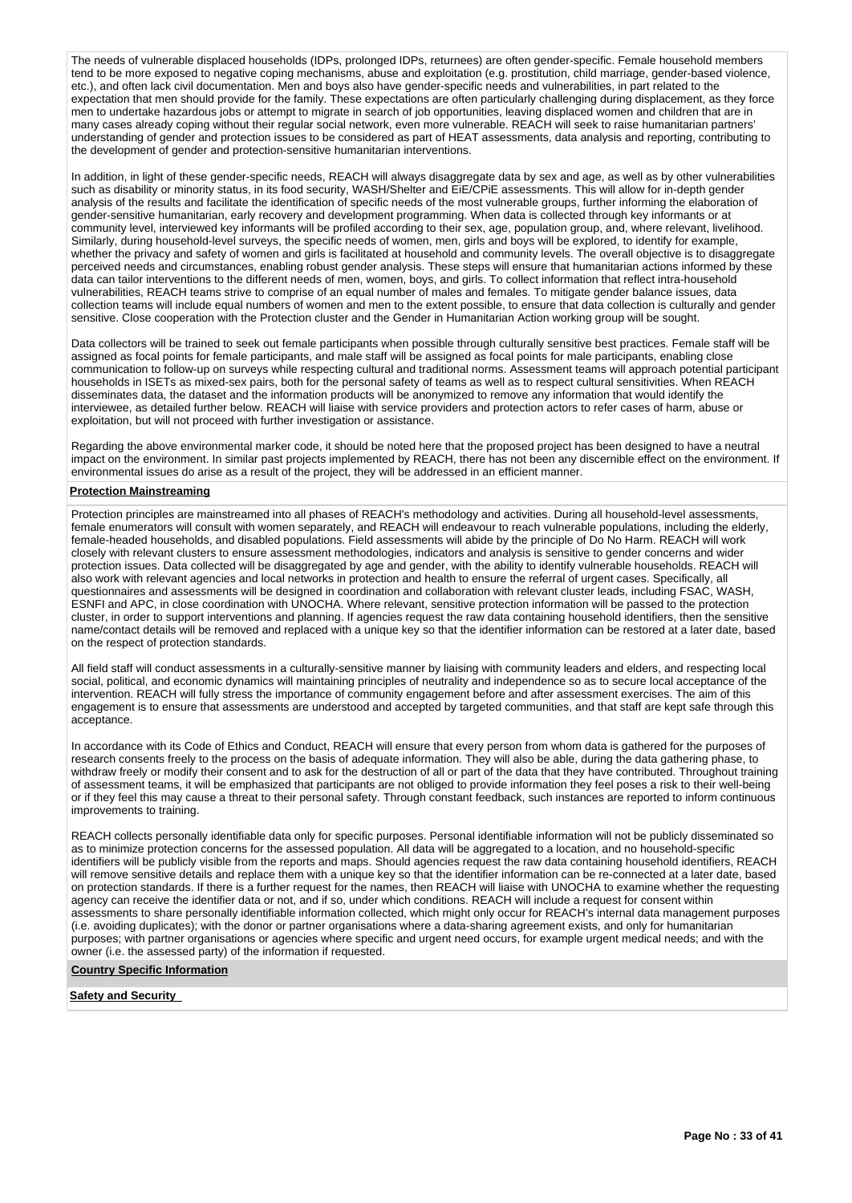The needs of vulnerable displaced households (IDPs, prolonged IDPs, returnees) are often gender-specific. Female household members tend to be more exposed to negative coping mechanisms, abuse and exploitation (e.g. prostitution, child marriage, gender-based violence, etc.), and often lack civil documentation. Men and boys also have gender-specific needs and vulnerabilities, in part related to the expectation that men should provide for the family. These expectations are often particularly challenging during displacement, as they force men to undertake hazardous jobs or attempt to migrate in search of job opportunities, leaving displaced women and children that are in many cases already coping without their regular social network, even more vulnerable. REACH will seek to raise humanitarian partners' understanding of gender and protection issues to be considered as part of HEAT assessments, data analysis and reporting, contributing to the development of gender and protection-sensitive humanitarian interventions.

In addition, in light of these gender-specific needs, REACH will always disaggregate data by sex and age, as well as by other vulnerabilities such as disability or minority status, in its food security, WASH/Shelter and EiE/CPiE assessments. This will allow for in-depth gender analysis of the results and facilitate the identification of specific needs of the most vulnerable groups, further informing the elaboration of gender-sensitive humanitarian, early recovery and development programming. When data is collected through key informants or at community level, interviewed key informants will be profiled according to their sex, age, population group, and, where relevant, livelihood. Similarly, during household-level surveys, the specific needs of women, men, girls and boys will be explored, to identify for example, whether the privacy and safety of women and girls is facilitated at household and community levels. The overall objective is to disaggregate perceived needs and circumstances, enabling robust gender analysis. These steps will ensure that humanitarian actions informed by these data can tailor interventions to the different needs of men, women, boys, and girls. To collect information that reflect intra-household vulnerabilities, REACH teams strive to comprise of an equal number of males and females. To mitigate gender balance issues, data collection teams will include equal numbers of women and men to the extent possible, to ensure that data collection is culturally and gender sensitive. Close cooperation with the Protection cluster and the Gender in Humanitarian Action working group will be sought.

Data collectors will be trained to seek out female participants when possible through culturally sensitive best practices. Female staff will be assigned as focal points for female participants, and male staff will be assigned as focal points for male participants, enabling close communication to follow-up on surveys while respecting cultural and traditional norms. Assessment teams will approach potential participant households in ISETs as mixed-sex pairs, both for the personal safety of teams as well as to respect cultural sensitivities. When REACH disseminates data, the dataset and the information products will be anonymized to remove any information that would identify the interviewee, as detailed further below. REACH will liaise with service providers and protection actors to refer cases of harm, abuse or exploitation, but will not proceed with further investigation or assistance.

Regarding the above environmental marker code, it should be noted here that the proposed project has been designed to have a neutral impact on the environment. In similar past projects implemented by REACH, there has not been any discernible effect on the environment. If environmental issues do arise as a result of the project, they will be addressed in an efficient manner.

**Protection Mainstreaming**

Protection principles are mainstreamed into all phases of REACH's methodology and activities. During all household-level assessments, female enumerators will consult with women separately, and REACH will endeavour to reach vulnerable populations, including the elderly, female-headed households, and disabled populations. Field assessments will abide by the principle of Do No Harm. REACH will work closely with relevant clusters to ensure assessment methodologies, indicators and analysis is sensitive to gender concerns and wider protection issues. Data collected will be disaggregated by age and gender, with the ability to identify vulnerable households. REACH will also work with relevant agencies and local networks in protection and health to ensure the referral of urgent cases. Specifically, all questionnaires and assessments will be designed in coordination and collaboration with relevant cluster leads, including FSAC, WASH, ESNFI and APC, in close coordination with UNOCHA. Where relevant, sensitive protection information will be passed to the protection cluster, in order to support interventions and planning. If agencies request the raw data containing household identifiers, then the sensitive name/contact details will be removed and replaced with a unique key so that the identifier information can be restored at a later date, based on the respect of protection standards.

All field staff will conduct assessments in a culturally-sensitive manner by liaising with community leaders and elders, and respecting local social, political, and economic dynamics will maintaining principles of neutrality and independence so as to secure local acceptance of the intervention. REACH will fully stress the importance of community engagement before and after assessment exercises. The aim of this engagement is to ensure that assessments are understood and accepted by targeted communities, and that staff are kept safe through this acceptance.

In accordance with its Code of Ethics and Conduct, REACH will ensure that every person from whom data is gathered for the purposes of research consents freely to the process on the basis of adequate information. They will also be able, during the data gathering phase, to withdraw freely or modify their consent and to ask for the destruction of all or part of the data that they have contributed. Throughout training of assessment teams, it will be emphasized that participants are not obliged to provide information they feel poses a risk to their well-being or if they feel this may cause a threat to their personal safety. Through constant feedback, such instances are reported to inform continuous improvements to training.

REACH collects personally identifiable data only for specific purposes. Personal identifiable information will not be publicly disseminated so as to minimize protection concerns for the assessed population. All data will be aggregated to a location, and no household-specific identifiers will be publicly visible from the reports and maps. Should agencies request the raw data containing household identifiers, REACH will remove sensitive details and replace them with a unique key so that the identifier information can be re-connected at a later date, based on protection standards. If there is a further request for the names, then REACH will liaise with UNOCHA to examine whether the requesting agency can receive the identifier data or not, and if so, under which conditions. REACH will include a request for consent within assessments to share personally identifiable information collected, which might only occur for REACH's internal data management purposes (i.e. avoiding duplicates); with the donor or partner organisations where a data-sharing agreement exists, and only for humanitarian purposes; with partner organisations or agencies where specific and urgent need occurs, for example urgent medical needs; and with the owner (i.e. the assessed party) of the information if requested.

**Country Specific Information**

**Safety and Security**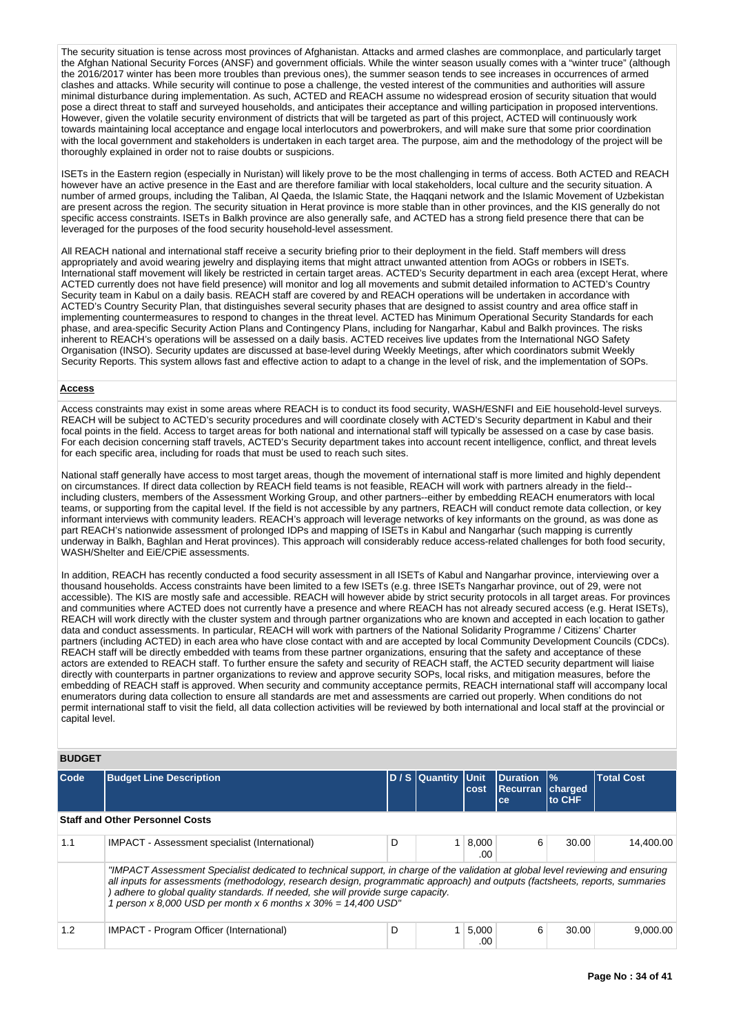The security situation is tense across most provinces of Afghanistan. Attacks and armed clashes are commonplace, and particularly target the Afghan National Security Forces (ANSF) and government officials. While the winter season usually comes with a "winter truce" (although the 2016/2017 winter has been more troubles than previous ones), the summer season tends to see increases in occurrences of armed clashes and attacks. While security will continue to pose a challenge, the vested interest of the communities and authorities will assure minimal disturbance during implementation. As such, ACTED and REACH assume no widespread erosion of security situation that would pose a direct threat to staff and surveyed households, and anticipates their acceptance and willing participation in proposed interventions. However, given the volatile security environment of districts that will be targeted as part of this project, ACTED will continuously work towards maintaining local acceptance and engage local interlocutors and powerbrokers, and will make sure that some prior coordination with the local government and stakeholders is undertaken in each target area. The purpose, aim and the methodology of the project will be thoroughly explained in order not to raise doubts or suspicions.

ISETs in the Eastern region (especially in Nuristan) will likely prove to be the most challenging in terms of access. Both ACTED and REACH however have an active presence in the East and are therefore familiar with local stakeholders, local culture and the security situation. A number of armed groups, including the Taliban, Al Qaeda, the Islamic State, the Haqqani network and the Islamic Movement of Uzbekistan are present across the region. The security situation in Herat province is more stable than in other provinces, and the KIS generally do not specific access constraints. ISETs in Balkh province are also generally safe, and ACTED has a strong field presence there that can be leveraged for the purposes of the food security household-level assessment.

All REACH national and international staff receive a security briefing prior to their deployment in the field. Staff members will dress appropriately and avoid wearing jewelry and displaying items that might attract unwanted attention from AOGs or robbers in ISETs. International staff movement will likely be restricted in certain target areas. ACTED's Security department in each area (except Herat, where ACTED currently does not have field presence) will monitor and log all movements and submit detailed information to ACTED's Country Security team in Kabul on a daily basis. REACH staff are covered by and REACH operations will be undertaken in accordance with ACTED's Country Security Plan, that distinguishes several security phases that are designed to assist country and area office staff in implementing countermeasures to respond to changes in the threat level. ACTED has Minimum Operational Security Standards for each phase, and area-specific Security Action Plans and Contingency Plans, including for Nangarhar, Kabul and Balkh provinces. The risks inherent to REACH's operations will be assessed on a daily basis. ACTED receives live updates from the International NGO Safety Organisation (INSO). Security updates are discussed at base-level during Weekly Meetings, after which coordinators submit Weekly Security Reports. This system allows fast and effective action to adapt to a change in the level of risk, and the implementation of SOPs.

**Access**

Access constraints may exist in some areas where REACH is to conduct its food security, WASH/ESNFI and EiE household-level surveys. REACH will be subject to ACTED's security procedures and will coordinate closely with ACTED's Security department in Kabul and their focal points in the field. Access to target areas for both national and international staff will typically be assessed on a case by case basis. For each decision concerning staff travels, ACTED's Security department takes into account recent intelligence, conflict, and threat levels for each specific area, including for roads that must be used to reach such sites.

National staff generally have access to most target areas, though the movement of international staff is more limited and highly dependent on circumstances. If direct data collection by REACH field teams is not feasible, REACH will work with partners already in the field--including clusters, members of the Assessment Working Group, and other partners--either by embedding REACH enumerators with local teams, or supporting from the capital level. If the field is not accessible by any partners, REACH will conduct remote data collection, or key informant interviews with community leaders. REACH's approach will leverage networks of key informants on the ground, as was done as part REACH's nationwide assessment of prolonged IDPs and mapping of ISETs in Kabul and Nangarhar (such mapping is currently underway in Balkh, Baghlan and Herat provinces). This approach will considerably reduce access-related challenges for both food security, WASH/Shelter and EiE/CPiE assessments.

In addition, REACH has recently conducted a food security assessment in all ISETs of Kabul and Nangarhar province, interviewing over a thousand households. Access constraints have been limited to a few ISETs (e.g. three ISETs Nangarhar province, out of 29, were not accessible). The KIS are mostly safe and accessible. REACH will however abide by strict security protocols in all target areas. For provinces and communities where ACTED does not currently have a presence and where REACH has not already secured access (e.g. Herat ISETs), REACH will work directly with the cluster system and through partner organizations who are known and accepted in each location to gather data and conduct assessments. In particular, REACH will work with partners of the National Solidarity Programme / Citizens' Charter partners (including ACTED) in each area who have close contact with and are accepted by local Community Development Councils (CDCs). REACH staff will be directly embedded with teams from these partner organizations, ensuring that the safety and acceptance of these actors are extended to REACH staff. To further ensure the safety and security of REACH staff, the ACTED security department will liaise directly with counterparts in partner organizations to review and approve security SOPs, local risks, and mitigation measures, before the embedding of REACH staff is approved. When security and community acceptance permits, REACH international staff will accompany local enumerators during data collection to ensure all standards are met and assessments are carried out properly. When conditions do not permit international staff to visit the field, all data collection activities will be reviewed by both international and local staff at the provincial or capital level.

## BUDGET

| Code | Budget Line Description | D / S | Quantity | Unit cost | Duration Recurrance | % charged to CHF | Total Cost |
|---|---|---|---|---|---|---|---|
| **Staff and Other Personnel Costs** | | | | | | | |
| 1.1 | IMPACT - Assessment specialist (International) | D | 1 | 8,000.00 | 6 | 30.00 | 14,400.00 |
| | *"IMPACT Assessment Specialist dedicated to technical support, in charge of the validation at global level reviewing and ensuring all inputs for assessments (methodology, research design, programmatic approach) and outputs (factsheets, reports, summaries ) adhere to global quality standards. If needed, she will provide surge capacity. 1 person x 8,000 USD per month x 6 months x 30% = 14,400 USD"* | | | | | | |
| 1.2 | IMPACT - Program Officer (International) | D | 1 | 5,000.00 | 6 | 30.00 | 9,000.00 |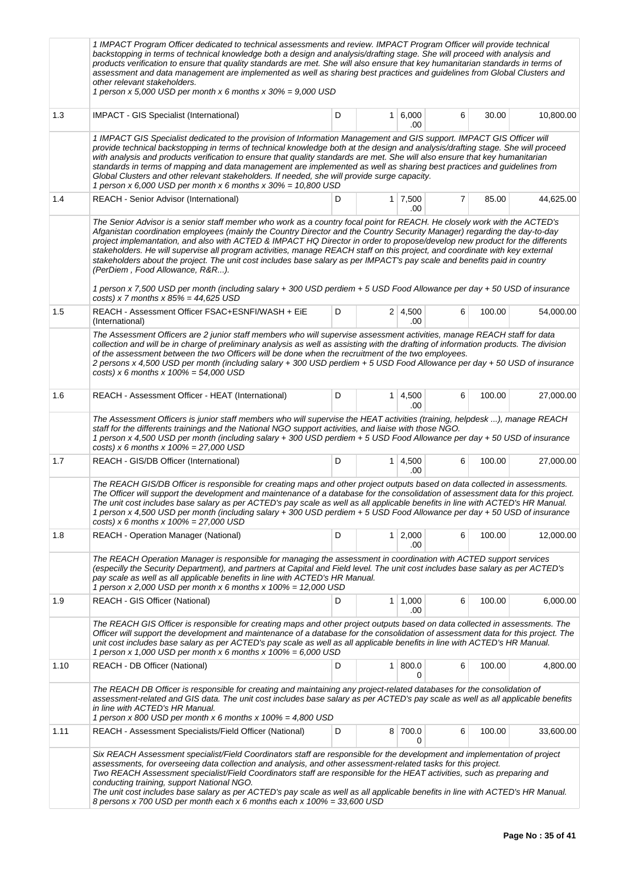| | | | | | | | |
|---|---|---|---|---|---|---|---|
| | *1 IMPACT Program Officer dedicated to technical assessments and review. IMPACT Program Officer will provide technical backstopping in terms of technical knowledge both a design and analysis/drafting stage. She will proceed with analysis and products verification to ensure that quality standards are met. She will also ensure that key humanitarian standards in terms of assessment and data management are implemented as well as sharing best practices and guidelines from Global Clusters and other relevant stakeholders.*<br>*1 person x 5,000 USD per month x 6 months x 30% = 9,000 USD* | | | | | | |
| 1.3 | IMPACT - GIS Specialist (International) | D | 1 | 6,000.00 | 6 | 30.00 | 10,800.00 |
| | *1 IMPACT GIS Specialist dedicated to the provision of Information Management and GIS support. IMPACT GIS Officer will provide technical backstopping in terms of technical knowledge both at the design and analysis/drafting stage. She will proceed with analysis and products verification to ensure that quality standards are met. She will also ensure that key humanitarian standards in terms of mapping and data management are implemented as well as sharing best practices and guidelines from Global Clusters and other relevant stakeholders. If needed, she will provide surge capacity.*<br>*1 person x 6,000 USD per month x 6 months x 30% = 10,800 USD* | | | | | | |
| 1.4 | REACH - Senior Advisor (International) | D | 1 | 7,500.00 | 7 | 85.00 | 44,625.00 |
| | *The Senior Advisor is a senior staff member who work as a country focal point for REACH. He closely work with the ACTED's Afganistan coordination employees (mainly the Country Director and the Country Security Manager) regarding the day-to-day project implemantation, and also with ACTED & IMPACT HQ Director in order to propose/develop new product for the differents stakeholders. He will supervise all program activities, manage REACH staff on this project, and coordinate with key external stakeholders about the project. The unit cost includes base salary as per IMPACT's pay scale and benefits paid in country (PerDiem , Food Allowance, R&R...).*<br><br>*1 person x 7,500 USD per month (including salary + 300 USD perdiem + 5 USD Food Allowance per day + 50 USD of insurance costs) x 7 months x 85% = 44,625 USD* | | | | | | |
| 1.5 | REACH - Assessment Officer FSAC+ESNFI/WASH + EiE (International) | D | 2 | 4,500.00 | 6 | 100.00 | 54,000.00 |
| | *The Assessment Officers are 2 junior staff members who will supervise assessment activities, manage REACH staff for data collection and will be in charge of preliminary analysis as well as assisting with the drafting of information products. The division of the assessment between the two Officers will be done when the recruitment of the two employees.*<br>*2 persons x 4,500 USD per month (including salary + 300 USD perdiem + 5 USD Food Allowance per day + 50 USD of insurance costs) x 6 months x 100% = 54,000 USD* | | | | | | |
| 1.6 | REACH - Assessment Officer - HEAT (International) | D | 1 | 4,500.00 | 6 | 100.00 | 27,000.00 |
| | *The Assessment Officers is junior staff members who will supervise the HEAT activities (training, helpdesk ...), manage REACH staff for the differents trainings and the National NGO support activities, and liaise with those NGO.*<br>*1 person x 4,500 USD per month (including salary + 300 USD perdiem + 5 USD Food Allowance per day + 50 USD of insurance costs) x 6 months x 100% = 27,000 USD* | | | | | | |
| 1.7 | REACH - GIS/DB Officer (International) | D | 1 | 4,500.00 | 6 | 100.00 | 27,000.00 |
| | *The REACH GIS/DB Officer is responsible for creating maps and other project outputs based on data collected in assessments. The Officer will support the development and maintenance of a database for the consolidation of assessment data for this project. The unit cost includes base salary as per ACTED's pay scale as well as all applicable benefits in line with ACTED's HR Manual.*<br>*1 person x 4,500 USD per month (including salary + 300 USD perdiem + 5 USD Food Allowance per day + 50 USD of insurance costs) x 6 months x 100% = 27,000 USD* | | | | | | |
| 1.8 | REACH - Operation Manager (National) | D | 1 | 2,000.00 | 6 | 100.00 | 12,000.00 |
| | *The REACH Operation Manager is responsible for managing the assessment in coordination with ACTED support services (especilly the Security Department), and partners at Capital and Field level. The unit cost includes base salary as per ACTED's pay scale as well as all applicable benefits in line with ACTED's HR Manual.*<br>*1 person x 2,000 USD per month x 6 months x 100% = 12,000 USD* | | | | | | |
| 1.9 | REACH - GIS Officer (National) | D | 1 | 1,000.00 | 6 | 100.00 | 6,000.00 |
| | *The REACH GIS Officer is responsible for creating maps and other project outputs based on data collected in assessments. The Officer will support the development and maintenance of a database for the consolidation of assessment data for this project. The unit cost includes base salary as per ACTED's pay scale as well as all applicable benefits in line with ACTED's HR Manual.*<br>*1 person x 1,000 USD per month x 6 months x 100% = 6,000 USD* | | | | | | |
| 1.10 | REACH - DB Officer (National) | D | 1 | 800.00 | 6 | 100.00 | 4,800.00 |
| | *The REACH DB Officer is responsible for creating and maintaining any project-related databases for the consolidation of assessment-related and GIS data. The unit cost includes base salary as per ACTED's pay scale as well as all applicable benefits in line with ACTED's HR Manual.*<br>*1 person x 800 USD per month x 6 months x 100% = 4,800 USD* | | | | | | |
| 1.11 | REACH - Assessment Specialists/Field Officer (National) | D | 8 | 700.00 | 6 | 100.00 | 33,600.00 |
| | *Six REACH Assessment specialist/Field Coordinators staff are responsible for the development and implementation of project assessments, for overseeing data collection and analysis, and other assessment-related tasks for this project.*<br>*Two REACH Assessment specialist/Field Coordinators staff are responsible for the HEAT activities, such as preparing and conducting training, support National NGO.*<br>*The unit cost includes base salary as per ACTED's pay scale as well as all applicable benefits in line with ACTED's HR Manual.*<br>*8 persons x 700 USD per month each x 6 months each x 100% = 33,600 USD* | | | | | | |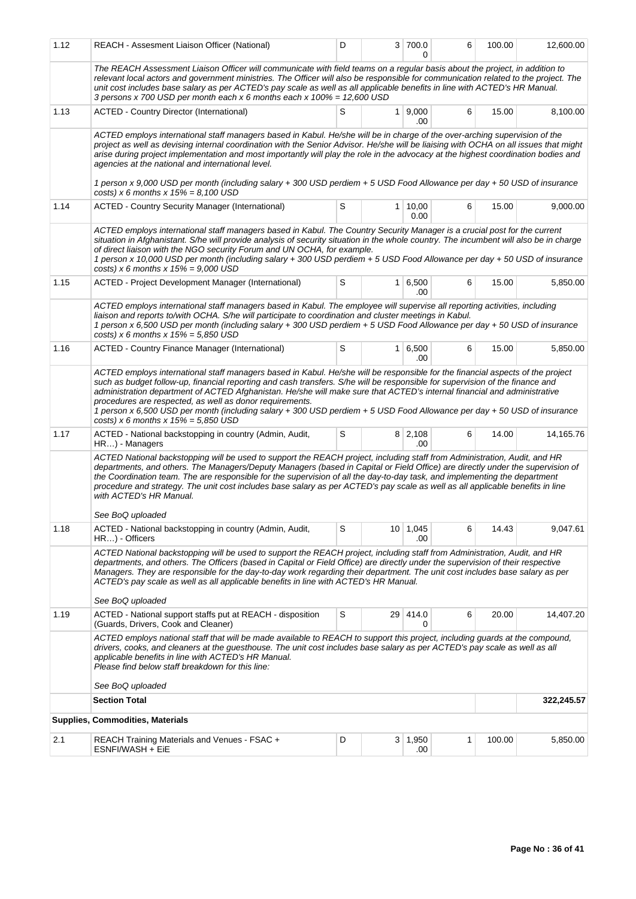| | | | | | | | |
|---|---|---|---|---|---|---|---|
| 1.12 | REACH - Assesment Liaison Officer (National) | D | 3 | 700.00 | 6 | 100.00 | 12,600.00 |
| | The REACH Assessment Liaison Officer will communicate with field teams on a regular basis about the project, in addition to relevant local actors and government ministries. The Officer will also be responsible for communication related to the project. The unit cost includes base salary as per ACTED's pay scale as well as all applicable benefits in line with ACTED's HR Manual.<br>3 persons x 700 USD per month each x 6 months each x 100% = 12,600 USD | | | | | | |
| 1.13 | ACTED - Country Director (International) | S | 1 | 9,000.00 | 6 | 15.00 | 8,100.00 |
| | ACTED employs international staff managers based in Kabul. He/she will be in charge of the over-arching supervision of the project as well as devising internal coordination with the Senior Advisor. He/she will be liaising with OCHA on all issues that might arise during project implementation and most importantly will play the role in the advocacy at the highest coordination bodies and agencies at the national and international level.<br><br>1 person x 9,000 USD per month (including salary + 300 USD perdiem + 5 USD Food Allowance per day + 50 USD of insurance costs) x 6 months x 15% = 8,100 USD | | | | | | |
| 1.14 | ACTED - Country Security Manager (International) | S | 1 | 10,000.00 | 6 | 15.00 | 9,000.00 |
| | ACTED employs international staff managers based in Kabul. The Country Security Manager is a crucial post for the current situation in Afghanistan. S/he will provide analysis of security situation in the whole country. The incumbent will also be in charge of direct liaison with the NGO security Forum and UN OCHA, for example.<br>1 person x 10,000 USD per month (including salary + 300 USD perdiem + 5 USD Food Allowance per day + 50 USD of insurance costs) x 6 months x 15% = 9,000 USD | | | | | | |
| 1.15 | ACTED - Project Development Manager (International) | S | 1 | 6,500.00 | 6 | 15.00 | 5,850.00 |
| | ACTED employs international staff managers based in Kabul. The employee will supervise all reporting activities, including liaison and reports to/with OCHA. S/he will participate to coordination and cluster meetings in Kabul.<br>1 person x 6,500 USD per month (including salary + 300 USD perdiem + 5 USD Food Allowance per day + 50 USD of insurance costs) x 6 months x 15% = 5,850 USD | | | | | | |
| 1.16 | ACTED - Country Finance Manager (International) | S | 1 | 6,500.00 | 6 | 15.00 | 5,850.00 |
| | ACTED employs international staff managers based in Kabul. He/she will be responsible for the financial aspects of the project such as budget follow-up, financial reporting and cash transfers. S/he will be responsible for supervision of the finance and administration department of ACTED Afghanistan. He/she will make sure that ACTED's internal financial and administrative procedures are respected, as well as donor requirements.<br>1 person x 6,500 USD per month (including salary + 300 USD perdiem + 5 USD Food Allowance per day + 50 USD of insurance costs) x 6 months x 15% = 5,850 USD | | | | | | |
| 1.17 | ACTED - National backstopping in country (Admin, Audit, HR…) - Managers | S | 8 | 2,108.00 | 6 | 14.00 | 14,165.76 |
| | ACTED National backstopping will be used to support the REACH project, including staff from Administration, Audit, and HR departments, and others. The Managers/Deputy Managers (based in Capital or Field Office) are directly under the supervision of the Coordination team. The are responsible for the supervision of all the day-to-day task, and implementing the department procedure and strategy. The unit cost includes base salary as per ACTED's pay scale as well as all applicable benefits in line with ACTED's HR Manual.<br><br>See BoQ uploaded | | | | | | |
| 1.18 | ACTED - National backstopping in country (Admin, Audit, HR…) - Officers | S | 10 | 1,045.00 | 6 | 14.43 | 9,047.61 |
| | ACTED National backstopping will be used to support the REACH project, including staff from Administration, Audit, and HR departments, and others. The Officers (based in Capital or Field Office) are directly under the supervision of their respective Managers. They are responsible for the day-to-day work regarding their department. The unit cost includes base salary as per ACTED's pay scale as well as all applicable benefits in line with ACTED's HR Manual.<br><br>See BoQ uploaded | | | | | | |
| 1.19 | ACTED - National support staffs put at REACH - disposition (Guards, Drivers, Cook and Cleaner) | S | 29 | 414.00 | 6 | 20.00 | 14,407.20 |
| | ACTED employs national staff that will be made available to REACH to support this project, including guards at the compound, drivers, cooks, and cleaners at the guesthouse. The unit cost includes base salary as per ACTED's pay scale as well as all applicable benefits in line with ACTED's HR Manual.<br>Please find below staff breakdown for this line:<br><br>See BoQ uploaded | | | | | | |
| | **Section Total** | | | | | | **322,245.57** |
| **Supplies, Commodities, Materials** | | | | | | | |
| 2.1 | REACH Training Materials and Venues - FSAC + ESNFI/WASH + EiE | D | 3 | 1,950.00 | 1 | 100.00 | 5,850.00 |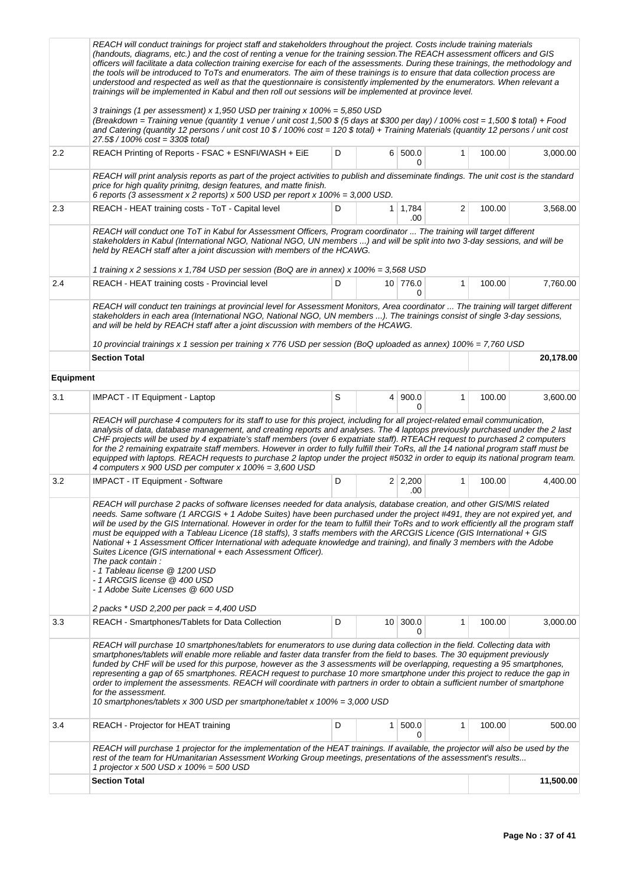| | | | | | | | |
|---|---|---|---|---|---|---|---|
| | REACH will conduct trainings for project staff and stakeholders throughout the project. Costs include training materials (handouts, diagrams, etc.) and the cost of renting a venue for the training session.The REACH assessment officers and GIS officers will facilitate a data collection training exercise for each of the assessments. During these trainings, the methodology and the tools will be introduced to ToTs and enumerators. The aim of these trainings is to ensure that data collection process are understood and respected as well as that the questionnaire is consistently implemented by the enumerators. When relevant a trainings will be implemented in Kabul and then roll out sessions will be implemented at province level.<br><br>3 trainings (1 per assessment) x 1,950 USD per training x 100% = 5,850 USD<br>(Breakdown = Training venue (quantity 1 venue / unit cost 1,500 $ (5 days at $300 per day) / 100% cost = 1,500 $ total) + Food and Catering (quantity 12 persons / unit cost 10 $ / 100% cost = 120 $ total) + Training Materials (quantity 12 persons / unit cost 27.5$ / 100% cost = 330$ total) | | | | | | |
| 2.2 | REACH Printing of Reports - FSAC + ESNFI/WASH + EiE | D | 6 | 500.00 | 1 | 100.00 | 3,000.00 |
| | REACH will print analysis reports as part of the project activities to publish and disseminate findings. The unit cost is the standard price for high quality prinitng, design features, and matte finish.<br>6 reports (3 assessment x 2 reports) x 500 USD per report x 100% = 3,000 USD. | | | | | | |
| 2.3 | REACH - HEAT training costs - ToT - Capital level | D | 1 | 1,784.00 | 2 | 100.00 | 3,568.00 |
| | REACH will conduct one ToT in Kabul for Assessment Officers, Program coordinator ... The training will target different stakeholders in Kabul (International NGO, National NGO, UN members ...) and will be split into two 3-day sessions, and will be held by REACH staff after a joint discussion with members of the HCAWG.<br><br>1 training x 2 sessions x 1,784 USD per session (BoQ are in annex) x 100% = 3,568 USD | | | | | | |
| 2.4 | REACH - HEAT training costs - Provincial level | D | 10 | 776.00 | 1 | 100.00 | 7,760.00 |
| | REACH will conduct ten trainings at provincial level for Assessment Monitors, Area coordinator ... The training will target different stakeholders in each area (International NGO, National NGO, UN members ...). The trainings consist of single 3-day sessions, and will be held by REACH staff after a joint discussion with members of the HCAWG.<br><br>10 provincial trainings x 1 session per training x 776 USD per session (BoQ uploaded as annex) 100% = 7,760 USD | | | | | | |
| | **Section Total** | | | | | | **20,178.00** |
| **Equipment** | | | | | | | |
| 3.1 | IMPACT - IT Equipment - Laptop | S | 4 | 900.00 | 1 | 100.00 | 3,600.00 |
| | REACH will purchase 4 computers for its staff to use for this project, including for all project-related email communication, analysis of data, database management, and creating reports and analyses. The 4 laptops previously purchased under the 2 last CHF projects will be used by 4 expatriate's staff members (over 6 expatriate staff). RTEACH request to purchased 2 computers for the 2 remaining expatraite staff members. However in order to fully fulfill their ToRs, all the 14 national program staff must be equipped with laptops. REACH requests to purchase 2 laptop under the project #5032 in order to equip its national program team.<br>4 computers x 900 USD per computer x 100% = 3,600 USD | | | | | | |
| 3.2 | IMPACT - IT Equipment - Software | D | 2 | 2,200.00 | 1 | 100.00 | 4,400.00 |
| | REACH will purchase 2 packs of software licenses needed for data analysis, database creation, and other GIS/MIS related needs. Same software (1 ARCGIS + 1 Adobe Suites) have been purchased under the project #491, they are not expired yet, and will be used by the GIS International. However in order for the team to fulfill their ToRs and to work efficiently all the program staff must be equipped with a Tableau Licence (18 staffs), 3 staffs members with the ARCGIS Licence (GIS International + GIS National + 1 Assessment Officer International with adequate knowledge and training), and finally 3 members with the Adobe Suites Licence (GIS international + each Assessment Officer).<br>The pack contain :<br>- 1 Tableau license @ 1200 USD<br>- 1 ARCGIS license @ 400 USD<br>- 1 Adobe Suite Licenses @ 600 USD<br><br>2 packs * USD 2,200 per pack = 4,400 USD | | | | | | |
| 3.3 | REACH - Smartphones/Tablets for Data Collection | D | 10 | 300.00 | 1 | 100.00 | 3,000.00 |
| | REACH will purchase 10 smartphones/tablets for enumerators to use during data collection in the field. Collecting data with smartphones/tablets will enable more reliable and faster data transfer from the field to bases. The 30 equipment previously funded by CHF will be used for this purpose, however as the 3 assessments will be overlapping, requesting a 95 smartphones, representing a gap of 65 smartphones. REACH request to purchase 10 more smartphone under this project to reduce the gap in order to implement the assessments. REACH will coordinate with partners in order to obtain a sufficient number of smartphone for the assessment.<br>10 smartphones/tablets x 300 USD per smartphone/tablet x 100% = 3,000 USD | | | | | | |
| 3.4 | REACH - Projector for HEAT training | D | 1 | 500.00 | 1 | 100.00 | 500.00 |
| | REACH will purchase 1 projector for the implementation of the HEAT trainings. If available, the projector will also be used by the rest of the team for HUmanitarian Assessment Working Group meetings, presentations of the assessment's results...<br>1 projector x 500 USD x 100% = 500 USD | | | | | | |
| | **Section Total** | | | | | | **11,500.00** |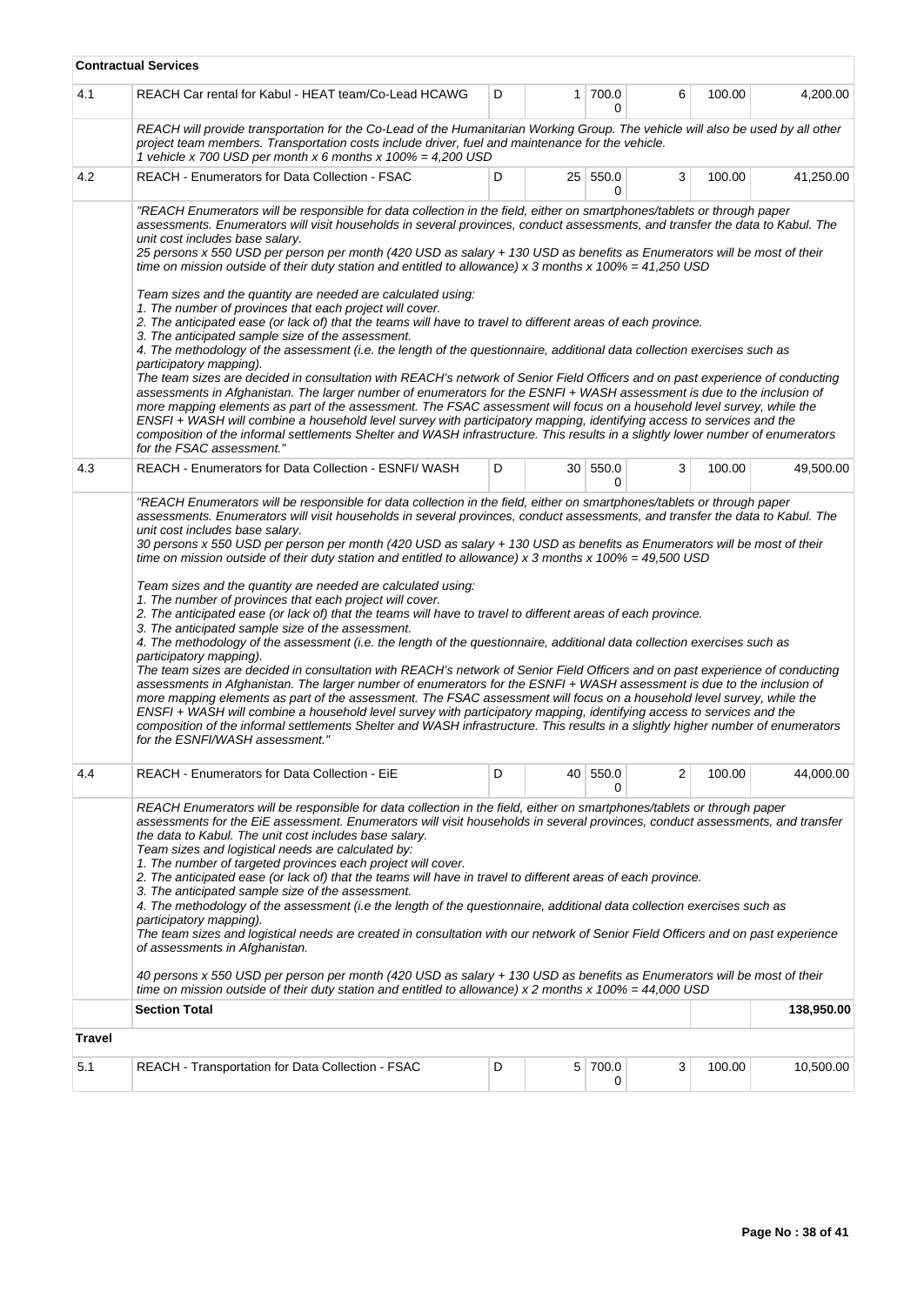| | Contractual Services | | | | | | |
|---|---|---|---|---|---|---|---|
| 4.1 | REACH Car rental for Kabul - HEAT team/Co-Lead HCAWG | D | 1 | 700.00 | 6 | 100.00 | 4,200.00 |
| | *REACH will provide transportation for the Co-Lead of the Humanitarian Working Group. The vehicle will also be used by all other project team members. Transportation costs include driver, fuel and maintenance for the vehicle.*<br>*1 vehicle x 700 USD per month x 6 months x 100% = 4,200 USD* | | | | | | |
| 4.2 | REACH - Enumerators for Data Collection - FSAC | D | 25 | 550.00 | 3 | 100.00 | 41,250.00 |
| | *"REACH Enumerators will be responsible for data collection in the field, either on smartphones/tablets or through paper assessments. Enumerators will visit households in several provinces, conduct assessments, and transfer the data to Kabul. The unit cost includes base salary.*<br>*25 persons x 550 USD per person per month (420 USD as salary + 130 USD as benefits as Enumerators will be most of their time on mission outside of their duty station and entitled to allowance) x 3 months x 100% = 41,250 USD*<br><br>*Team sizes and the quantity are needed are calculated using:*<br>*1. The number of provinces that each project will cover.*<br>*2. The anticipated ease (or lack of) that the teams will have to travel to different areas of each province.*<br>*3. The anticipated sample size of the assessment.*<br>*4. The methodology of the assessment (i.e. the length of the questionnaire, additional data collection exercises such as participatory mapping).*<br>*The team sizes are decided in consultation with REACH's network of Senior Field Officers and on past experience of conducting assessments in Afghanistan. The larger number of enumerators for the ESNFI + WASH assessment is due to the inclusion of more mapping elements as part of the assessment. The FSAC assessment will focus on a household level survey, while the ENSFI + WASH will combine a household level survey with participatory mapping, identifying access to services and the composition of the informal settlements Shelter and WASH infrastructure. This results in a slightly lower number of enumerators for the FSAC assessment."* | | | | | | |
| 4.3 | REACH - Enumerators for Data Collection - ESNFI/ WASH | D | 30 | 550.00 | 3 | 100.00 | 49,500.00 |
| | *"REACH Enumerators will be responsible for data collection in the field, either on smartphones/tablets or through paper assessments. Enumerators will visit households in several provinces, conduct assessments, and transfer the data to Kabul. The unit cost includes base salary.*<br>*30 persons x 550 USD per person per month (420 USD as salary + 130 USD as benefits as Enumerators will be most of their time on mission outside of their duty station and entitled to allowance) x 3 months x 100% = 49,500 USD*<br><br>*Team sizes and the quantity are needed are calculated using:*<br>*1. The number of provinces that each project will cover.*<br>*2. The anticipated ease (or lack of) that the teams will have to travel to different areas of each province.*<br>*3. The anticipated sample size of the assessment.*<br>*4. The methodology of the assessment (i.e. the length of the questionnaire, additional data collection exercises such as participatory mapping).*<br>*The team sizes are decided in consultation with REACH's network of Senior Field Officers and on past experience of conducting assessments in Afghanistan. The larger number of enumerators for the ESNFI + WASH assessment is due to the inclusion of more mapping elements as part of the assessment. The FSAC assessment will focus on a household level survey, while the ENSFI + WASH will combine a household level survey with participatory mapping, identifying access to services and the composition of the informal settlements Shelter and WASH infrastructure. This results in a slightly higher number of enumerators for the ESNFI/WASH assessment."* | | | | | | |
| 4.4 | REACH - Enumerators for Data Collection - EiE | D | 40 | 550.00 | 2 | 100.00 | 44,000.00 |
| | *REACH Enumerators will be responsible for data collection in the field, either on smartphones/tablets or through paper assessments for the EiE assessment. Enumerators will visit households in several provinces, conduct assessments, and transfer the data to Kabul. The unit cost includes base salary.*<br>*Team sizes and logistical needs are calculated by:*<br>*1. The number of targeted provinces each project will cover.*<br>*2. The anticipated ease (or lack of) that the teams will have in travel to different areas of each province.*<br>*3. The anticipated sample size of the assessment.*<br>*4. The methodology of the assessment (i.e the length of the questionnaire, additional data collection exercises such as participatory mapping).*<br>*The team sizes and logistical needs are created in consultation with our network of Senior Field Officers and on past experience of assessments in Afghanistan.*<br><br>*40 persons x 550 USD per person per month (420 USD as salary + 130 USD as benefits as Enumerators will be most of their time on mission outside of their duty station and entitled to allowance) x 2 months x 100% = 44,000 USD* | | | | | | |
| | **Section Total** | | | | | | **138,950.00** |
| **Travel** | | | | | | | |
| 5.1 | REACH - Transportation for Data Collection - FSAC | D | 5 | 700.00 | 3 | 100.00 | 10,500.00 |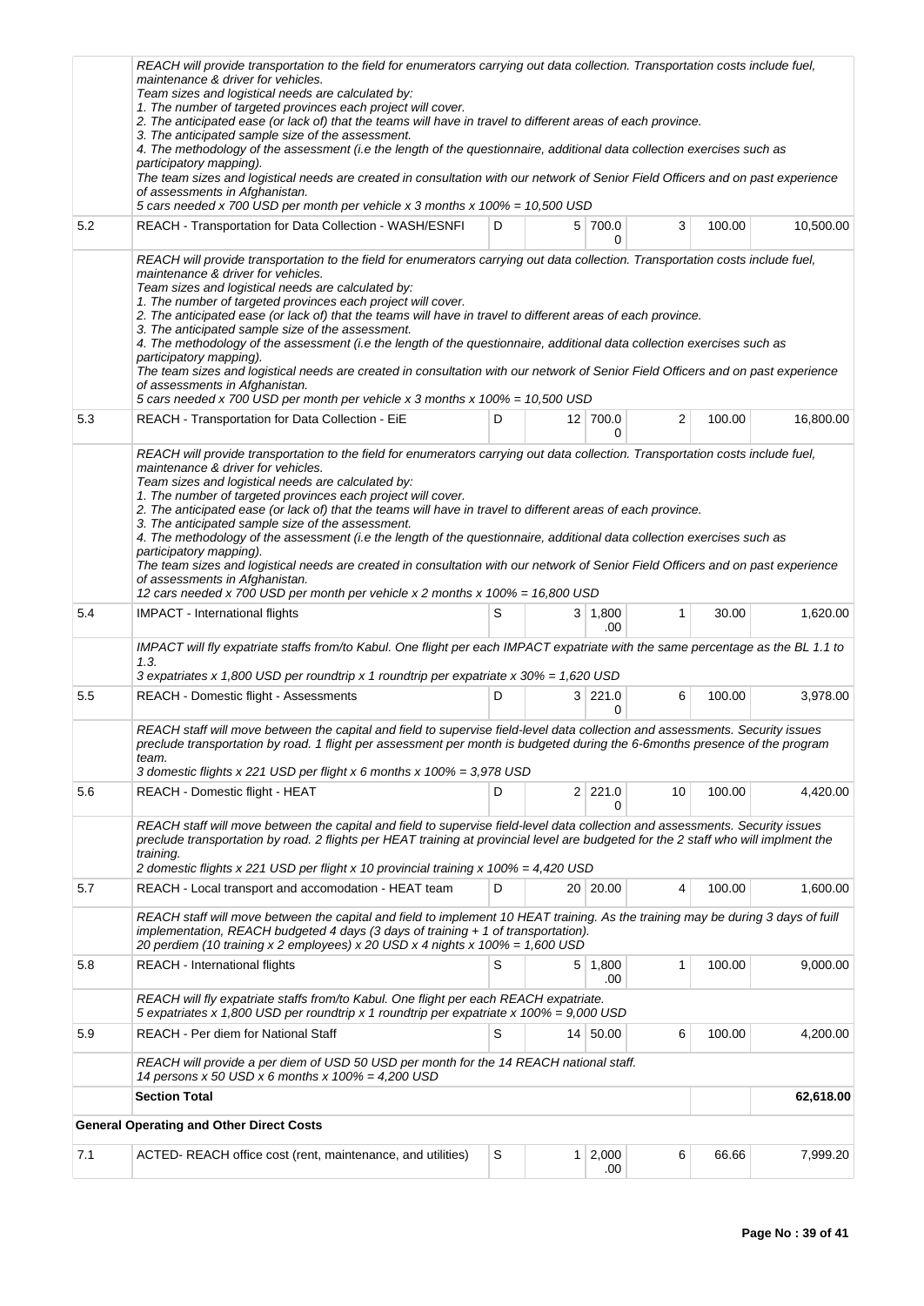| | | | | | | | |
|---|---|---|---|---|---|---|---|
| | *REACH will provide transportation to the field for enumerators carrying out data collection. Transportation costs include fuel, maintenance & driver for vehicles.*<br>*Team sizes and logistical needs are calculated by:*<br>*1. The number of targeted provinces each project will cover.*<br>*2. The anticipated ease (or lack of) that the teams will have in travel to different areas of each province.*<br>*3. The anticipated sample size of the assessment.*<br>*4. The methodology of the assessment (i.e the length of the questionnaire, additional data collection exercises such as participatory mapping).*<br>*The team sizes and logistical needs are created in consultation with our network of Senior Field Officers and on past experience of assessments in Afghanistan.*<br>*5 cars needed x 700 USD per month per vehicle x 3 months x 100% = 10,500 USD* | | | | | | |
| 5.2 | REACH - Transportation for Data Collection - WASH/ESNFI | D | 5 | 700.00 | 3 | 100.00 | 10,500.00 |
| | *REACH will provide transportation to the field for enumerators carrying out data collection. Transportation costs include fuel, maintenance & driver for vehicles.*<br>*Team sizes and logistical needs are calculated by:*<br>*1. The number of targeted provinces each project will cover.*<br>*2. The anticipated ease (or lack of) that the teams will have in travel to different areas of each province.*<br>*3. The anticipated sample size of the assessment.*<br>*4. The methodology of the assessment (i.e the length of the questionnaire, additional data collection exercises such as participatory mapping).*<br>*The team sizes and logistical needs are created in consultation with our network of Senior Field Officers and on past experience of assessments in Afghanistan.*<br>*5 cars needed x 700 USD per month per vehicle x 3 months x 100% = 10,500 USD* | | | | | | |
| 5.3 | REACH - Transportation for Data Collection - EiE | D | 12 | 700.00 | 2 | 100.00 | 16,800.00 |
| | *REACH will provide transportation to the field for enumerators carrying out data collection. Transportation costs include fuel, maintenance & driver for vehicles.*<br>*Team sizes and logistical needs are calculated by:*<br>*1. The number of targeted provinces each project will cover.*<br>*2. The anticipated ease (or lack of) that the teams will have in travel to different areas of each province.*<br>*3. The anticipated sample size of the assessment.*<br>*4. The methodology of the assessment (i.e the length of the questionnaire, additional data collection exercises such as participatory mapping).*<br>*The team sizes and logistical needs are created in consultation with our network of Senior Field Officers and on past experience of assessments in Afghanistan.*<br>*12 cars needed x 700 USD per month per vehicle x 2 months x 100% = 16,800 USD* | | | | | | |
| 5.4 | IMPACT - International flights | S | 3 | 1,800.00 | 1 | 30.00 | 1,620.00 |
| | *IMPACT will fly expatriate staffs from/to Kabul. One flight per each IMPACT expatriate with the same percentage as the BL 1.1 to 1.3.*<br>*3 expatriates x 1,800 USD per roundtrip x 1 roundtrip per expatriate x 30% = 1,620 USD* | | | | | | |
| 5.5 | REACH - Domestic flight - Assessments | D | 3 | 221.00 | 6 | 100.00 | 3,978.00 |
| | *REACH staff will move between the capital and field to supervise field-level data collection and assessments. Security issues preclude transportation by road. 1 flight per assessment per month is budgeted during the 6-6months presence of the program team.*<br>*3 domestic flights x 221 USD per flight x 6 months x 100% = 3,978 USD* | | | | | | |
| 5.6 | REACH - Domestic flight - HEAT | D | 2 | 221.00 | 10 | 100.00 | 4,420.00 |
| | *REACH staff will move between the capital and field to supervise field-level data collection and assessments. Security issues preclude transportation by road. 2 flights per HEAT training at provincial level are budgeted for the 2 staff who will implment the training.*<br>*2 domestic flights x 221 USD per flight x 10 provincial training x 100% = 4,420 USD* | | | | | | |
| 5.7 | REACH - Local transport and accomodation - HEAT team | D | 20 | 20.00 | 4 | 100.00 | 1,600.00 |
| | *REACH staff will move between the capital and field to implement 10 HEAT training. As the training may be during 3 days of fuill implementation, REACH budgeted 4 days (3 days of training + 1 of transportation).*<br>*20 perdiem (10 training x 2 employees) x 20 USD x 4 nights x 100% = 1,600 USD* | | | | | | |
| 5.8 | REACH - International flights | S | 5 | 1,800.00 | 1 | 100.00 | 9,000.00 |
| | *REACH will fly expatriate staffs from/to Kabul. One flight per each REACH expatriate.*<br>*5 expatriates x 1,800 USD per roundtrip x 1 roundtrip per expatriate x 100% = 9,000 USD* | | | | | | |
| 5.9 | REACH - Per diem for National Staff | S | 14 | 50.00 | 6 | 100.00 | 4,200.00 |
| | *REACH will provide a per diem of USD 50 USD per month for the 14 REACH national staff.*<br>*14 persons x 50 USD x 6 months x 100% = 4,200 USD* | | | | | | |
| | **Section Total** | | | | | | **62,618.00** |
| | **General Operating and Other Direct Costs** | | | | | | |
| 7.1 | ACTED- REACH office cost (rent, maintenance, and utilities) | S | 1 | 2,000.00 | 6 | 66.66 | 7,999.20 |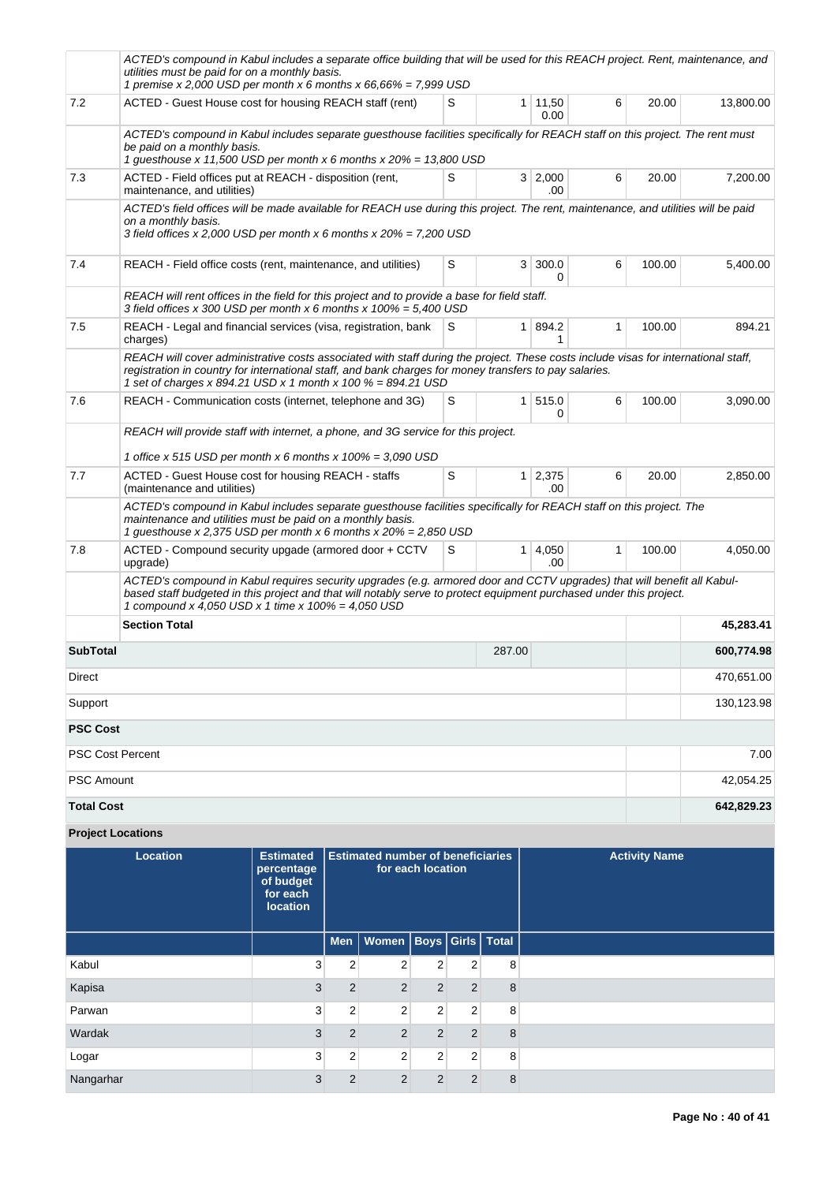| | | | | | | | |
|---|---|---|---|---|---|---|---|
| | *ACTED's compound in Kabul includes a separate office building that will be used for this REACH project. Rent, maintenance, and utilities must be paid for on a monthly basis.*<br>*1 premise x 2,000 USD per month x 6 months x 66,66% = 7,999 USD* | | | | | | |
| 7.2 | ACTED - Guest House cost for housing REACH staff (rent) | S | 1 | 11,500.00 | 6 | 20.00 | 13,800.00 |
| | *ACTED's compound in Kabul includes separate guesthouse facilities specifically for REACH staff on this project. The rent must be paid on a monthly basis.*<br>*1 guesthouse x 11,500 USD per month x 6 months x 20% = 13,800 USD* | | | | | | |
| 7.3 | ACTED - Field offices put at REACH - disposition (rent, maintenance, and utilities) | S | 3 | 2,000.00 | 6 | 20.00 | 7,200.00 |
| | *ACTED's field offices will be made available for REACH use during this project. The rent, maintenance, and utilities will be paid on a monthly basis.*<br>*3 field offices x 2,000 USD per month x 6 months x 20% = 7,200 USD* | | | | | | |
| 7.4 | REACH - Field office costs (rent, maintenance, and utilities) | S | 3 | 300.00 | 6 | 100.00 | 5,400.00 |
| | *REACH will rent offices in the field for this project and to provide a base for field staff.*<br>*3 field offices x 300 USD per month x 6 months x 100% = 5,400 USD* | | | | | | |
| 7.5 | REACH - Legal and financial services (visa, registration, bank charges) | S | 1 | 894.21 | 1 | 100.00 | 894.21 |
| | *REACH will cover administrative costs associated with staff during the project. These costs include visas for international staff, registration in country for international staff, and bank charges for money transfers to pay salaries.*<br>*1 set of charges x 894.21 USD x 1 month x 100 % = 894.21 USD* | | | | | | |
| 7.6 | REACH - Communication costs (internet, telephone and 3G) | S | 1 | 515.00 | 6 | 100.00 | 3,090.00 |
| | *REACH will provide staff with internet, a phone, and 3G service for this project.*<br><br>*1 office x 515 USD per month x 6 months x 100% = 3,090 USD* | | | | | | |
| 7.7 | ACTED - Guest House cost for housing REACH - staffs (maintenance and utilities) | S | 1 | 2,375.00 | 6 | 20.00 | 2,850.00 |
| | *ACTED's compound in Kabul includes separate guesthouse facilities specifically for REACH staff on this project. The maintenance and utilities must be paid on a monthly basis.*<br>*1 guesthouse x 2,375 USD per month x 6 months x 20% = 2,850 USD* | | | | | | |
| 7.8 | ACTED - Compound security upgade (armored door + CCTV upgrade) | S | 1 | 4,050.00 | 1 | 100.00 | 4,050.00 |
| | *ACTED's compound in Kabul requires security upgrades (e.g. armored door and CCTV upgrades) that will benefit all Kabul-based staff budgeted in this project and that will notably serve to protect equipment purchased under this project.*<br>*1 compound x 4,050 USD x 1 time x 100% = 4,050 USD* | | | | | | |
| | **Section Total** | | | | | | **45,283.41** |
| **SubTotal** | | | 287.00 | | | | **600,774.98** |
| Direct | | | | | | | 470,651.00 |
| Support | | | | | | | 130,123.98 |
| **PSC Cost** | | | | | | | |
| PSC Cost Percent | | | | | | | 7.00 |
| PSC Amount | | | | | | | 42,054.25 |
| **Total Cost** | | | | | | | **642,829.23** |

**Project Locations**

| Location | Estimated percentage of budget for each location | Estimated number of beneficiaries for each location | | | | | Activity Name |
|---|---|---|---|---|---|---|---|
| | | Men | Women | Boys | Girls | Total | |
| Kabul | 3 | 2 | 2 | 2 | 2 | 8 | |
| Kapisa | 3 | 2 | 2 | 2 | 2 | 8 | |
| Parwan | 3 | 2 | 2 | 2 | 2 | 8 | |
| Wardak | 3 | 2 | 2 | 2 | 2 | 8 | |
| Logar | 3 | 2 | 2 | 2 | 2 | 8 | |
| Nangarhar | 3 | 2 | 2 | 2 | 2 | 8 | |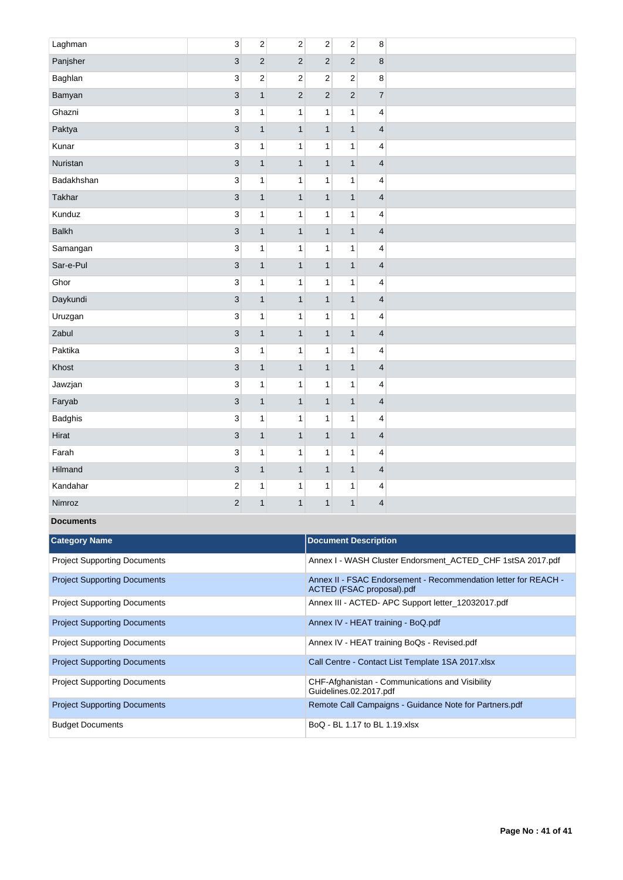| | | | | | | | |
|---|---|---|---|---|---|---|---|
| Laghman | 3 | 2 | 2 | 2 | 2 | 8 | |
| Panjsher | 3 | 2 | 2 | 2 | 2 | 8 | |
| Baghlan | 3 | 2 | 2 | 2 | 2 | 8 | |
| Bamyan | 3 | 1 | 2 | 2 | 2 | 7 | |
| Ghazni | 3 | 1 | 1 | 1 | 1 | 4 | |
| Paktya | 3 | 1 | 1 | 1 | 1 | 4 | |
| Kunar | 3 | 1 | 1 | 1 | 1 | 4 | |
| Nuristan | 3 | 1 | 1 | 1 | 1 | 4 | |
| Badakhshan | 3 | 1 | 1 | 1 | 1 | 4 | |
| Takhar | 3 | 1 | 1 | 1 | 1 | 4 | |
| Kunduz | 3 | 1 | 1 | 1 | 1 | 4 | |
| Balkh | 3 | 1 | 1 | 1 | 1 | 4 | |
| Samangan | 3 | 1 | 1 | 1 | 1 | 4 | |
| Sar-e-Pul | 3 | 1 | 1 | 1 | 1 | 4 | |
| Ghor | 3 | 1 | 1 | 1 | 1 | 4 | |
| Daykundi | 3 | 1 | 1 | 1 | 1 | 4 | |
| Uruzgan | 3 | 1 | 1 | 1 | 1 | 4 | |
| Zabul | 3 | 1 | 1 | 1 | 1 | 4 | |
| Paktika | 3 | 1 | 1 | 1 | 1 | 4 | |
| Khost | 3 | 1 | 1 | 1 | 1 | 4 | |
| Jawzjan | 3 | 1 | 1 | 1 | 1 | 4 | |
| Faryab | 3 | 1 | 1 | 1 | 1 | 4 | |
| Badghis | 3 | 1 | 1 | 1 | 1 | 4 | |
| Hirat | 3 | 1 | 1 | 1 | 1 | 4 | |
| Farah | 3 | 1 | 1 | 1 | 1 | 4 | |
| Hilmand | 3 | 1 | 1 | 1 | 1 | 4 | |
| Kandahar | 2 | 1 | 1 | 1 | 1 | 4 | |
| Nimroz | 2 | 1 | 1 | 1 | 1 | 4 | |

**Documents**

| Category Name | Document Description |
|---|---|
| Project Supporting Documents | Annex I - WASH Cluster Endorsment_ACTED_CHF 1stSA 2017.pdf |
| Project Supporting Documents | Annex II - FSAC Endorsement - Recommendation letter for REACH - ACTED (FSAC proposal).pdf |
| Project Supporting Documents | Annex III - ACTED- APC Support letter_12032017.pdf |
| Project Supporting Documents | Annex IV - HEAT training - BoQ.pdf |
| Project Supporting Documents | Annex IV - HEAT training BoQs - Revised.pdf |
| Project Supporting Documents | Call Centre - Contact List Template 1SA 2017.xlsx |
| Project Supporting Documents | CHF-Afghanistan - Communications and Visibility Guidelines.02.2017.pdf |
| Project Supporting Documents | Remote Call Campaigns - Guidance Note for Partners.pdf |
| Budget Documents | BoQ - BL 1.17 to BL 1.19.xlsx |